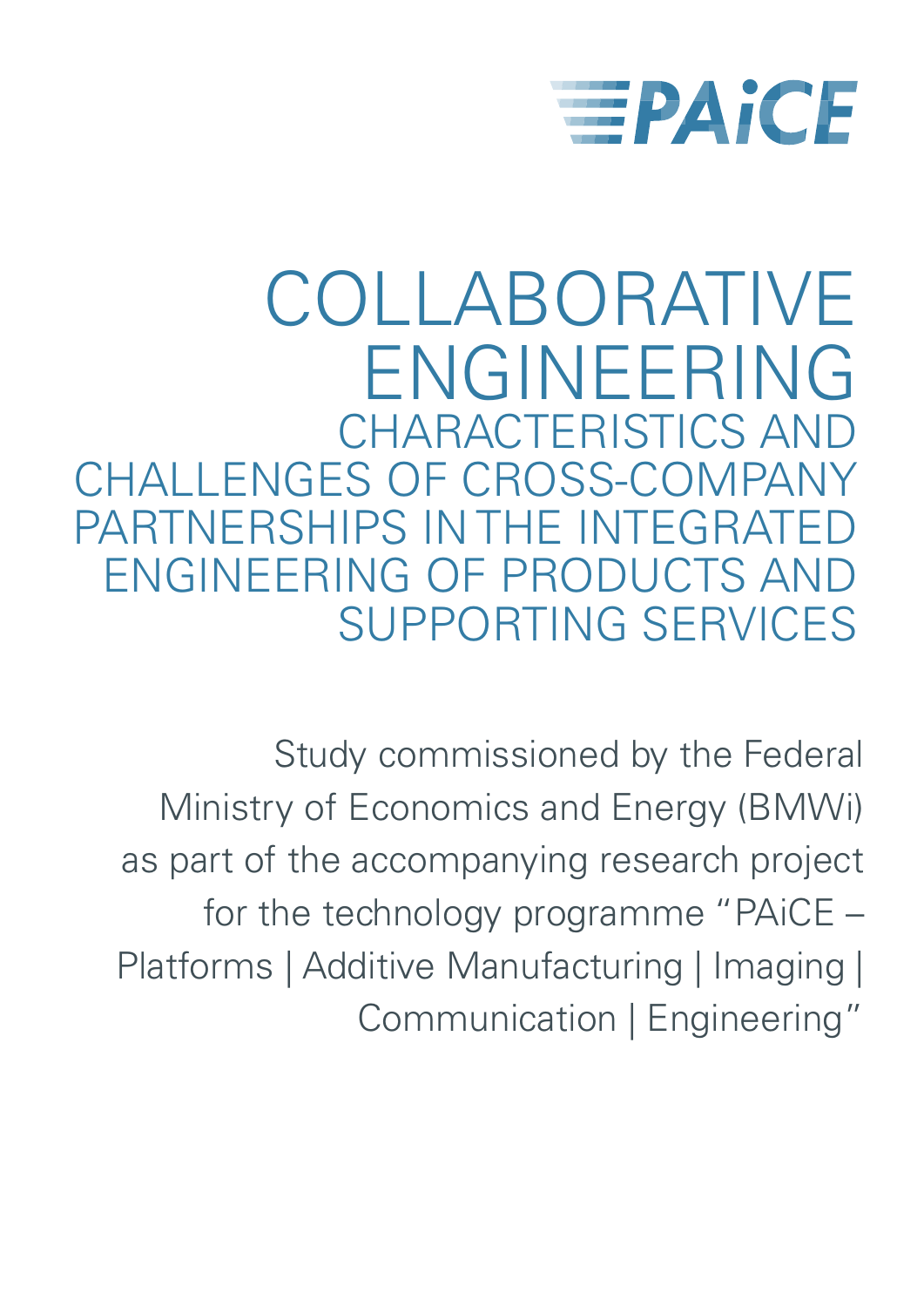PAiCE

# COLLABORATIVE ENGINEERING

## CHARACTERISTICS AND CHALLENGES OF CROSS-COMPANY PARTNERSHIPS IN THE INTEGRATED ENGINEERING OF PRODUCTS AND SUPPORTING SERVICES

Study commissioned by the Federal Ministry of Economics and Energy (BMWi) as part of the accompanying research project for the technology programme "PAiCE – Platforms | Additive Manufacturing | Imaging | Communication | Engineering"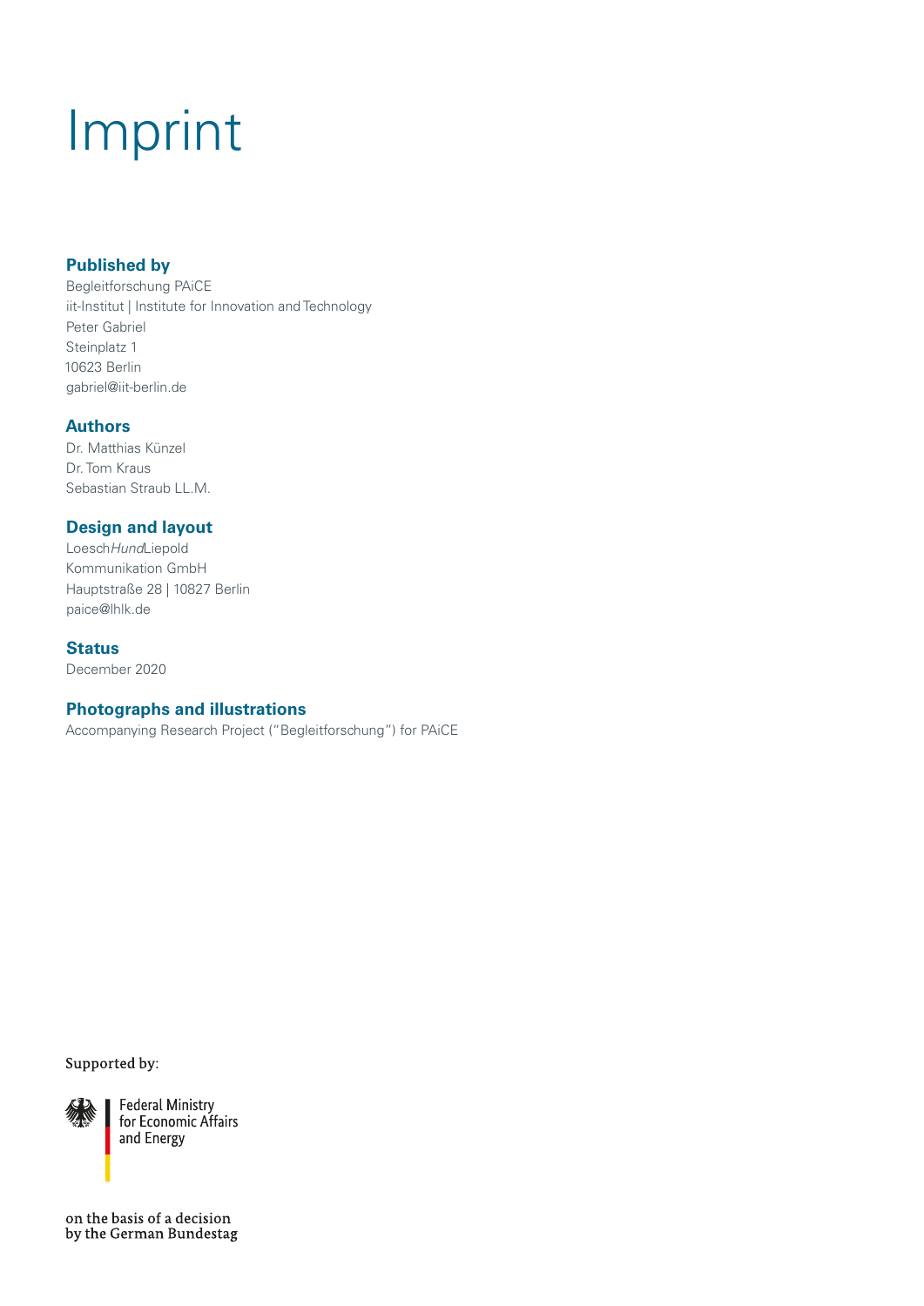# Imprint

## Published by

Begleitforschung PAiCE
iit-Institut | Institute for Innovation and Technology
Peter Gabriel
Steinplatz 1
10623 Berlin
gabriel@iit-berlin.de

## Authors

Dr. Matthias Künzel
Dr. Tom Kraus
Sebastian Straub LL.M.

## Design and layout

Loesch*Hund*Liepold
Kommunikation GmbH
Hauptstraße 28 | 10827 Berlin
paice@lhlk.de

## Status

December 2020

## Photographs and illustrations

Accompanying Research Project ("Begleitforschung") for PAiCE

Supported by:

Federal Ministry
for Economic Affairs
and Energy

on the basis of a decision
by the German Bundestag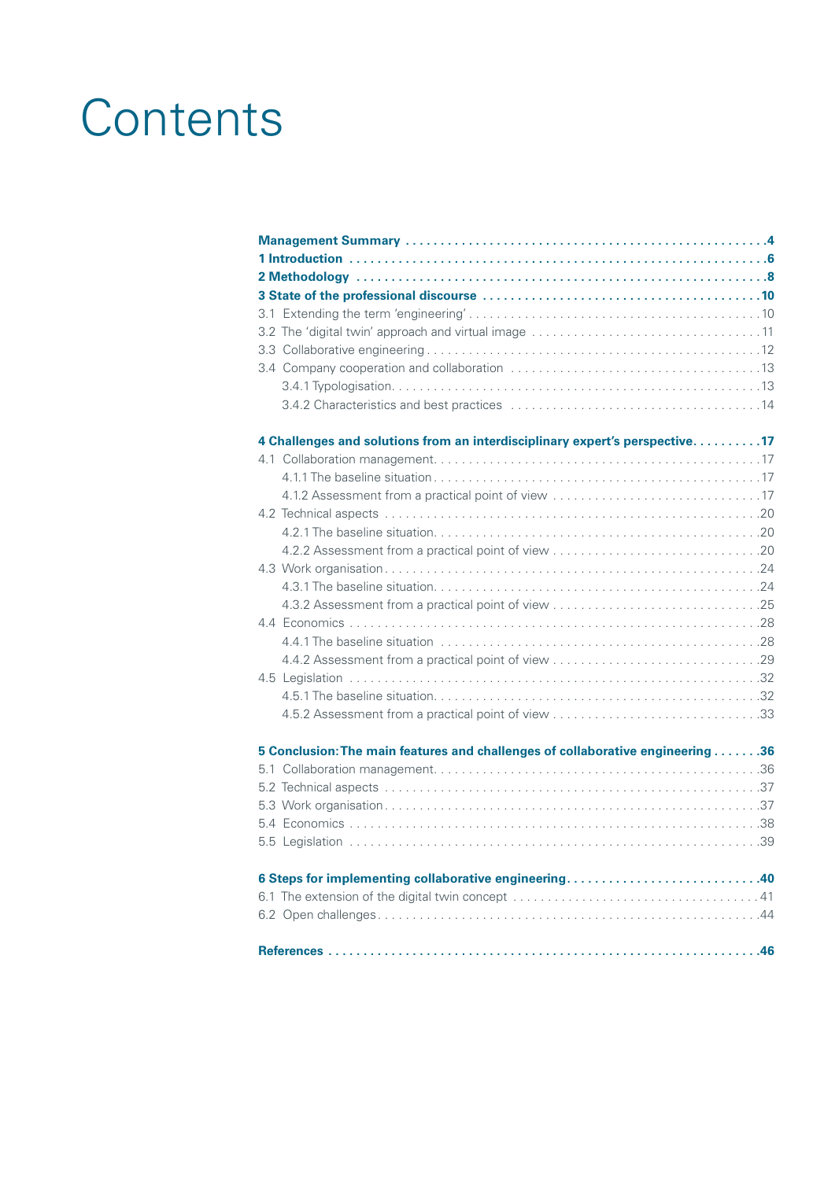# Contents

**Management Summary** .... **4**

**1 Introduction** .... **6**

**2 Methodology** .... **8**

**3 State of the professional discourse** .... **10**

3.1 Extending the term 'engineering' .... 10

3.2 The 'digital twin' approach and virtual image .... 11

3.3 Collaborative engineering .... 12

3.4 Company cooperation and collaboration .... 13

- 3.4.1 Typologisation .... 13
- 3.4.2 Characteristics and best practices .... 14

**4 Challenges and solutions from an interdisciplinary expert's perspective** .... **17**

4.1 Collaboration management .... 17

- 4.1.1 The baseline situation .... 17
- 4.1.2 Assessment from a practical point of view .... 17

4.2 Technical aspects .... 20

- 4.2.1 The baseline situation .... 20
- 4.2.2 Assessment from a practical point of view .... 20

4.3 Work organisation .... 24

- 4.3.1 The baseline situation .... 24
- 4.3.2 Assessment from a practical point of view .... 25

4.4 Economics .... 28

- 4.4.1 The baseline situation .... 28
- 4.4.2 Assessment from a practical point of view .... 29

4.5 Legislation .... 32

- 4.5.1 The baseline situation .... 32
- 4.5.2 Assessment from a practical point of view .... 33

**5 Conclusion: The main features and challenges of collaborative engineering** .... **36**

5.1 Collaboration management .... 36

5.2 Technical aspects .... 37

5.3 Work organisation .... 37

5.4 Economics .... 38

5.5 Legislation .... 39

**6 Steps for implementing collaborative engineering** .... **40**

6.1 The extension of the digital twin concept .... 41

6.2 Open challenges .... 44

**References** .... **46**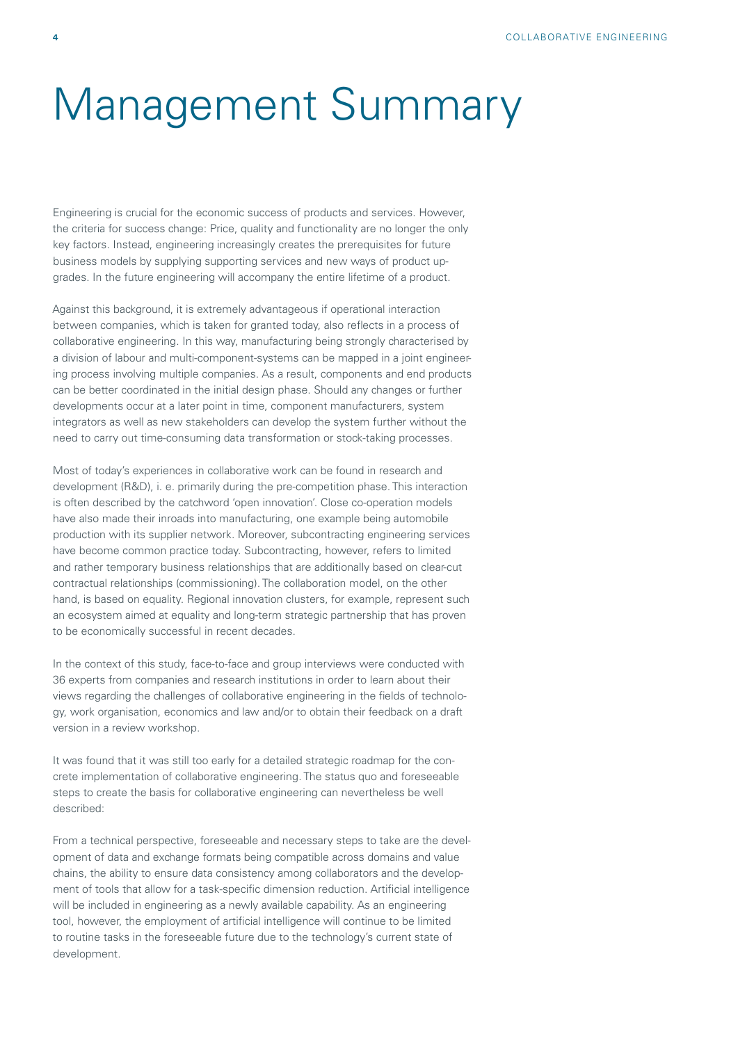# Management Summary

Engineering is crucial for the economic success of products and services. However, the criteria for success change: Price, quality and functionality are no longer the only key factors. Instead, engineering increasingly creates the prerequisites for future business models by supplying supporting services and new ways of product upgrades. In the future engineering will accompany the entire lifetime of a product.

Against this background, it is extremely advantageous if operational interaction between companies, which is taken for granted today, also reflects in a process of collaborative engineering. In this way, manufacturing being strongly characterised by a division of labour and multi-component-systems can be mapped in a joint engineering process involving multiple companies. As a result, components and end products can be better coordinated in the initial design phase. Should any changes or further developments occur at a later point in time, component manufacturers, system integrators as well as new stakeholders can develop the system further without the need to carry out time-consuming data transformation or stock-taking processes.

Most of today's experiences in collaborative work can be found in research and development (R&D), i. e. primarily during the pre-competition phase. This interaction is often described by the catchword 'open innovation'. Close co-operation models have also made their inroads into manufacturing, one example being automobile production with its supplier network. Moreover, subcontracting engineering services have become common practice today. Subcontracting, however, refers to limited and rather temporary business relationships that are additionally based on clear-cut contractual relationships (commissioning). The collaboration model, on the other hand, is based on equality. Regional innovation clusters, for example, represent such an ecosystem aimed at equality and long-term strategic partnership that has proven to be economically successful in recent decades.

In the context of this study, face-to-face and group interviews were conducted with 36 experts from companies and research institutions in order to learn about their views regarding the challenges of collaborative engineering in the fields of technology, work organisation, economics and law and/or to obtain their feedback on a draft version in a review workshop.

It was found that it was still too early for a detailed strategic roadmap for the concrete implementation of collaborative engineering. The status quo and foreseeable steps to create the basis for collaborative engineering can nevertheless be well described:

From a technical perspective, foreseeable and necessary steps to take are the development of data and exchange formats being compatible across domains and value chains, the ability to ensure data consistency among collaborators and the development of tools that allow for a task-specific dimension reduction. Artificial intelligence will be included in engineering as a newly available capability. As an engineering tool, however, the employment of artificial intelligence will continue to be limited to routine tasks in the foreseeable future due to the technology's current state of development.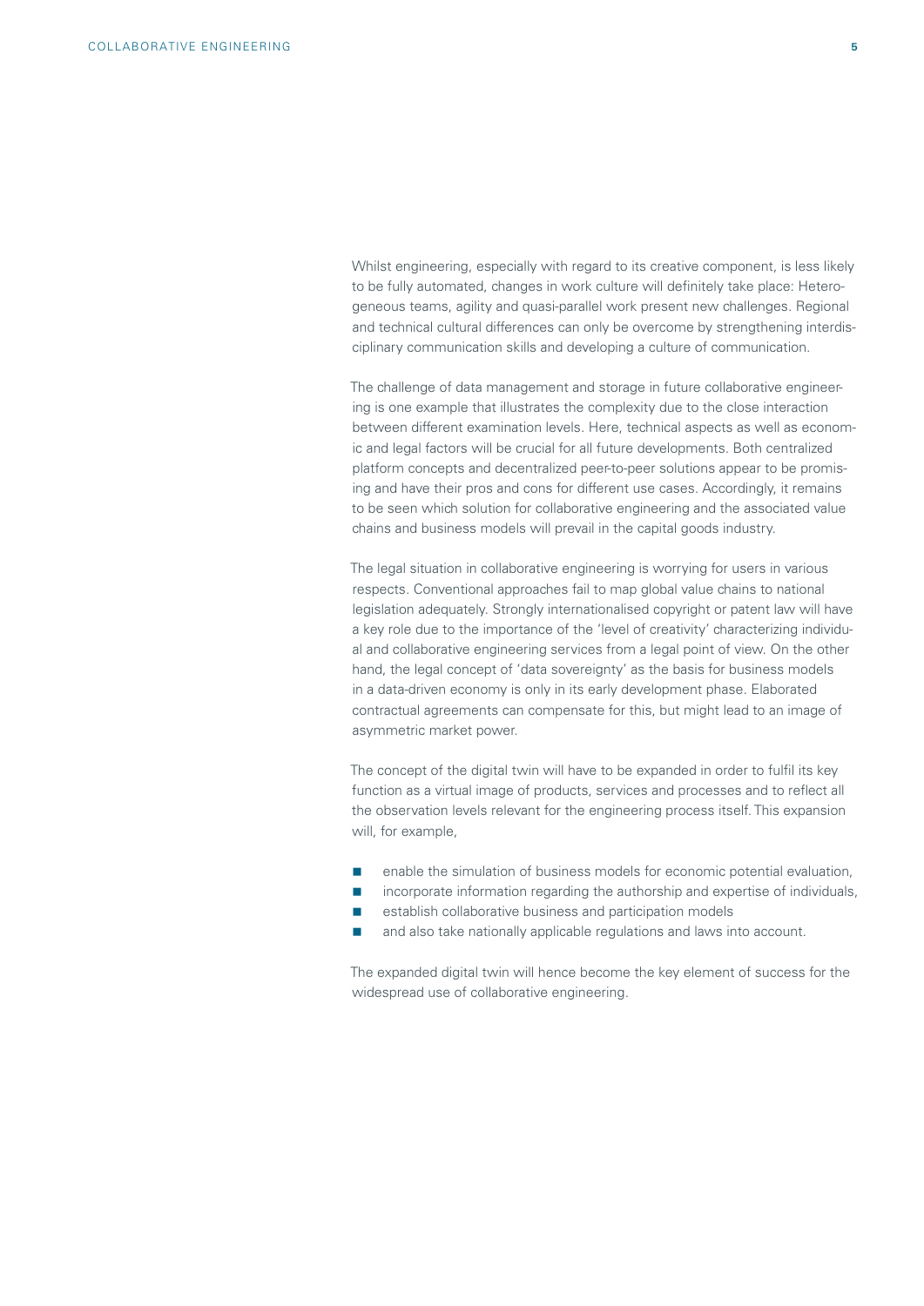Whilst engineering, especially with regard to its creative component, is less likely to be fully automated, changes in work culture will definitely take place: Heterogeneous teams, agility and quasi-parallel work present new challenges. Regional and technical cultural differences can only be overcome by strengthening interdisciplinary communication skills and developing a culture of communication.

The challenge of data management and storage in future collaborative engineering is one example that illustrates the complexity due to the close interaction between different examination levels. Here, technical aspects as well as economic and legal factors will be crucial for all future developments. Both centralized platform concepts and decentralized peer-to-peer solutions appear to be promising and have their pros and cons for different use cases. Accordingly, it remains to be seen which solution for collaborative engineering and the associated value chains and business models will prevail in the capital goods industry.

The legal situation in collaborative engineering is worrying for users in various respects. Conventional approaches fail to map global value chains to national legislation adequately. Strongly internationalised copyright or patent law will have a key role due to the importance of the 'level of creativity' characterizing individual and collaborative engineering services from a legal point of view. On the other hand, the legal concept of 'data sovereignty' as the basis for business models in a data-driven economy is only in its early development phase. Elaborated contractual agreements can compensate for this, but might lead to an image of asymmetric market power.

The concept of the digital twin will have to be expanded in order to fulfil its key function as a virtual image of products, services and processes and to reflect all the observation levels relevant for the engineering process itself. This expansion will, for example,

- enable the simulation of business models for economic potential evaluation,
- incorporate information regarding the authorship and expertise of individuals,
- establish collaborative business and participation models
- and also take nationally applicable regulations and laws into account.

The expanded digital twin will hence become the key element of success for the widespread use of collaborative engineering.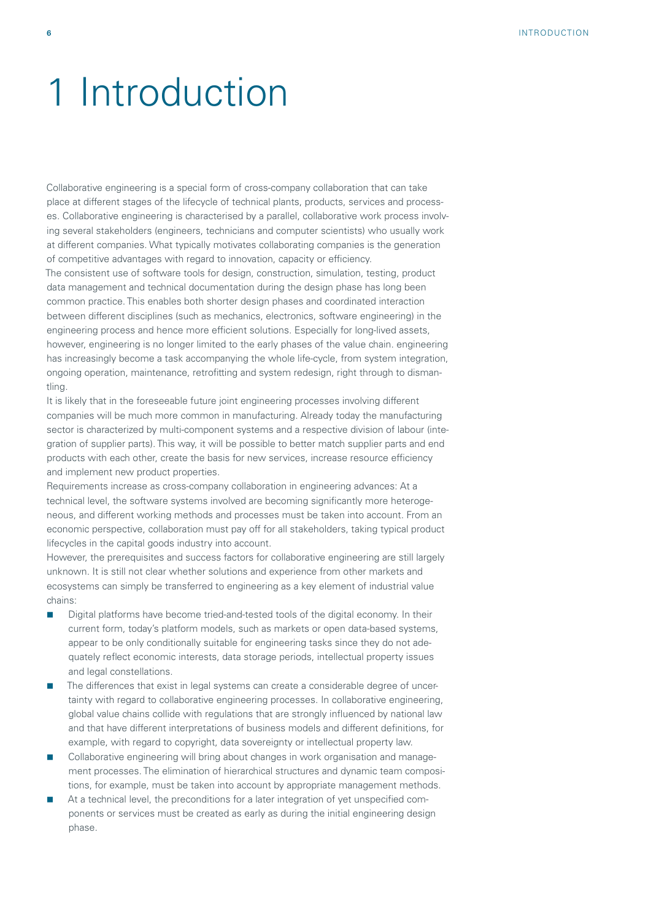# 1 Introduction

Collaborative engineering is a special form of cross-company collaboration that can take place at different stages of the lifecycle of technical plants, products, services and processes. Collaborative engineering is characterised by a parallel, collaborative work process involving several stakeholders (engineers, technicians and computer scientists) who usually work at different companies. What typically motivates collaborating companies is the generation of competitive advantages with regard to innovation, capacity or efficiency.

The consistent use of software tools for design, construction, simulation, testing, product data management and technical documentation during the design phase has long been common practice. This enables both shorter design phases and coordinated interaction between different disciplines (such as mechanics, electronics, software engineering) in the engineering process and hence more efficient solutions. Especially for long-lived assets, however, engineering is no longer limited to the early phases of the value chain. engineering has increasingly become a task accompanying the whole life-cycle, from system integration, ongoing operation, maintenance, retrofitting and system redesign, right through to dismantling.

It is likely that in the foreseeable future joint engineering processes involving different companies will be much more common in manufacturing. Already today the manufacturing sector is characterized by multi-component systems and a respective division of labour (integration of supplier parts). This way, it will be possible to better match supplier parts and end products with each other, create the basis for new services, increase resource efficiency and implement new product properties.

Requirements increase as cross-company collaboration in engineering advances: At a technical level, the software systems involved are becoming significantly more heterogeneous, and different working methods and processes must be taken into account. From an economic perspective, collaboration must pay off for all stakeholders, taking typical product lifecycles in the capital goods industry into account.

However, the prerequisites and success factors for collaborative engineering are still largely unknown. It is still not clear whether solutions and experience from other markets and ecosystems can simply be transferred to engineering as a key element of industrial value chains:

- Digital platforms have become tried-and-tested tools of the digital economy. In their current form, today's platform models, such as markets or open data-based systems, appear to be only conditionally suitable for engineering tasks since they do not adequately reflect economic interests, data storage periods, intellectual property issues and legal constellations.
- The differences that exist in legal systems can create a considerable degree of uncertainty with regard to collaborative engineering processes. In collaborative engineering, global value chains collide with regulations that are strongly influenced by national law and that have different interpretations of business models and different definitions, for example, with regard to copyright, data sovereignty or intellectual property law.
- Collaborative engineering will bring about changes in work organisation and management processes. The elimination of hierarchical structures and dynamic team compositions, for example, must be taken into account by appropriate management methods.
- At a technical level, the preconditions for a later integration of yet unspecified components or services must be created as early as during the initial engineering design phase.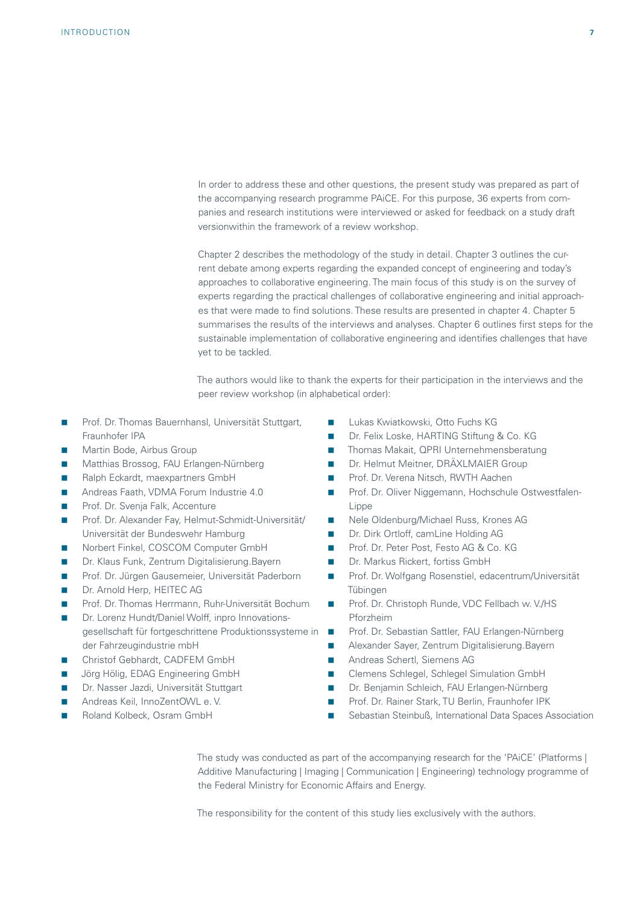In order to address these and other questions, the present study was prepared as part of the accompanying research programme PAiCE. For this purpose, 36 experts from companies and research institutions were interviewed or asked for feedback on a study draft versionwithin the framework of a review workshop.

Chapter 2 describes the methodology of the study in detail. Chapter 3 outlines the current debate among experts regarding the expanded concept of engineering and today's approaches to collaborative engineering. The main focus of this study is on the survey of experts regarding the practical challenges of collaborative engineering and initial approaches that were made to find solutions. These results are presented in chapter 4. Chapter 5 summarises the results of the interviews and analyses. Chapter 6 outlines first steps for the sustainable implementation of collaborative engineering and identifies challenges that have yet to be tackled.

The authors would like to thank the experts for their participation in the interviews and the peer review workshop (in alphabetical order):

- Prof. Dr. Thomas Bauernhansl, Universität Stuttgart, Fraunhofer IPA
- Martin Bode, Airbus Group
- Matthias Brossog, FAU Erlangen-Nürnberg
- Ralph Eckardt, maexpartners GmbH
- Andreas Faath, VDMA Forum Industrie 4.0
- Prof. Dr. Svenja Falk, Accenture
- Prof. Dr. Alexander Fay, Helmut-Schmidt-Universität/Universität der Bundeswehr Hamburg
- Norbert Finkel, COSCOM Computer GmbH
- Dr. Klaus Funk, Zentrum Digitalisierung.Bayern
- Prof. Dr. Jürgen Gausemeier, Universität Paderborn
- Dr. Arnold Herp, HEITEC AG
- Prof. Dr. Thomas Herrmann, Ruhr-Universität Bochum
- Dr. Lorenz Hundt/Daniel Wolff, inpro Innovationsgesellschaft für fortgeschrittene Produktionssysteme in der Fahrzeugindustrie mbH
- Christof Gebhardt, CADFEM GmbH
- Jörg Hölig, EDAG Engineering GmbH
- Dr. Nasser Jazdi, Universität Stuttgart
- Andreas Keil, InnoZentOWL e. V.
- Roland Kolbeck, Osram GmbH
- Lukas Kwiatkowski, Otto Fuchs KG
- Dr. Felix Loske, HARTING Stiftung & Co. KG
- Thomas Makait, QPRI Unternehmensberatung
- Dr. Helmut Meitner, DRÄXLMAIER Group
- Prof. Dr. Verena Nitsch, RWTH Aachen
- Prof. Dr. Oliver Niggemann, Hochschule Ostwestfalen-Lippe
- Nele Oldenburg/Michael Russ, Krones AG
- Dr. Dirk Ortloff, camLine Holding AG
- Prof. Dr. Peter Post, Festo AG & Co. KG
- Dr. Markus Rickert, fortiss GmbH
- Prof. Dr. Wolfgang Rosenstiel, edacentrum/Universität Tübingen
- Prof. Dr. Christoph Runde, VDC Fellbach w. V./HS Pforzheim
- Prof. Dr. Sebastian Sattler, FAU Erlangen-Nürnberg
- Alexander Sayer, Zentrum Digitalisierung.Bayern
- Andreas Schertl, Siemens AG
- Clemens Schlegel, Schlegel Simulation GmbH
- Dr. Benjamin Schleich, FAU Erlangen-Nürnberg
- Prof. Dr. Rainer Stark, TU Berlin, Fraunhofer IPK
- Sebastian Steinbuß, International Data Spaces Association

The study was conducted as part of the accompanying research for the 'PAiCE' (Platforms | Additive Manufacturing | Imaging | Communication | Engineering) technology programme of the Federal Ministry for Economic Affairs and Energy.

The responsibility for the content of this study lies exclusively with the authors.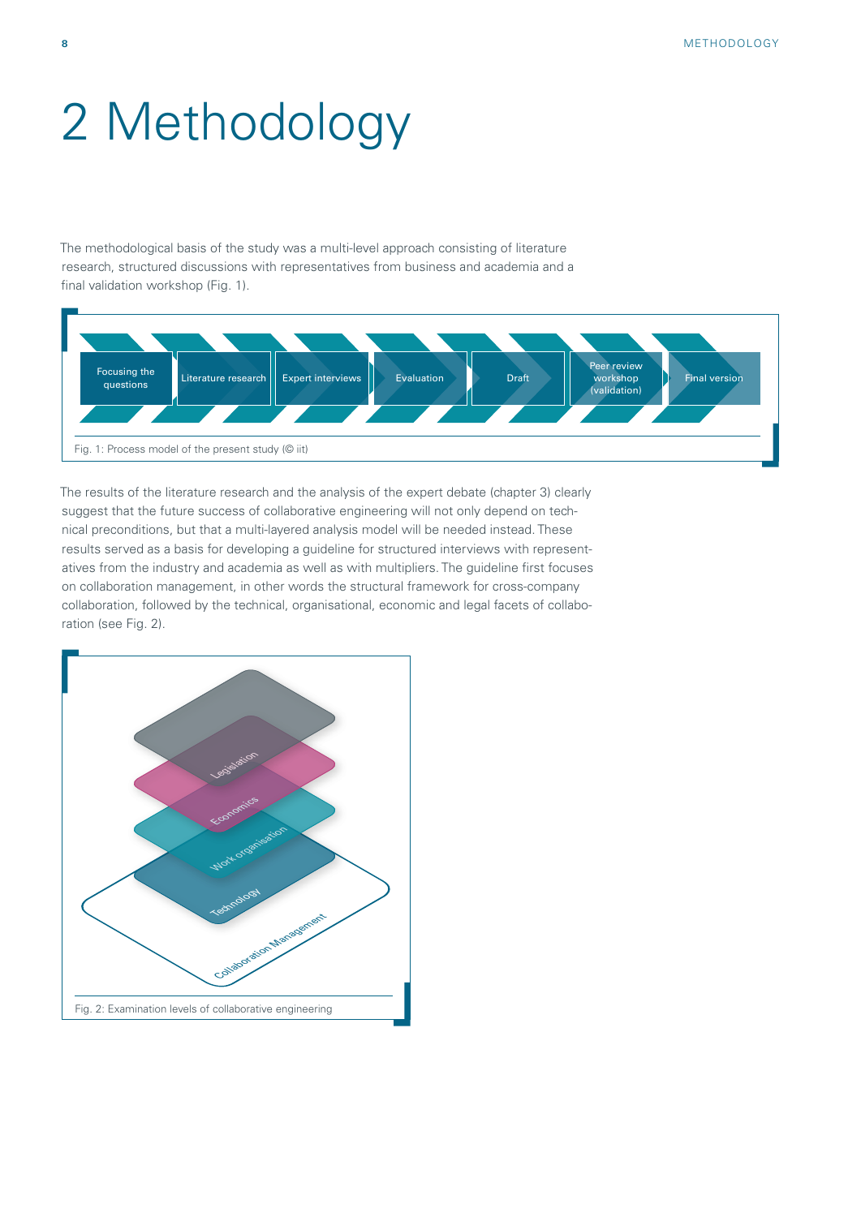# 2 Methodology

The methodological basis of the study was a multi-level approach consisting of literature research, structured discussions with representatives from business and academia and a final validation workshop (Fig. 1).

Focusing the questions → Literature research → Expert interviews → Evaluation → Draft → Peer review workshop (validation) → Final version

Fig. 1: Process model of the present study (© iit)

The results of the literature research and the analysis of the expert debate (chapter 3) clearly suggest that the future success of collaborative engineering will not only depend on technical preconditions, but that a multi-layered analysis model will be needed instead. These results served as a basis for developing a guideline for structured interviews with representatives from the industry and academia as well as with multipliers. The guideline first focuses on collaboration management, in other words the structural framework for cross-company collaboration, followed by the technical, organisational, economic and legal facets of collaboration (see Fig. 2).

Legislation
Economics
Work organisation
Technology
Collaboration Management

Fig. 2: Examination levels of collaborative engineering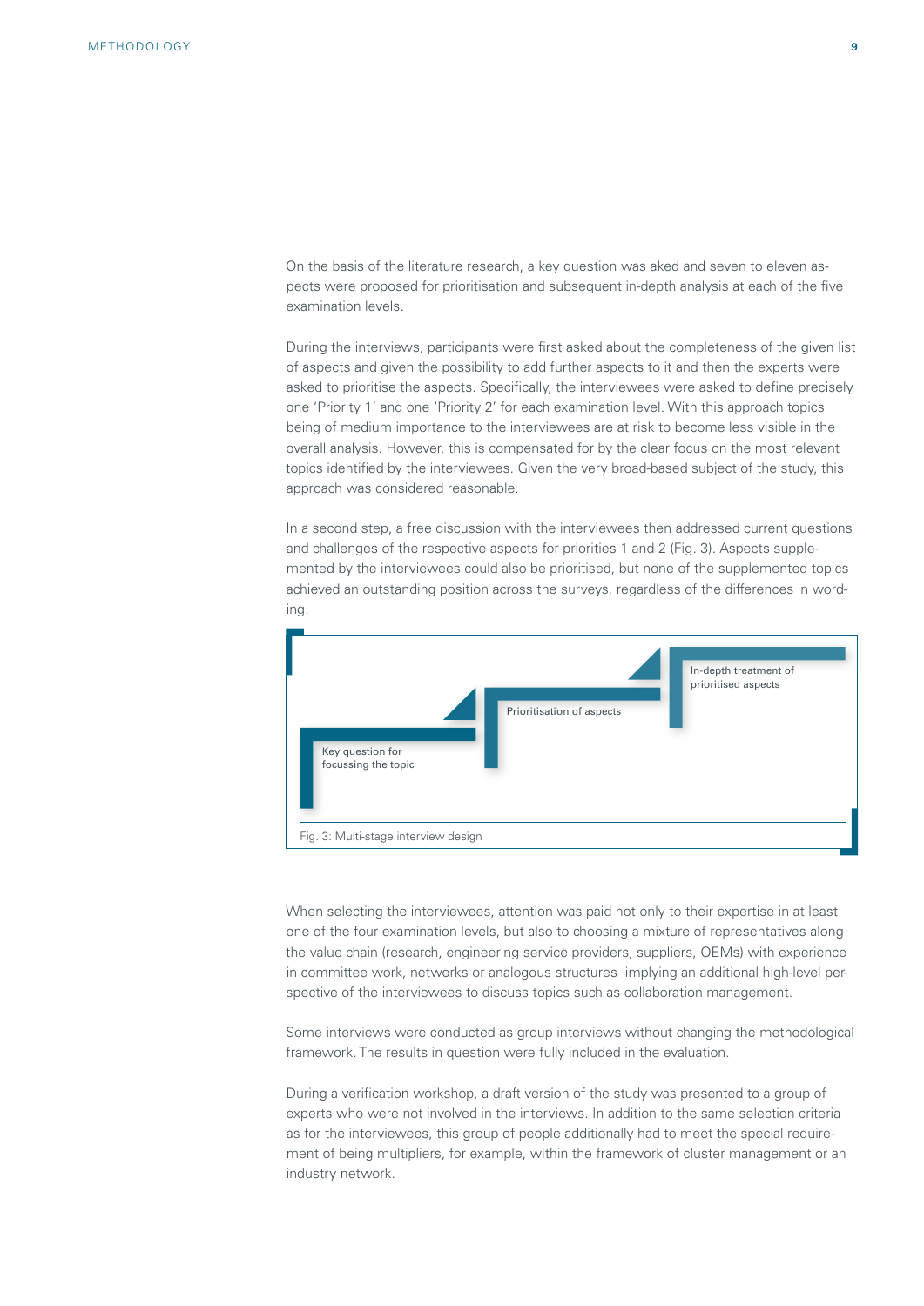On the basis of the literature research, a key question was aked and seven to eleven aspects were proposed for prioritisation and subsequent in-depth analysis at each of the five examination levels.

During the interviews, participants were first asked about the completeness of the given list of aspects and given the possibility to add further aspects to it and then the experts were asked to prioritise the aspects. Specifically, the interviewees were asked to define precisely one 'Priority 1' and one 'Priority 2' for each examination level. With this approach topics being of medium importance to the interviewees are at risk to become less visible in the overall analysis. However, this is compensated for by the clear focus on the most relevant topics identified by the interviewees. Given the very broad-based subject of the study, this approach was considered reasonable.

In a second step, a free discussion with the interviewees then addressed current questions and challenges of the respective aspects for priorities 1 and 2 (Fig. 3). Aspects supplemented by the interviewees could also be prioritised, but none of the supplemented topics achieved an outstanding position across the surveys, regardless of the differences in wording.

Key question for focussing the topic

Prioritisation of aspects

In-depth treatment of prioritised aspects

Fig. 3: Multi-stage interview design

When selecting the interviewees, attention was paid not only to their expertise in at least one of the four examination levels, but also to choosing a mixture of representatives along the value chain (research, engineering service providers, suppliers, OEMs) with experience in committee work, networks or analogous structures implying an additional high-level perspective of the interviewees to discuss topics such as collaboration management.

Some interviews were conducted as group interviews without changing the methodological framework. The results in question were fully included in the evaluation.

During a verification workshop, a draft version of the study was presented to a group of experts who were not involved in the interviews. In addition to the same selection criteria as for the interviewees, this group of people additionally had to meet the special requirement of being multipliers, for example, within the framework of cluster management or an industry network.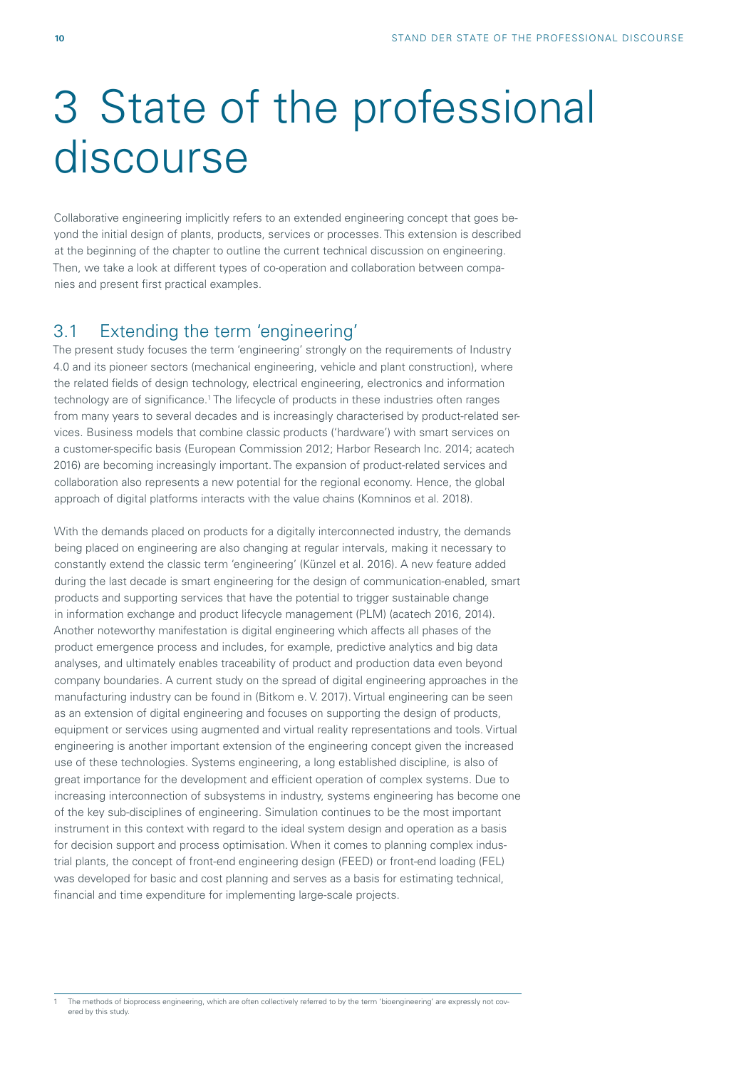# 3 State of the professional discourse

Collaborative engineering implicitly refers to an extended engineering concept that goes beyond the initial design of plants, products, services or processes. This extension is described at the beginning of the chapter to outline the current technical discussion on engineering. Then, we take a look at different types of co-operation and collaboration between companies and present first practical examples.

## 3.1 Extending the term 'engineering'

The present study focuses the term 'engineering' strongly on the requirements of Industry 4.0 and its pioneer sectors (mechanical engineering, vehicle and plant construction), where the related fields of design technology, electrical engineering, electronics and information technology are of significance.[1] The lifecycle of products in these industries often ranges from many years to several decades and is increasingly characterised by product-related services. Business models that combine classic products ('hardware') with smart services on a customer-specific basis (European Commission 2012; Harbor Research Inc. 2014; acatech 2016) are becoming increasingly important. The expansion of product-related services and collaboration also represents a new potential for the regional economy. Hence, the global approach of digital platforms interacts with the value chains (Komninos et al. 2018).

With the demands placed on products for a digitally interconnected industry, the demands being placed on engineering are also changing at regular intervals, making it necessary to constantly extend the classic term 'engineering' (Künzel et al. 2016). A new feature added during the last decade is smart engineering for the design of communication-enabled, smart products and supporting services that have the potential to trigger sustainable change in information exchange and product lifecycle management (PLM) (acatech 2016, 2014). Another noteworthy manifestation is digital engineering which affects all phases of the product emergence process and includes, for example, predictive analytics and big data analyses, and ultimately enables traceability of product and production data even beyond company boundaries. A current study on the spread of digital engineering approaches in the manufacturing industry can be found in (Bitkom e. V. 2017). Virtual engineering can be seen as an extension of digital engineering and focuses on supporting the design of products, equipment or services using augmented and virtual reality representations and tools. Virtual engineering is another important extension of the engineering concept given the increased use of these technologies. Systems engineering, a long established discipline, is also of great importance for the development and efficient operation of complex systems. Due to increasing interconnection of subsystems in industry, systems engineering has become one of the key sub-disciplines of engineering. Simulation continues to be the most important instrument in this context with regard to the ideal system design and operation as a basis for decision support and process optimisation. When it comes to planning complex industrial plants, the concept of front-end engineering design (FEED) or front-end loading (FEL) was developed for basic and cost planning and serves as a basis for estimating technical, financial and time expenditure for implementing large-scale projects.

---

[1] The methods of bioprocess engineering, which are often collectively referred to by the term 'bioengineering' are expressly not covered by this study.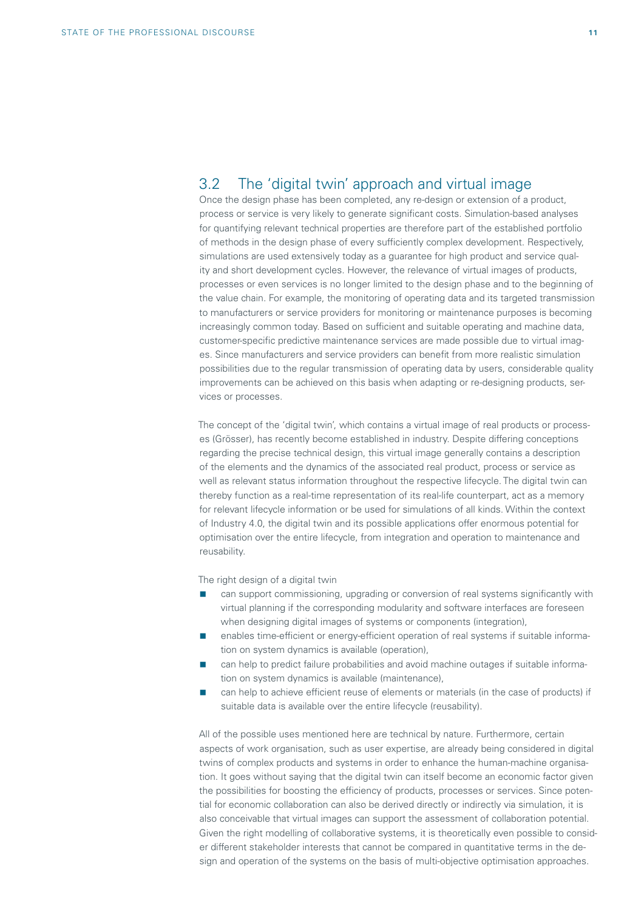## 3.2 The 'digital twin' approach and virtual image

Once the design phase has been completed, any re-design or extension of a product, process or service is very likely to generate significant costs. Simulation-based analyses for quantifying relevant technical properties are therefore part of the established portfolio of methods in the design phase of every sufficiently complex development. Respectively, simulations are used extensively today as a guarantee for high product and service quality and short development cycles. However, the relevance of virtual images of products, processes or even services is no longer limited to the design phase and to the beginning of the value chain. For example, the monitoring of operating data and its targeted transmission to manufacturers or service providers for monitoring or maintenance purposes is becoming increasingly common today. Based on sufficient and suitable operating and machine data, customer-specific predictive maintenance services are made possible due to virtual images. Since manufacturers and service providers can benefit from more realistic simulation possibilities due to the regular transmission of operating data by users, considerable quality improvements can be achieved on this basis when adapting or re-designing products, services or processes.

The concept of the 'digital twin', which contains a virtual image of real products or processes (Grösser), has recently become established in industry. Despite differing conceptions regarding the precise technical design, this virtual image generally contains a description of the elements and the dynamics of the associated real product, process or service as well as relevant status information throughout the respective lifecycle. The digital twin can thereby function as a real-time representation of its real-life counterpart, act as a memory for relevant lifecycle information or be used for simulations of all kinds. Within the context of Industry 4.0, the digital twin and its possible applications offer enormous potential for optimisation over the entire lifecycle, from integration and operation to maintenance and reusability.

The right design of a digital twin

- can support commissioning, upgrading or conversion of real systems significantly with virtual planning if the corresponding modularity and software interfaces are foreseen when designing digital images of systems or components (integration),
- enables time-efficient or energy-efficient operation of real systems if suitable information on system dynamics is available (operation),
- can help to predict failure probabilities and avoid machine outages if suitable information on system dynamics is available (maintenance),
- can help to achieve efficient reuse of elements or materials (in the case of products) if suitable data is available over the entire lifecycle (reusability).

All of the possible uses mentioned here are technical by nature. Furthermore, certain aspects of work organisation, such as user expertise, are already being considered in digital twins of complex products and systems in order to enhance the human-machine organisation. It goes without saying that the digital twin can itself become an economic factor given the possibilities for boosting the efficiency of products, processes or services. Since potential for economic collaboration can also be derived directly or indirectly via simulation, it is also conceivable that virtual images can support the assessment of collaboration potential. Given the right modelling of collaborative systems, it is theoretically even possible to consider different stakeholder interests that cannot be compared in quantitative terms in the design and operation of the systems on the basis of multi-objective optimisation approaches.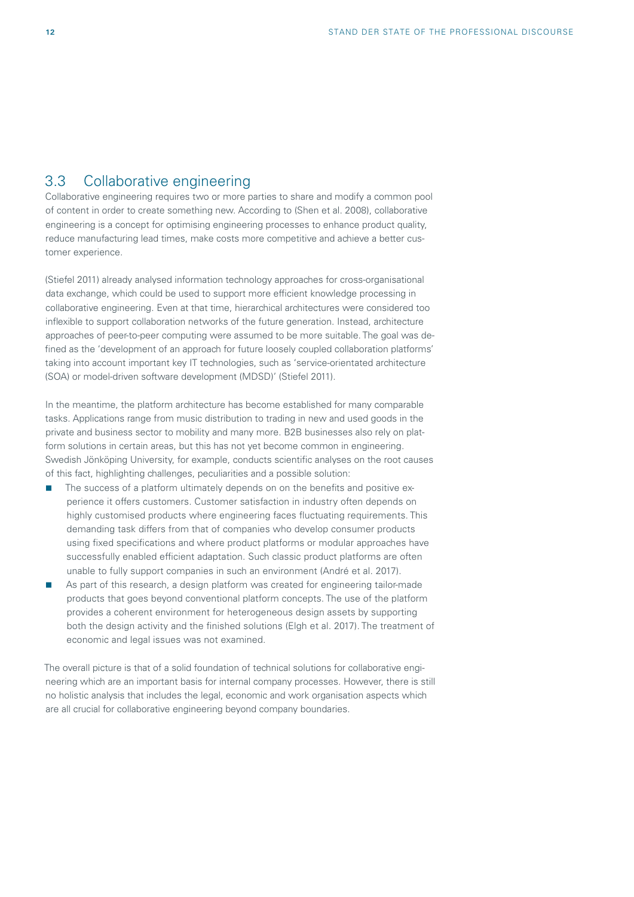## 3.3 Collaborative engineering

Collaborative engineering requires two or more parties to share and modify a common pool of content in order to create something new. According to (Shen et al. 2008), collaborative engineering is a concept for optimising engineering processes to enhance product quality, reduce manufacturing lead times, make costs more competitive and achieve a better customer experience.

(Stiefel 2011) already analysed information technology approaches for cross-organisational data exchange, which could be used to support more efficient knowledge processing in collaborative engineering. Even at that time, hierarchical architectures were considered too inflexible to support collaboration networks of the future generation. Instead, architecture approaches of peer-to-peer computing were assumed to be more suitable. The goal was defined as the 'development of an approach for future loosely coupled collaboration platforms' taking into account important key IT technologies, such as 'service-orientated architecture (SOA) or model-driven software development (MDSD)' (Stiefel 2011).

In the meantime, the platform architecture has become established for many comparable tasks. Applications range from music distribution to trading in new and used goods in the private and business sector to mobility and many more. B2B businesses also rely on platform solutions in certain areas, but this has not yet become common in engineering. Swedish Jönköping University, for example, conducts scientific analyses on the root causes of this fact, highlighting challenges, peculiarities and a possible solution:

- The success of a platform ultimately depends on on the benefits and positive experience it offers customers. Customer satisfaction in industry often depends on highly customised products where engineering faces fluctuating requirements. This demanding task differs from that of companies who develop consumer products using fixed specifications and where product platforms or modular approaches have successfully enabled efficient adaptation. Such classic product platforms are often unable to fully support companies in such an environment (André et al. 2017).
- As part of this research, a design platform was created for engineering tailor-made products that goes beyond conventional platform concepts. The use of the platform provides a coherent environment for heterogeneous design assets by supporting both the design activity and the finished solutions (Elgh et al. 2017). The treatment of economic and legal issues was not examined.

The overall picture is that of a solid foundation of technical solutions for collaborative engineering which are an important basis for internal company processes. However, there is still no holistic analysis that includes the legal, economic and work organisation aspects which are all crucial for collaborative engineering beyond company boundaries.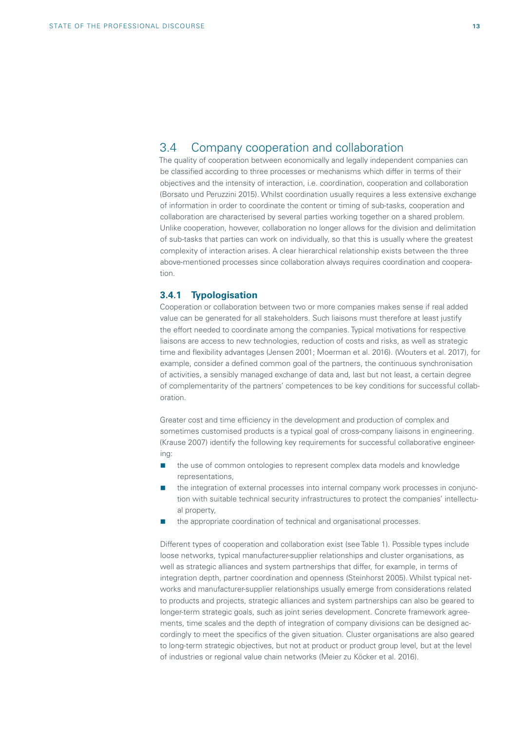## 3.4 Company cooperation and collaboration

The quality of cooperation between economically and legally independent companies can be classified according to three processes or mechanisms which differ in terms of their objectives and the intensity of interaction, i.e. coordination, cooperation and collaboration (Borsato und Peruzzini 2015). Whilst coordination usually requires a less extensive exchange of information in order to coordinate the content or timing of sub-tasks, cooperation and collaboration are characterised by several parties working together on a shared problem. Unlike cooperation, however, collaboration no longer allows for the division and delimitation of sub-tasks that parties can work on individually, so that this is usually where the greatest complexity of interaction arises. A clear hierarchical relationship exists between the three above-mentioned processes since collaboration always requires coordination and cooperation.

### 3.4.1 Typologisation

Cooperation or collaboration between two or more companies makes sense if real added value can be generated for all stakeholders. Such liaisons must therefore at least justify the effort needed to coordinate among the companies. Typical motivations for respective liaisons are access to new technologies, reduction of costs and risks, as well as strategic time and flexibility advantages (Jensen 2001; Moerman et al. 2016). (Wouters et al. 2017), for example, consider a defined common goal of the partners, the continuous synchronisation of activities, a sensibly managed exchange of data and, last but not least, a certain degree of complementarity of the partners' competences to be key conditions for successful collaboration.

Greater cost and time efficiency in the development and production of complex and sometimes customised products is a typical goal of cross-company liaisons in engineering. (Krause 2007) identify the following key requirements for successful collaborative engineering:

- the use of common ontologies to represent complex data models and knowledge representations,
- the integration of external processes into internal company work processes in conjunction with suitable technical security infrastructures to protect the companies' intellectual property,
- the appropriate coordination of technical and organisational processes.

Different types of cooperation and collaboration exist (see Table 1). Possible types include loose networks, typical manufacturer-supplier relationships and cluster organisations, as well as strategic alliances and system partnerships that differ, for example, in terms of integration depth, partner coordination and openness (Steinhorst 2005). Whilst typical networks and manufacturer-supplier relationships usually emerge from considerations related to products and projects, strategic alliances and system partnerships can also be geared to longer-term strategic goals, such as joint series development. Concrete framework agreements, time scales and the depth of integration of company divisions can be designed accordingly to meet the specifics of the given situation. Cluster organisations are also geared to long-term strategic objectives, but not at product or product group level, but at the level of industries or regional value chain networks (Meier zu Köcker et al. 2016).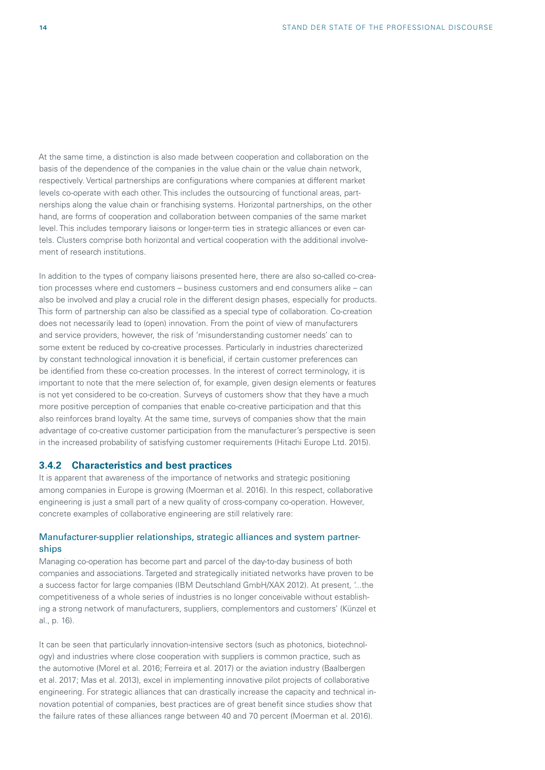At the same time, a distinction is also made between cooperation and collaboration on the basis of the dependence of the companies in the value chain or the value chain network, respectively. Vertical partnerships are configurations where companies at different market levels co-operate with each other. This includes the outsourcing of functional areas, partnerships along the value chain or franchising systems. Horizontal partnerships, on the other hand, are forms of cooperation and collaboration between companies of the same market level. This includes temporary liaisons or longer-term ties in strategic alliances or even cartels. Clusters comprise both horizontal and vertical cooperation with the additional involvement of research institutions.

In addition to the types of company liaisons presented here, there are also so-called co-creation processes where end customers – business customers and end consumers alike – can also be involved and play a crucial role in the different design phases, especially for products. This form of partnership can also be classified as a special type of collaboration. Co-creation does not necessarily lead to (open) innovation. From the point of view of manufacturers and service providers, however, the risk of 'misunderstanding customer needs' can to some extent be reduced by co-creative processes. Particularly in industries charecterized by constant technological innovation it is beneficial, if certain customer preferences can be identified from these co-creation processes. In the interest of correct terminology, it is important to note that the mere selection of, for example, given design elements or features is not yet considered to be co-creation. Surveys of customers show that they have a much more positive perception of companies that enable co-creative participation and that this also reinforces brand loyalty. At the same time, surveys of companies show that the main advantage of co-creative customer participation from the manufacturer's perspective is seen in the increased probability of satisfying customer requirements (Hitachi Europe Ltd. 2015).

### 3.4.2 Characteristics and best practices

It is apparent that awareness of the importance of networks and strategic positioning among companies in Europe is growing (Moerman et al. 2016). In this respect, collaborative engineering is just a small part of a new quality of cross-company co-operation. However, concrete examples of collaborative engineering are still relatively rare:

#### Manufacturer-supplier relationships, strategic alliances and system partnerships

Managing co-operation has become part and parcel of the day-to-day business of both companies and associations. Targeted and strategically initiated networks have proven to be a success factor for large companies (IBM Deutschland GmbH/XAX 2012). At present, '...the competitiveness of a whole series of industries is no longer conceivable without establishing a strong network of manufacturers, suppliers, complementors and customers' (Künzel et al., p. 16).

It can be seen that particularly innovation-intensive sectors (such as photonics, biotechnology) and industries where close cooperation with suppliers is common practice, such as the automotive (Morel et al. 2016; Ferreira et al. 2017) or the aviation industry (Baalbergen et al. 2017; Mas et al. 2013), excel in implementing innovative pilot projects of collaborative engineering. For strategic alliances that can drastically increase the capacity and technical innovation potential of companies, best practices are of great benefit since studies show that the failure rates of these alliances range between 40 and 70 percent (Moerman et al. 2016).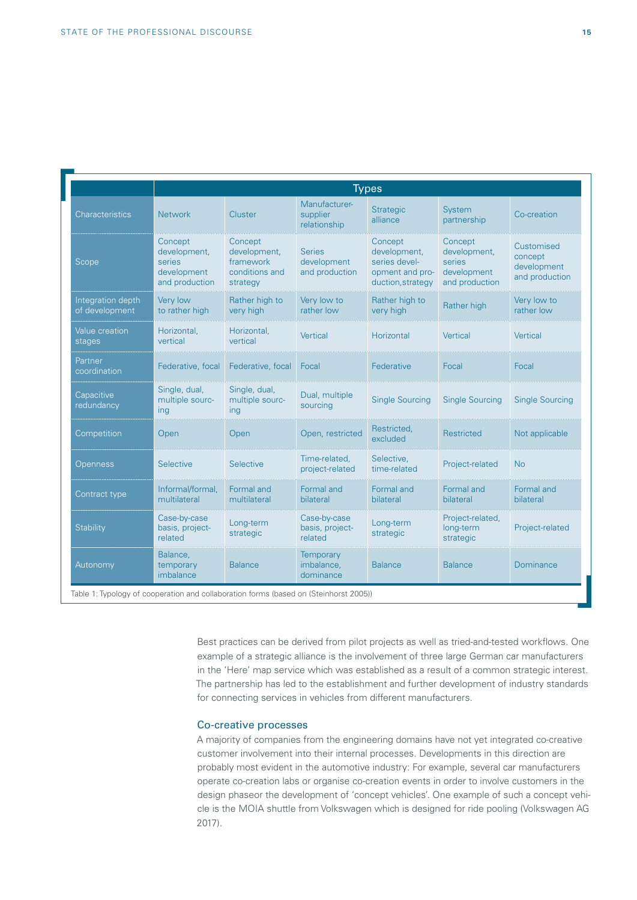| | Types | | | | | |
|---|---|---|---|---|---|---|
| Characteristics | Network | Cluster | Manufacturer-supplier relationship | Strategic alliance | System partnership | Co-creation |
| Scope | Concept development, series development and production | Concept development, framework conditions and strategy | Series development and production | Concept development, series development and production, strategy | Concept development, series development and production | Customised concept development and production |
| Integration depth of development | Very low to rather high | Rather high to very high | Very low to rather low | Rather high to very high | Rather high | Very low to rather low |
| Value creation stages | Horizontal, vertical | Horizontal, vertical | Vertical | Horizontal | Vertical | Vertical |
| Partner coordination | Federative, focal | Federative, focal | Focal | Federative | Focal | Focal |
| Capacitive redundancy | Single, dual, multiple sourcing | Single, dual, multiple sourcing | Dual, multiple sourcing | Single Sourcing | Single Sourcing | Single Sourcing |
| Competition | Open | Open | Open, restricted | Restricted, excluded | Restricted | Not applicable |
| Openness | Selective | Selective | Time-related, project-related | Selective, time-related | Project-related | No |
| Contract type | Informal/formal, multilateral | Formal and multilateral | Formal and bilateral | Formal and bilateral | Formal and bilateral | Formal and bilateral |
| Stability | Case-by-case basis, project-related | Long-term strategic | Case-by-case basis, project-related | Long-term strategic | Project-related, long-term strategic | Project-related |
| Autonomy | Balance, temporary imbalance | Balance | Temporary imbalance, dominance | Balance | Balance | Dominance |

Table 1: Typology of cooperation and collaboration forms (based on (Steinhorst 2005))

Best practices can be derived from pilot projects as well as tried-and-tested workflows. One example of a strategic alliance is the involvement of three large German car manufacturers in the 'Here' map service which was established as a result of a common strategic interest. The partnership has led to the establishment and further development of industry standards for connecting services in vehicles from different manufacturers.

## Co-creative processes

A majority of companies from the engineering domains have not yet integrated co-creative customer involvement into their internal processes. Developments in this direction are probably most evident in the automotive industry: For example, several car manufacturers operate co-creation labs or organise co-creation events in order to involve customers in the design phaseor the development of 'concept vehicles'. One example of such a concept vehicle is the MOIA shuttle from Volkswagen which is designed for ride pooling (Volkswagen AG 2017).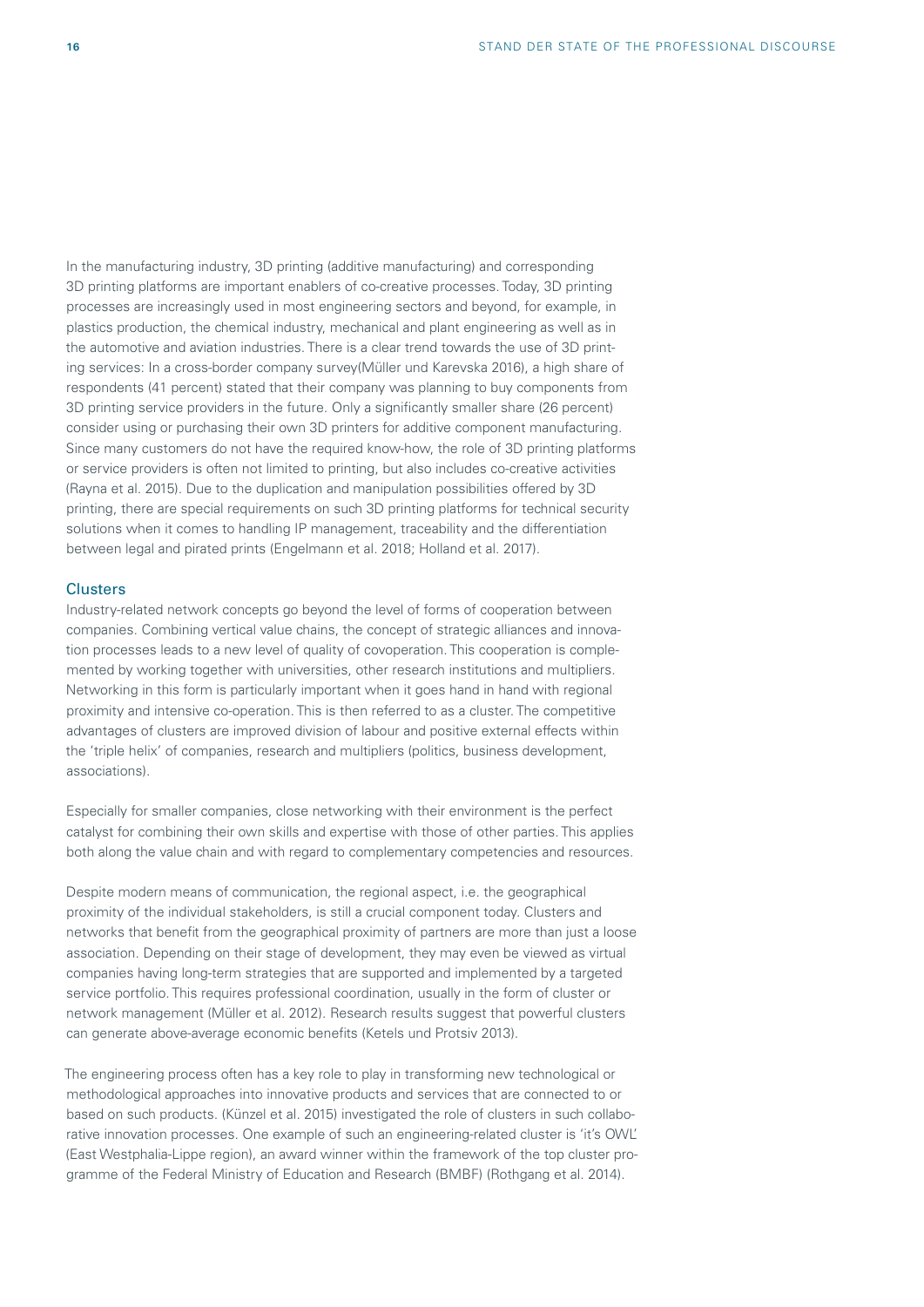In the manufacturing industry, 3D printing (additive manufacturing) and corresponding 3D printing platforms are important enablers of co-creative processes. Today, 3D printing processes are increasingly used in most engineering sectors and beyond, for example, in plastics production, the chemical industry, mechanical and plant engineering as well as in the automotive and aviation industries. There is a clear trend towards the use of 3D printing services: In a cross-border company survey(Müller und Karevska 2016), a high share of respondents (41 percent) stated that their company was planning to buy components from 3D printing service providers in the future. Only a significantly smaller share (26 percent) consider using or purchasing their own 3D printers for additive component manufacturing. Since many customers do not have the required know-how, the role of 3D printing platforms or service providers is often not limited to printing, but also includes co-creative activities (Rayna et al. 2015). Due to the duplication and manipulation possibilities offered by 3D printing, there are special requirements on such 3D printing platforms for technical security solutions when it comes to handling IP management, traceability and the differentiation between legal and pirated prints (Engelmann et al. 2018; Holland et al. 2017).

### Clusters

Industry-related network concepts go beyond the level of forms of cooperation between companies. Combining vertical value chains, the concept of strategic alliances and innovation processes leads to a new level of quality of covoperation. This cooperation is complemented by working together with universities, other research institutions and multipliers. Networking in this form is particularly important when it goes hand in hand with regional proximity and intensive co-operation. This is then referred to as a cluster. The competitive advantages of clusters are improved division of labour and positive external effects within the 'triple helix' of companies, research and multipliers (politics, business development, associations).

Especially for smaller companies, close networking with their environment is the perfect catalyst for combining their own skills and expertise with those of other parties. This applies both along the value chain and with regard to complementary competencies and resources.

Despite modern means of communication, the regional aspect, i.e. the geographical proximity of the individual stakeholders, is still a crucial component today. Clusters and networks that benefit from the geographical proximity of partners are more than just a loose association. Depending on their stage of development, they may even be viewed as virtual companies having long-term strategies that are supported and implemented by a targeted service portfolio. This requires professional coordination, usually in the form of cluster or network management (Müller et al. 2012). Research results suggest that powerful clusters can generate above-average economic benefits (Ketels und Protsiv 2013).

The engineering process often has a key role to play in transforming new technological or methodological approaches into innovative products and services that are connected to or based on such products. (Künzel et al. 2015) investigated the role of clusters in such collaborative innovation processes. One example of such an engineering-related cluster is 'it's OWL' (East Westphalia-Lippe region), an award winner within the framework of the top cluster programme of the Federal Ministry of Education and Research (BMBF) (Rothgang et al. 2014).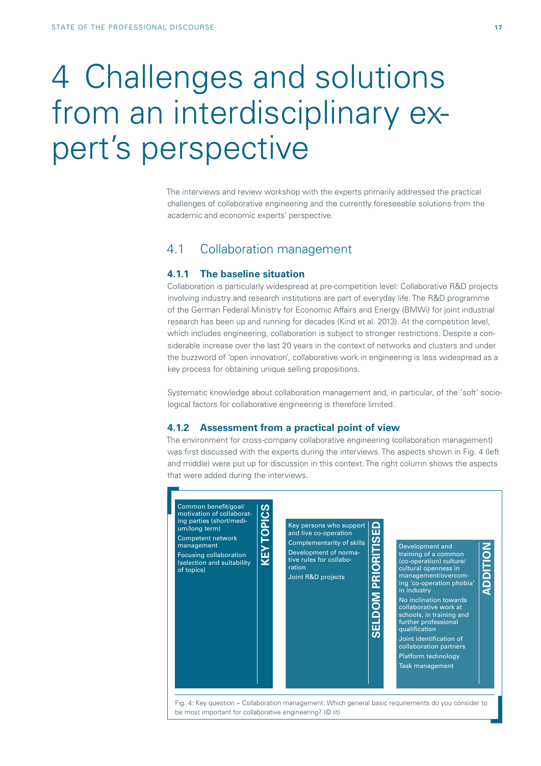// Tool-Aware Formatting Strategy:
# 4 Challenges and solutions from an interdisciplinary expert's perspective

The interviews and review workshop with the experts primarily addressed the practical challenges of collaborative engineering and the currently foreseeable solutions from the academic and economic experts' perspective.

## 4.1 Collaboration management

### 4.1.1 The baseline situation

Collaboration is particularly widespread at pre-competition level: Collaborative R&D projects involving industry and research institutions are part of everyday life. The R&D programme of the German Federal Ministry for Economic Affairs and Energy (BMWi) for joint industrial research has been up and running for decades (Kind et al. 2013). At the competition level, which includes engineering, collaboration is subject to stronger restrictions. Despite a considerable increase over the last 20 years in the context of networks and clusters and under the buzzword of 'open innovation', collaborative work in engineering is less widespread as a key process for obtaining unique selling propositions.

Systematic knowledge about collaboration management and, in particular, of the 'soft' sociological factors for collaborative engineering is therefore limited.

### 4.1.2 Assessment from a practical point of view

The environment for cross-company collaborative engineering (collaboration management) was first discussed with the experts during the interviews. The aspects shown in Fig. 4 (left and middle) were put up for discussion in this context. The right column shows the aspects that were added during the interviews.

| KEY TOPICS | SELDOM PRIORITISED | ADDITION |
|---|---|---|
| Common benefit/goal/motivation of collaborating parties (short/medium/long term) | Key persons who support and live co-operation | Development and training of a common (co-operation) culture/cultural openness in management/overcoming 'co-operation phobia' in industry |
| Competent network management | Complementarity of skills | No inclination towards collaborative work at schools, in training and further professional qualification |
| Focusing collaboration (selection and suitability of topics) | Development of normative rules for collaboration | Joint identification of collaboration partners |
| | Joint R&D projects | Platform technology |
| | | Task management |

Fig. 4: Key question – Collaboration management: Which general basic requirements do you consider to be most important for collaborative engineering? (© iit)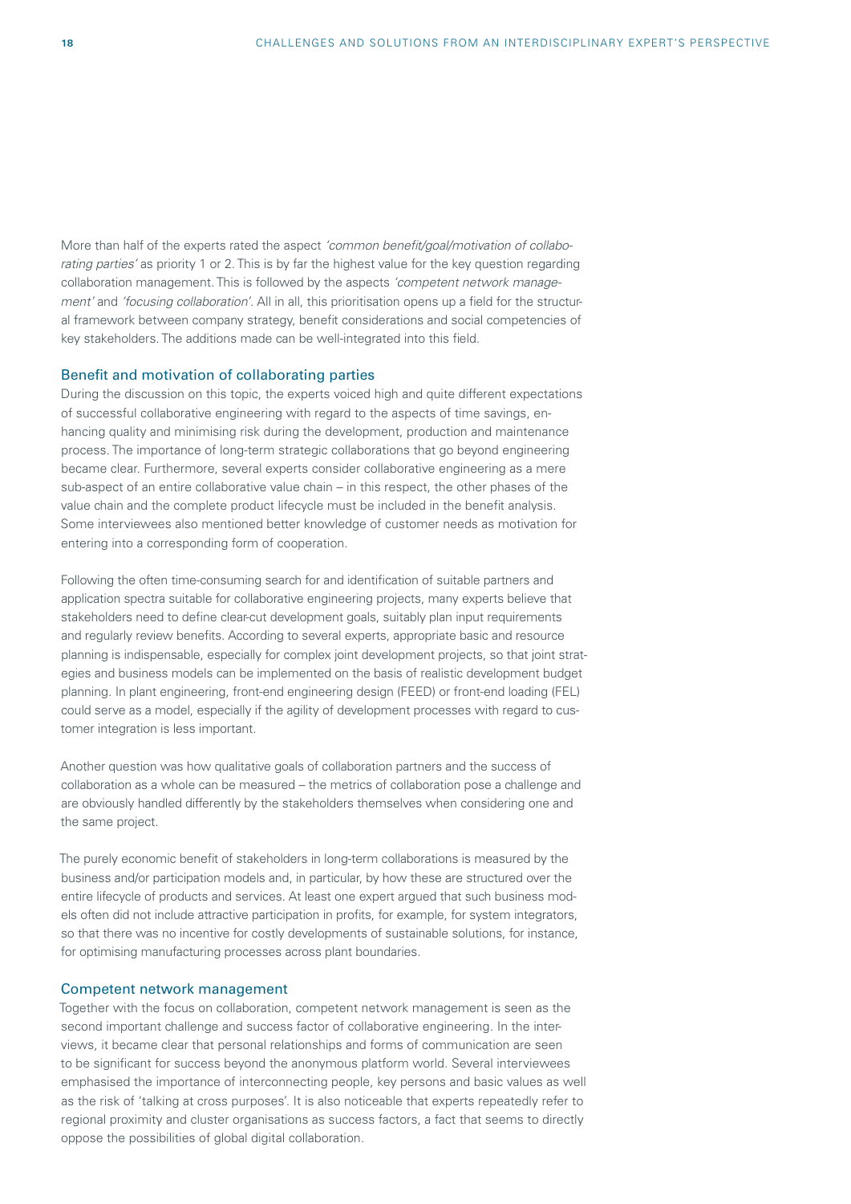More than half of the experts rated the aspect *'common benefit/goal/motivation of collaborating parties'* as priority 1 or 2. This is by far the highest value for the key question regarding collaboration management. This is followed by the aspects *'competent network management'* and *'focusing collaboration'*. All in all, this prioritisation opens up a field for the structural framework between company strategy, benefit considerations and social competencies of key stakeholders. The additions made can be well-integrated into this field.

## Benefit and motivation of collaborating parties

During the discussion on this topic, the experts voiced high and quite different expectations of successful collaborative engineering with regard to the aspects of time savings, enhancing quality and minimising risk during the development, production and maintenance process. The importance of long-term strategic collaborations that go beyond engineering became clear. Furthermore, several experts consider collaborative engineering as a mere sub-aspect of an entire collaborative value chain – in this respect, the other phases of the value chain and the complete product lifecycle must be included in the benefit analysis. Some interviewees also mentioned better knowledge of customer needs as motivation for entering into a corresponding form of cooperation.

Following the often time-consuming search for and identification of suitable partners and application spectra suitable for collaborative engineering projects, many experts believe that stakeholders need to define clear-cut development goals, suitably plan input requirements and regularly review benefits. According to several experts, appropriate basic and resource planning is indispensable, especially for complex joint development projects, so that joint strategies and business models can be implemented on the basis of realistic development budget planning. In plant engineering, front-end engineering design (FEED) or front-end loading (FEL) could serve as a model, especially if the agility of development processes with regard to customer integration is less important.

Another question was how qualitative goals of collaboration partners and the success of collaboration as a whole can be measured – the metrics of collaboration pose a challenge and are obviously handled differently by the stakeholders themselves when considering one and the same project.

The purely economic benefit of stakeholders in long-term collaborations is measured by the business and/or participation models and, in particular, by how these are structured over the entire lifecycle of products and services. At least one expert argued that such business models often did not include attractive participation in profits, for example, for system integrators, so that there was no incentive for costly developments of sustainable solutions, for instance, for optimising manufacturing processes across plant boundaries.

## Competent network management

Together with the focus on collaboration, competent network management is seen as the second important challenge and success factor of collaborative engineering. In the interviews, it became clear that personal relationships and forms of communication are seen to be significant for success beyond the anonymous platform world. Several interviewees emphasised the importance of interconnecting people, key persons and basic values as well as the risk of 'talking at cross purposes'. It is also noticeable that experts repeatedly refer to regional proximity and cluster organisations as success factors, a fact that seems to directly oppose the possibilities of global digital collaboration.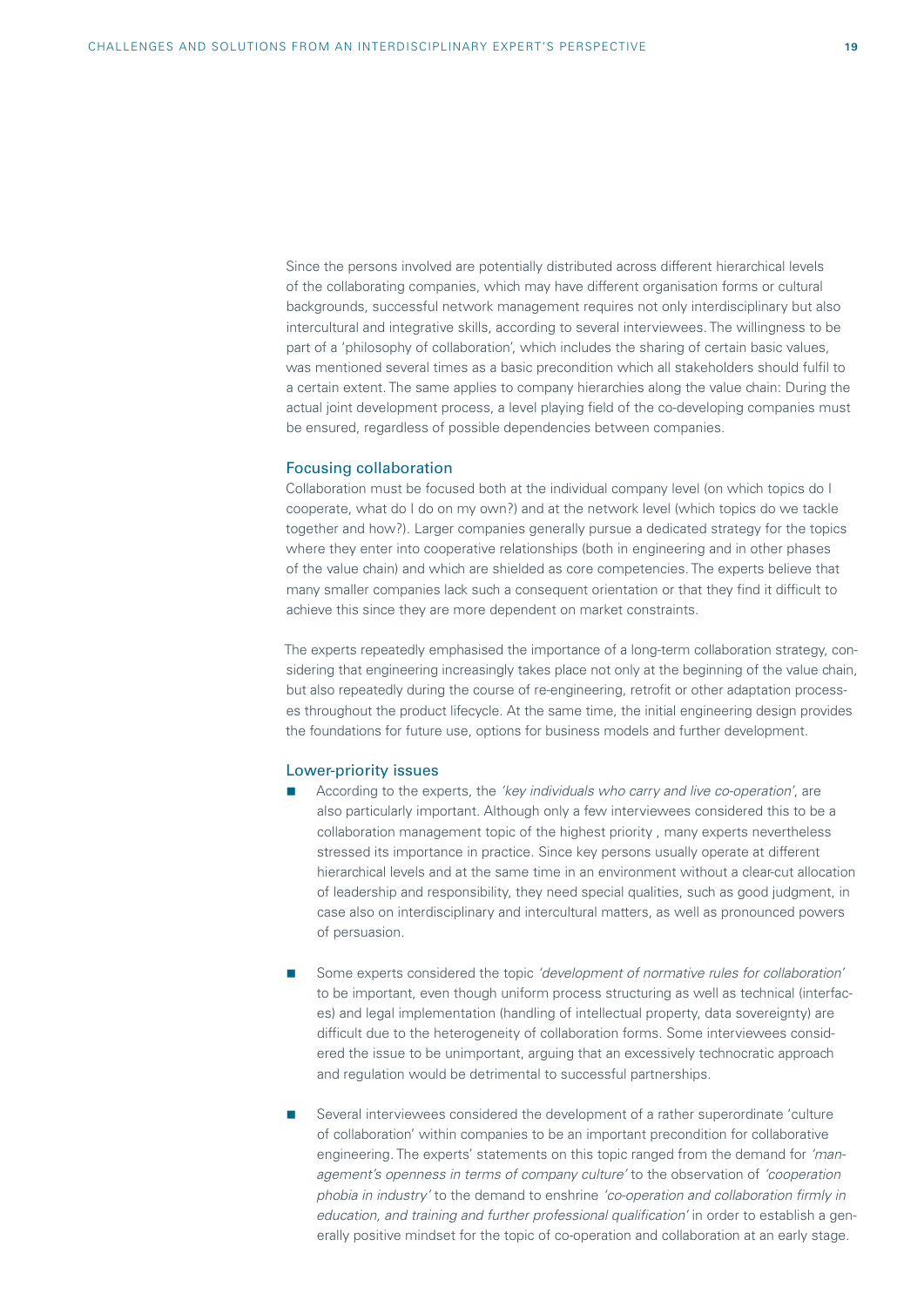Since the persons involved are potentially distributed across different hierarchical levels of the collaborating companies, which may have different organisation forms or cultural backgrounds, successful network management requires not only interdisciplinary but also intercultural and integrative skills, according to several interviewees. The willingness to be part of a 'philosophy of collaboration', which includes the sharing of certain basic values, was mentioned several times as a basic precondition which all stakeholders should fulfil to a certain extent. The same applies to company hierarchies along the value chain: During the actual joint development process, a level playing field of the co-developing companies must be ensured, regardless of possible dependencies between companies.

### Focusing collaboration

Collaboration must be focused both at the individual company level (on which topics do I cooperate, what do I do on my own?) and at the network level (which topics do we tackle together and how?). Larger companies generally pursue a dedicated strategy for the topics where they enter into cooperative relationships (both in engineering and in other phases of the value chain) and which are shielded as core competencies. The experts believe that many smaller companies lack such a consequent orientation or that they find it difficult to achieve this since they are more dependent on market constraints.

The experts repeatedly emphasised the importance of a long-term collaboration strategy, considering that engineering increasingly takes place not only at the beginning of the value chain, but also repeatedly during the course of re-engineering, retrofit or other adaptation processes throughout the product lifecycle. At the same time, the initial engineering design provides the foundations for future use, options for business models and further development.

### Lower-priority issues

- According to the experts, the *'key individuals who carry and live co-operation'*, are also particularly important. Although only a few interviewees considered this to be a collaboration management topic of the highest priority , many experts nevertheless stressed its importance in practice. Since key persons usually operate at different hierarchical levels and at the same time in an environment without a clear-cut allocation of leadership and responsibility, they need special qualities, such as good judgment, in case also on interdisciplinary and intercultural matters, as well as pronounced powers of persuasion.

- Some experts considered the topic *'development of normative rules for collaboration'* to be important, even though uniform process structuring as well as technical (interfaces) and legal implementation (handling of intellectual property, data sovereignty) are difficult due to the heterogeneity of collaboration forms. Some interviewees considered the issue to be unimportant, arguing that an excessively technocratic approach and regulation would be detrimental to successful partnerships.

- Several interviewees considered the development of a rather superordinate 'culture of collaboration' within companies to be an important precondition for collaborative engineering. The experts' statements on this topic ranged from the demand for *'management's openness in terms of company culture'* to the observation of *'cooperation phobia in industry'* to the demand to enshrine *'co-operation and collaboration firmly in education, and training and further professional qualification'* in order to establish a generally positive mindset for the topic of co-operation and collaboration at an early stage.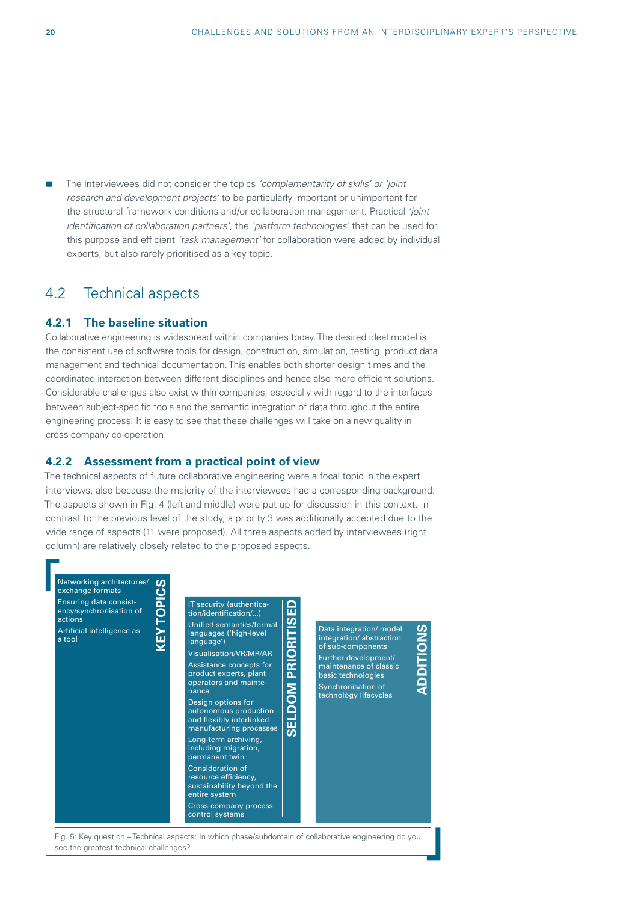- The interviewees did not consider the topics *'complementarity of skills' or 'joint research and development projects'* to be particularly important or unimportant for the structural framework conditions and/or collaboration management. Practical *'joint identification of collaboration partners'*, the *'platform technologies'* that can be used for this purpose and efficient *'task management'* for collaboration were added by individual experts, but also rarely prioritised as a key topic.

## 4.2 Technical aspects

### 4.2.1 The baseline situation

Collaborative engineering is widespread within companies today. The desired ideal model is the consistent use of software tools for design, construction, simulation, testing, product data management and technical documentation. This enables both shorter design times and the coordinated interaction between different disciplines and hence also more efficient solutions. Considerable challenges also exist within companies, especially with regard to the interfaces between subject-specific tools and the semantic integration of data throughout the entire engineering process. It is easy to see that these challenges will take on a new quality in cross-company co-operation.

### 4.2.2 Assessment from a practical point of view

The technical aspects of future collaborative engineering were a focal topic in the expert interviews, also because the majority of the interviewees had a corresponding background. The aspects shown in Fig. 4 (left and middle) were put up for discussion in this context. In contrast to the previous level of the study, a priority 3 was additionally accepted due to the wide range of aspects (11 were proposed). All three aspects added by interviewees (right column) are relatively closely related to the proposed aspects.

| KEY TOPICS | SELDOM PRIORITISED | ADDITIONS |
| --- | --- | --- |
| Networking architectures/ exchange formats | IT security (authentication/identification/...) | Data integration/ model integration/ abstraction of sub-components |
| Ensuring data consistency/synchronisation of actions | Unified semantics/formal languages ('high-level language') | Further development/ maintenance of classic basic technologies |
| Artificial intelligence as a tool | Visualisation/VR/MR/AR | Synchronisation of technology lifecycles |
| | Assistance concepts for product experts, plant operators and maintenance | |
| | Design options for autonomous production and flexibly interlinked manufacturing processes | |
| | Long-term archiving, including migration, permanent twin | |
| | Consideration of resource efficiency, sustainability beyond the entire system | |
| | Cross-company process control systems | |

Fig. 5: Key question – Technical aspects: In which phase/subdomain of collaborative engineering do you see the greatest technical challenges?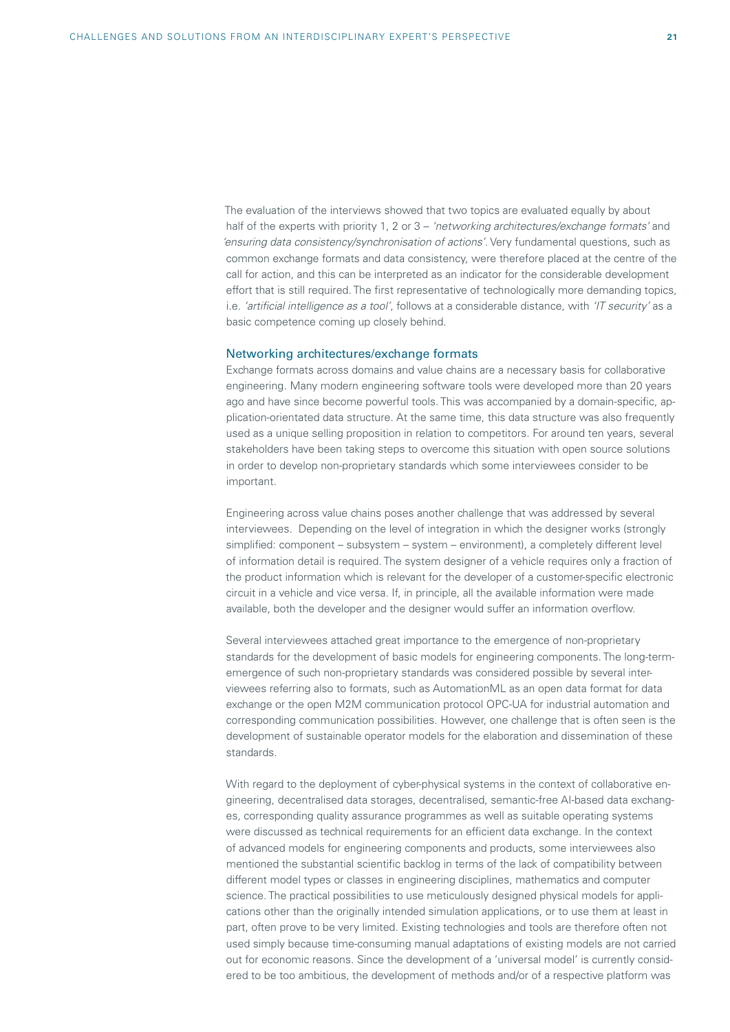The evaluation of the interviews showed that two topics are evaluated equally by about half of the experts with priority 1, 2 or 3 – *'networking architectures/exchange formats'* and *'ensuring data consistency/synchronisation of actions'*. Very fundamental questions, such as common exchange formats and data consistency, were therefore placed at the centre of the call for action, and this can be interpreted as an indicator for the considerable development effort that is still required. The first representative of technologically more demanding topics, i.e. *'artificial intelligence as a tool'*, follows at a considerable distance, with *'IT security'* as a basic competence coming up closely behind.

## Networking architectures/exchange formats

Exchange formats across domains and value chains are a necessary basis for collaborative engineering. Many modern engineering software tools were developed more than 20 years ago and have since become powerful tools. This was accompanied by a domain-specific, application-orientated data structure. At the same time, this data structure was also frequently used as a unique selling proposition in relation to competitors. For around ten years, several stakeholders have been taking steps to overcome this situation with open source solutions in order to develop non-proprietary standards which some interviewees consider to be important.

Engineering across value chains poses another challenge that was addressed by several interviewees. Depending on the level of integration in which the designer works (strongly simplified: component – subsystem – system – environment), a completely different level of information detail is required. The system designer of a vehicle requires only a fraction of the product information which is relevant for the developer of a customer-specific electronic circuit in a vehicle and vice versa. If, in principle, all the available information were made available, both the developer and the designer would suffer an information overflow.

Several interviewees attached great importance to the emergence of non-proprietary standards for the development of basic models for engineering components. The long-term-emergence of such non-proprietary standards was considered possible by several interviewees referring also to formats, such as AutomationML as an open data format for data exchange or the open M2M communication protocol OPC-UA for industrial automation and corresponding communication possibilities. However, one challenge that is often seen is the development of sustainable operator models for the elaboration and dissemination of these standards.

With regard to the deployment of cyber-physical systems in the context of collaborative engineering, decentralised data storages, decentralised, semantic-free AI-based data exchanges, corresponding quality assurance programmes as well as suitable operating systems were discussed as technical requirements for an efficient data exchange. In the context of advanced models for engineering components and products, some interviewees also mentioned the substantial scientific backlog in terms of the lack of compatibility between different model types or classes in engineering disciplines, mathematics and computer science. The practical possibilities to use meticulously designed physical models for applications other than the originally intended simulation applications, or to use them at least in part, often prove to be very limited. Existing technologies and tools are therefore often not used simply because time-consuming manual adaptations of existing models are not carried out for economic reasons. Since the development of a 'universal model' is currently considered to be too ambitious, the development of methods and/or of a respective platform was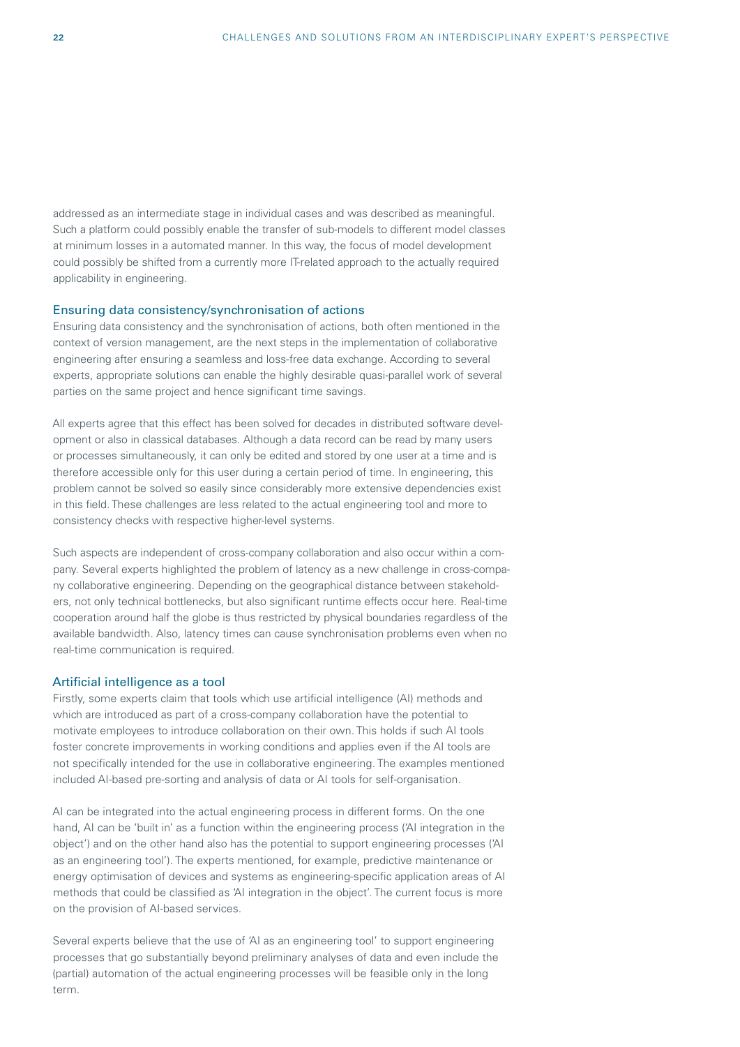addressed as an intermediate stage in individual cases and was described as meaningful. Such a platform could possibly enable the transfer of sub-models to different model classes at minimum losses in a automated manner. In this way, the focus of model development could possibly be shifted from a currently more IT-related approach to the actually required applicability in engineering.

### Ensuring data consistency/synchronisation of actions

Ensuring data consistency and the synchronisation of actions, both often mentioned in the context of version management, are the next steps in the implementation of collaborative engineering after ensuring a seamless and loss-free data exchange. According to several experts, appropriate solutions can enable the highly desirable quasi-parallel work of several parties on the same project and hence significant time savings.

All experts agree that this effect has been solved for decades in distributed software development or also in classical databases. Although a data record can be read by many users or processes simultaneously, it can only be edited and stored by one user at a time and is therefore accessible only for this user during a certain period of time. In engineering, this problem cannot be solved so easily since considerably more extensive dependencies exist in this field. These challenges are less related to the actual engineering tool and more to consistency checks with respective higher-level systems.

Such aspects are independent of cross-company collaboration and also occur within a company. Several experts highlighted the problem of latency as a new challenge in cross-company collaborative engineering. Depending on the geographical distance between stakeholders, not only technical bottlenecks, but also significant runtime effects occur here. Real-time cooperation around half the globe is thus restricted by physical boundaries regardless of the available bandwidth. Also, latency times can cause synchronisation problems even when no real-time communication is required.

### Artificial intelligence as a tool

Firstly, some experts claim that tools which use artificial intelligence (AI) methods and which are introduced as part of a cross-company collaboration have the potential to motivate employees to introduce collaboration on their own. This holds if such AI tools foster concrete improvements in working conditions and applies even if the AI tools are not specifically intended for the use in collaborative engineering. The examples mentioned included AI-based pre-sorting and analysis of data or AI tools for self-organisation.

AI can be integrated into the actual engineering process in different forms. On the one hand, AI can be 'built in' as a function within the engineering process ('AI integration in the object') and on the other hand also has the potential to support engineering processes ('AI as an engineering tool'). The experts mentioned, for example, predictive maintenance or energy optimisation of devices and systems as engineering-specific application areas of AI methods that could be classified as 'AI integration in the object'. The current focus is more on the provision of AI-based services.

Several experts believe that the use of 'AI as an engineering tool' to support engineering processes that go substantially beyond preliminary analyses of data and even include the (partial) automation of the actual engineering processes will be feasible only in the long term.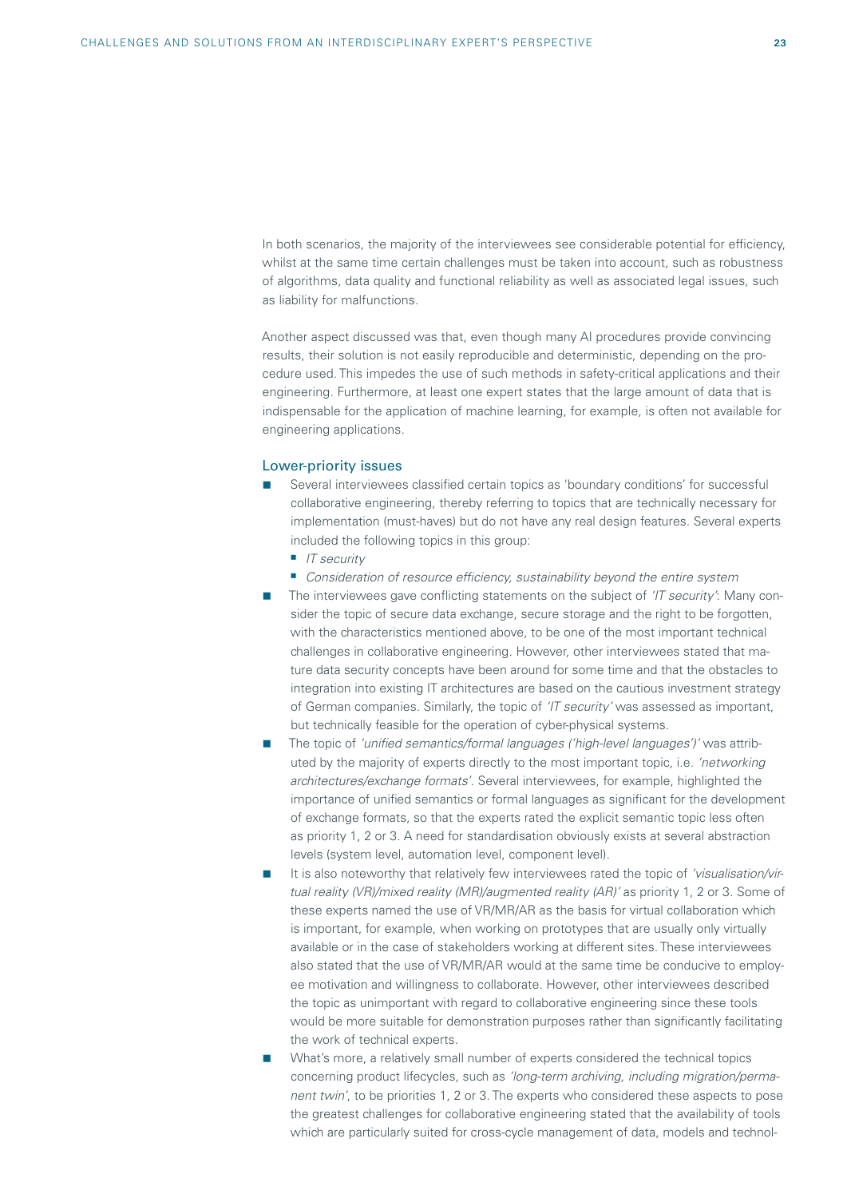In both scenarios, the majority of the interviewees see considerable potential for efficiency, whilst at the same time certain challenges must be taken into account, such as robustness of algorithms, data quality and functional reliability as well as associated legal issues, such as liability for malfunctions.

Another aspect discussed was that, even though many AI procedures provide convincing results, their solution is not easily reproducible and deterministic, depending on the procedure used. This impedes the use of such methods in safety-critical applications and their engineering. Furthermore, at least one expert states that the large amount of data that is indispensable for the application of machine learning, for example, is often not available for engineering applications.

### Lower-priority issues

- Several interviewees classified certain topics as 'boundary conditions' for successful collaborative engineering, thereby referring to topics that are technically necessary for implementation (must-haves) but do not have any real design features. Several experts included the following topics in this group:
  - *IT security*
  - *Consideration of resource efficiency, sustainability beyond the entire system*
- The interviewees gave conflicting statements on the subject of *'IT security'*: Many consider the topic of secure data exchange, secure storage and the right to be forgotten, with the characteristics mentioned above, to be one of the most important technical challenges in collaborative engineering. However, other interviewees stated that mature data security concepts have been around for some time and that the obstacles to integration into existing IT architectures are based on the cautious investment strategy of German companies. Similarly, the topic of *'IT security'* was assessed as important, but technically feasible for the operation of cyber-physical systems.
- The topic of *'unified semantics/formal languages ('high-level languages')'* was attributed by the majority of experts directly to the most important topic, i.e. *'networking architectures/exchange formats'*. Several interviewees, for example, highlighted the importance of unified semantics or formal languages as significant for the development of exchange formats, so that the experts rated the explicit semantic topic less often as priority 1, 2 or 3. A need for standardisation obviously exists at several abstraction levels (system level, automation level, component level).
- It is also noteworthy that relatively few interviewees rated the topic of *'visualisation/virtual reality (VR)/mixed reality (MR)/augmented reality (AR)'* as priority 1, 2 or 3. Some of these experts named the use of VR/MR/AR as the basis for virtual collaboration which is important, for example, when working on prototypes that are usually only virtually available or in the case of stakeholders working at different sites. These interviewees also stated that the use of VR/MR/AR would at the same time be conducive to employee motivation and willingness to collaborate. However, other interviewees described the topic as unimportant with regard to collaborative engineering since these tools would be more suitable for demonstration purposes rather than significantly facilitating the work of technical experts.
- What's more, a relatively small number of experts considered the technical topics concerning product lifecycles, such as *'long-term archiving, including migration/permanent twin'*, to be priorities 1, 2 or 3. The experts who considered these aspects to pose the greatest challenges for collaborative engineering stated that the availability of tools which are particularly suited for cross-cycle management of data, models and technol-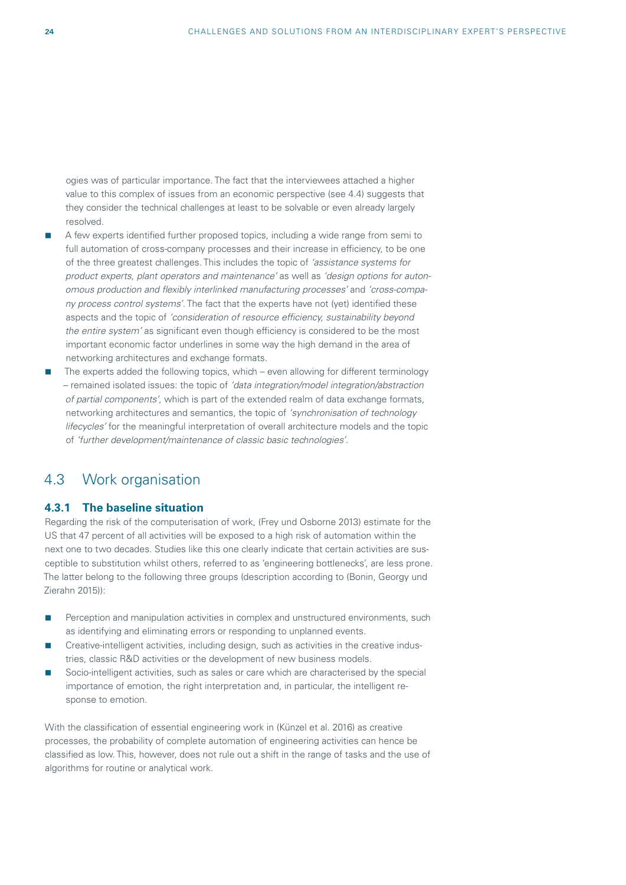ogies was of particular importance. The fact that the interviewees attached a higher value to this complex of issues from an economic perspective (see 4.4) suggests that they consider the technical challenges at least to be solvable or even already largely resolved.

- A few experts identified further proposed topics, including a wide range from semi to full automation of cross-company processes and their increase in efficiency, to be one of the three greatest challenges. This includes the topic of *'assistance systems for product experts, plant operators and maintenance'* as well as *'design options for autonomous production and flexibly interlinked manufacturing processes'* and *'cross-company process control systems'*. The fact that the experts have not (yet) identified these aspects and the topic of *'consideration of resource efficiency, sustainability beyond the entire system'* as significant even though efficiency is considered to be the most important economic factor underlines in some way the high demand in the area of networking architectures and exchange formats.
- The experts added the following topics, which – even allowing for different terminology – remained isolated issues: the topic of *'data integration/model integration/abstraction of partial components'*, which is part of the extended realm of data exchange formats, networking architectures and semantics, the topic of *'synchronisation of technology lifecycles'* for the meaningful interpretation of overall architecture models and the topic of *'further development/maintenance of classic basic technologies'*.

## 4.3 Work organisation

### 4.3.1 The baseline situation

Regarding the risk of the computerisation of work, (Frey und Osborne 2013) estimate for the US that 47 percent of all activities will be exposed to a high risk of automation within the next one to two decades. Studies like this one clearly indicate that certain activities are susceptible to substitution whilst others, referred to as 'engineering bottlenecks', are less prone. The latter belong to the following three groups (description according to (Bonin, Georgy und Zierahn 2015)):

- Perception and manipulation activities in complex and unstructured environments, such as identifying and eliminating errors or responding to unplanned events.
- Creative-intelligent activities, including design, such as activities in the creative industries, classic R&D activities or the development of new business models.
- Socio-intelligent activities, such as sales or care which are characterised by the special importance of emotion, the right interpretation and, in particular, the intelligent response to emotion.

With the classification of essential engineering work in (Künzel et al. 2016) as creative processes, the probability of complete automation of engineering activities can hence be classified as low. This, however, does not rule out a shift in the range of tasks and the use of algorithms for routine or analytical work.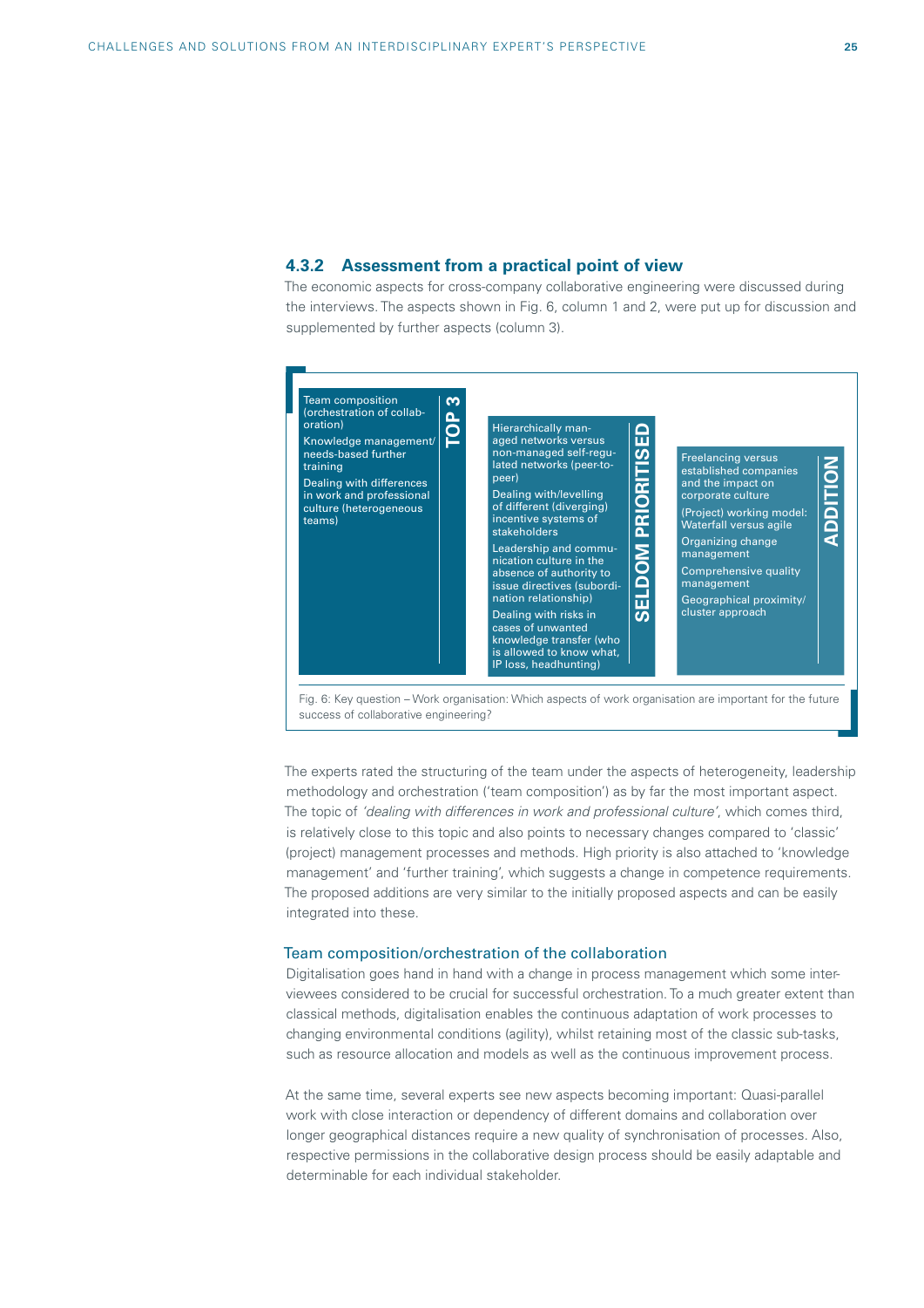### 4.3.2 Assessment from a practical point of view

The economic aspects for cross-company collaborative engineering were discussed during the interviews. The aspects shown in Fig. 6, column 1 and 2, were put up for discussion and supplemented by further aspects (column 3).

| TOP 3 | SELDOM PRIORITISED | ADDITION |
|---|---|---|
| Team composition (orchestration of collaboration) | Hierarchically managed networks versus non-managed self-regulated networks (peer-to-peer) | Freelancing versus established companies and the impact on corporate culture |
| Knowledge management/ needs-based further training | Dealing with/levelling of different (diverging) incentive systems of stakeholders | (Project) working model: Waterfall versus agile |
| Dealing with differences in work and professional culture (heterogeneous teams) | Leadership and communication culture in the absence of authority to issue directives (subordination relationship) | Organizing change management |
| | Dealing with risks in cases of unwanted knowledge transfer (who is allowed to know what, IP loss, headhunting) | Comprehensive quality management |
| | | Geographical proximity/ cluster approach |

Fig. 6: Key question – Work organisation: Which aspects of work organisation are important for the future success of collaborative engineering?

The experts rated the structuring of the team under the aspects of heterogeneity, leadership methodology and orchestration ('team composition') as by far the most important aspect. The topic of *'dealing with differences in work and professional culture'*, which comes third, is relatively close to this topic and also points to necessary changes compared to 'classic' (project) management processes and methods. High priority is also attached to 'knowledge management' and 'further training', which suggests a change in competence requirements. The proposed additions are very similar to the initially proposed aspects and can be easily integrated into these.

#### Team composition/orchestration of the collaboration

Digitalisation goes hand in hand with a change in process management which some interviewees considered to be crucial for successful orchestration. To a much greater extent than classical methods, digitalisation enables the continuous adaptation of work processes to changing environmental conditions (agility), whilst retaining most of the classic sub-tasks, such as resource allocation and models as well as the continuous improvement process.

At the same time, several experts see new aspects becoming important: Quasi-parallel work with close interaction or dependency of different domains and collaboration over longer geographical distances require a new quality of synchronisation of processes. Also, respective permissions in the collaborative design process should be easily adaptable and determinable for each individual stakeholder.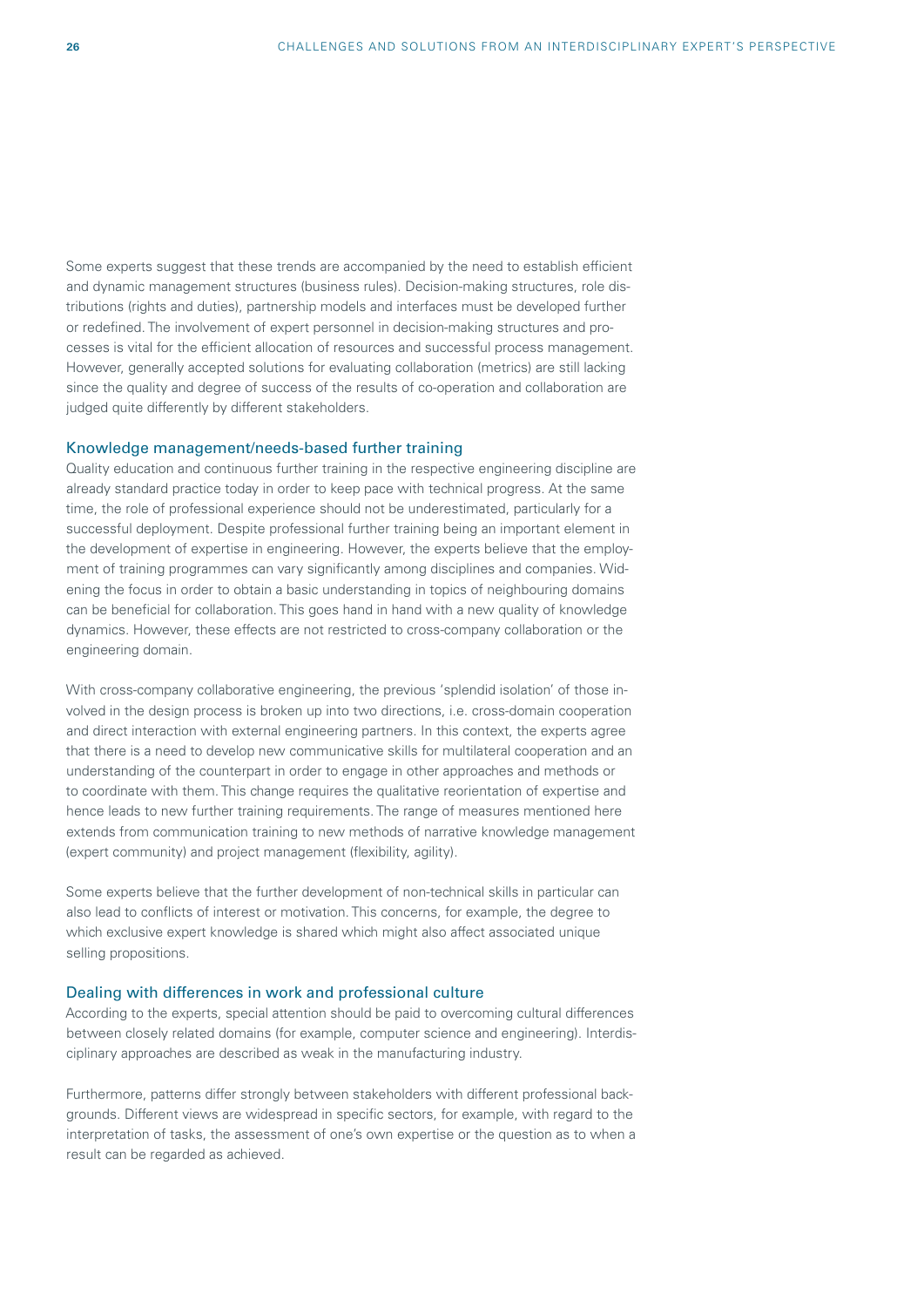Some experts suggest that these trends are accompanied by the need to establish efficient and dynamic management structures (business rules). Decision-making structures, role distributions (rights and duties), partnership models and interfaces must be developed further or redefined. The involvement of expert personnel in decision-making structures and processes is vital for the efficient allocation of resources and successful process management. However, generally accepted solutions for evaluating collaboration (metrics) are still lacking since the quality and degree of success of the results of co-operation and collaboration are judged quite differently by different stakeholders.

## Knowledge management/needs-based further training

Quality education and continuous further training in the respective engineering discipline are already standard practice today in order to keep pace with technical progress. At the same time, the role of professional experience should not be underestimated, particularly for a successful deployment. Despite professional further training being an important element in the development of expertise in engineering. However, the experts believe that the employment of training programmes can vary significantly among disciplines and companies. Widening the focus in order to obtain a basic understanding in topics of neighbouring domains can be beneficial for collaboration. This goes hand in hand with a new quality of knowledge dynamics. However, these effects are not restricted to cross-company collaboration or the engineering domain.

With cross-company collaborative engineering, the previous 'splendid isolation' of those involved in the design process is broken up into two directions, i.e. cross-domain cooperation and direct interaction with external engineering partners. In this context, the experts agree that there is a need to develop new communicative skills for multilateral cooperation and an understanding of the counterpart in order to engage in other approaches and methods or to coordinate with them. This change requires the qualitative reorientation of expertise and hence leads to new further training requirements. The range of measures mentioned here extends from communication training to new methods of narrative knowledge management (expert community) and project management (flexibility, agility).

Some experts believe that the further development of non-technical skills in particular can also lead to conflicts of interest or motivation. This concerns, for example, the degree to which exclusive expert knowledge is shared which might also affect associated unique selling propositions.

## Dealing with differences in work and professional culture

According to the experts, special attention should be paid to overcoming cultural differences between closely related domains (for example, computer science and engineering). Interdisciplinary approaches are described as weak in the manufacturing industry.

Furthermore, patterns differ strongly between stakeholders with different professional backgrounds. Different views are widespread in specific sectors, for example, with regard to the interpretation of tasks, the assessment of one's own expertise or the question as to when a result can be regarded as achieved.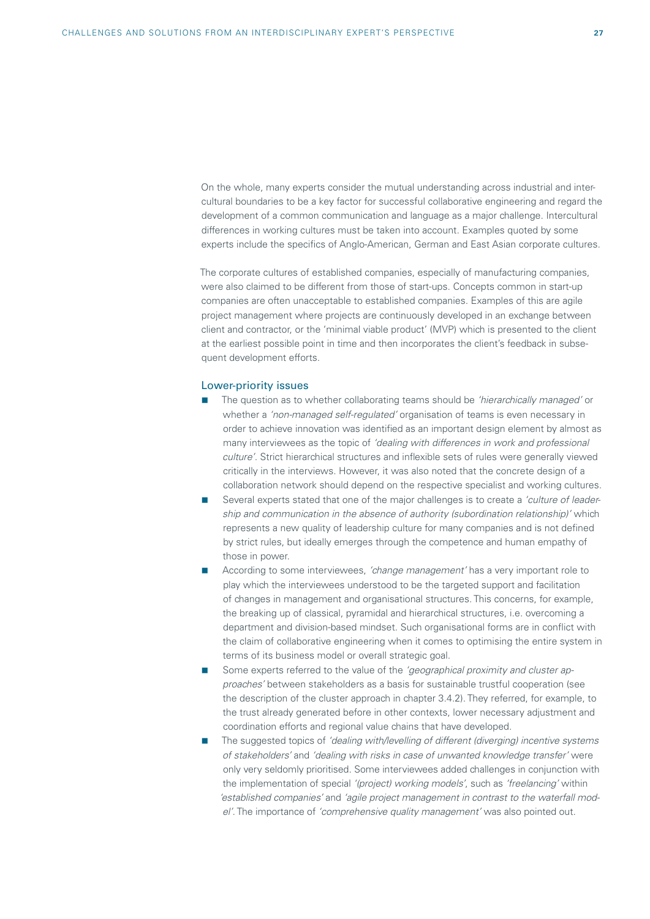On the whole, many experts consider the mutual understanding across industrial and intercultural boundaries to be a key factor for successful collaborative engineering and regard the development of a common communication and language as a major challenge. Intercultural differences in working cultures must be taken into account. Examples quoted by some experts include the specifics of Anglo-American, German and East Asian corporate cultures.

The corporate cultures of established companies, especially of manufacturing companies, were also claimed to be different from those of start-ups. Concepts common in start-up companies are often unacceptable to established companies. Examples of this are agile project management where projects are continuously developed in an exchange between client and contractor, or the 'minimal viable product' (MVP) which is presented to the client at the earliest possible point in time and then incorporates the client's feedback in subsequent development efforts.

### Lower-priority issues

- The question as to whether collaborating teams should be *'hierarchically managed'* or whether a *'non-managed self-regulated'* organisation of teams is even necessary in order to achieve innovation was identified as an important design element by almost as many interviewees as the topic of *'dealing with differences in work and professional culture'*. Strict hierarchical structures and inflexible sets of rules were generally viewed critically in the interviews. However, it was also noted that the concrete design of a collaboration network should depend on the respective specialist and working cultures.
- Several experts stated that one of the major challenges is to create a *'culture of leadership and communication in the absence of authority (subordination relationship)'* which represents a new quality of leadership culture for many companies and is not defined by strict rules, but ideally emerges through the competence and human empathy of those in power.
- According to some interviewees, *'change management'* has a very important role to play which the interviewees understood to be the targeted support and facilitation of changes in management and organisational structures. This concerns, for example, the breaking up of classical, pyramidal and hierarchical structures, i.e. overcoming a department and division-based mindset. Such organisational forms are in conflict with the claim of collaborative engineering when it comes to optimising the entire system in terms of its business model or overall strategic goal.
- Some experts referred to the value of the *'geographical proximity and cluster approaches'* between stakeholders as a basis for sustainable trustful cooperation (see the description of the cluster approach in chapter 3.4.2). They referred, for example, to the trust already generated before in other contexts, lower necessary adjustment and coordination efforts and regional value chains that have developed.
- The suggested topics of *'dealing with/levelling of different (diverging) incentive systems of stakeholders'* and *'dealing with risks in case of unwanted knowledge transfer'* were only very seldomly prioritised. Some interviewees added challenges in conjunction with the implementation of special *'(project) working models'*, such as *'freelancing'* within *'established companies'* and *'agile project management in contrast to the waterfall model'*. The importance of *'comprehensive quality management'* was also pointed out.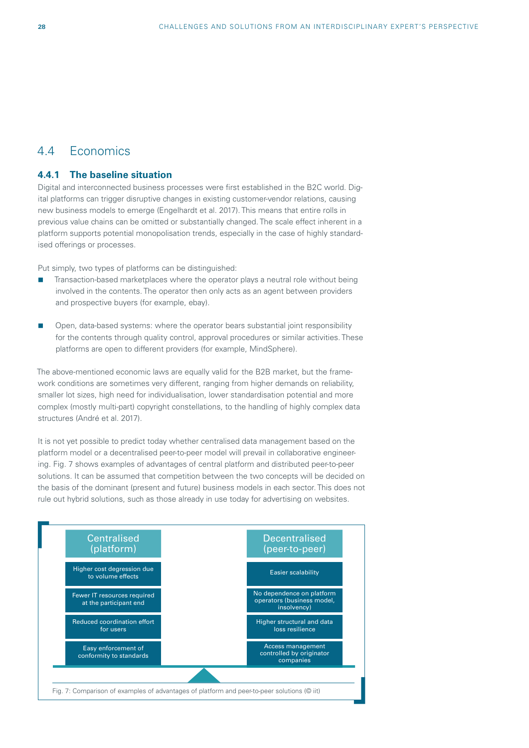## 4.4 Economics

### 4.4.1 The baseline situation

Digital and interconnected business processes were first established in the B2C world. Digital platforms can trigger disruptive changes in existing customer-vendor relations, causing new business models to emerge (Engelhardt et al. 2017). This means that entire rolls in previous value chains can be omitted or substantially changed. The scale effect inherent in a platform supports potential monopolisation trends, especially in the case of highly standardised offerings or processes.

Put simply, two types of platforms can be distinguished:

- Transaction-based marketplaces where the operator plays a neutral role without being involved in the contents. The operator then only acts as an agent between providers and prospective buyers (for example, ebay).
- Open, data-based systems: where the operator bears substantial joint responsibility for the contents through quality control, approval procedures or similar activities. These platforms are open to different providers (for example, MindSphere).

The above-mentioned economic laws are equally valid for the B2B market, but the framework conditions are sometimes very different, ranging from higher demands on reliability, smaller lot sizes, high need for individualisation, lower standardisation potential and more complex (mostly multi-part) copyright constellations, to the handling of highly complex data structures (André et al. 2017).

It is not yet possible to predict today whether centralised data management based on the platform model or a decentralised peer-to-peer model will prevail in collaborative engineering. Fig. 7 shows examples of advantages of central platform and distributed peer-to-peer solutions. It can be assumed that competition between the two concepts will be decided on the basis of the dominant (present and future) business models in each sector. This does not rule out hybrid solutions, such as those already in use today for advertising on websites.

| Centralised (platform) | Decentralised (peer-to-peer) |
|---|---|
| Higher cost degression due to volume effects | Easier scalability |
| Fewer IT resources required at the participant end | No dependence on platform operators (business model, insolvency) |
| Reduced coordination effort for users | Higher structural and data loss resilience |
| Easy enforcement of conformity to standards | Access management controlled by originator companies |

Fig. 7: Comparison of examples of advantages of platform and peer-to-peer solutions (© iit)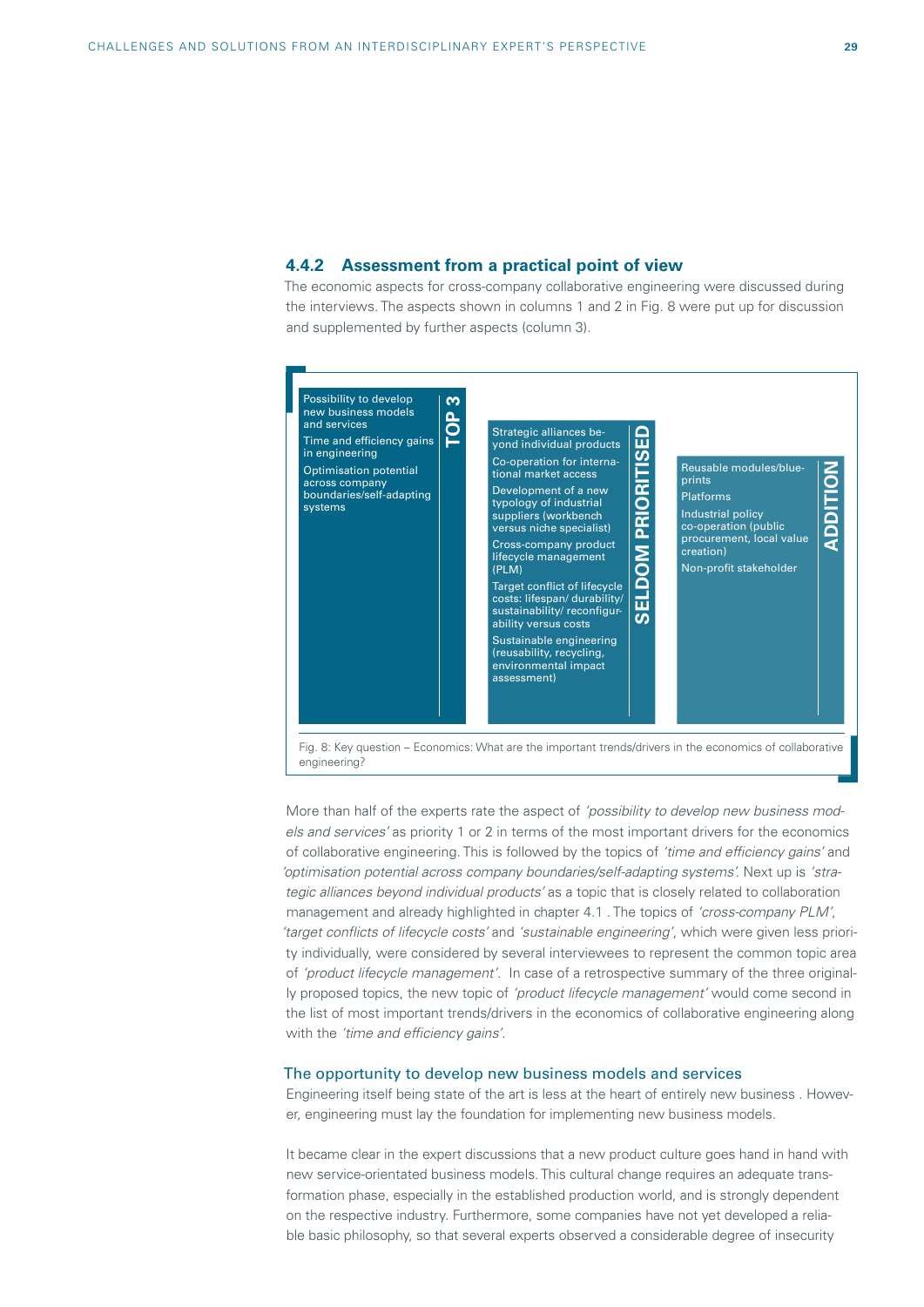### 4.4.2 Assessment from a practical point of view

The economic aspects for cross-company collaborative engineering were discussed during the interviews. The aspects shown in columns 1 and 2 in Fig. 8 were put up for discussion and supplemented by further aspects (column 3).

| TOP 3 | SELDOM PRIORITISED | ADDITION |
|---|---|---|
| Possibility to develop new business models and services | Strategic alliances beyond individual products | Reusable modules/blueprints |
| Time and efficiency gains in engineering | Co-operation for international market access | Platforms |
| Optimisation potential across company boundaries/self-adapting systems | Development of a new typology of industrial suppliers (workbench versus niche specialist) | Industrial policy co-operation (public procurement, local value creation) |
| | Cross-company product lifecycle management (PLM) | Non-profit stakeholder |
| | Target conflict of lifecycle costs: lifespan/ durability/ sustainability/ reconfigurability versus costs | |
| | Sustainable engineering (reusability, recycling, environmental impact assessment) | |

Fig. 8: Key question – Economics: What are the important trends/drivers in the economics of collaborative engineering?

More than half of the experts rate the aspect of *'possibility to develop new business models and services'* as priority 1 or 2 in terms of the most important drivers for the economics of collaborative engineering. This is followed by the topics of *'time and efficiency gains'* and *'optimisation potential across company boundaries/self-adapting systems'*. Next up is *'strategic alliances beyond individual products'* as a topic that is closely related to collaboration management and already highlighted in chapter 4.1 . The topics of *'cross-company PLM'*, *'target conflicts of lifecycle costs'* and *'sustainable engineering'*, which were given less priority individually, were considered by several interviewees to represent the common topic area of *'product lifecycle management'*. In case of a retrospective summary of the three originally proposed topics, the new topic of *'product lifecycle management'* would come second in the list of most important trends/drivers in the economics of collaborative engineering along with the *'time and efficiency gains'*.

#### The opportunity to develop new business models and services

Engineering itself being state of the art is less at the heart of entirely new business . However, engineering must lay the foundation for implementing new business models.

It became clear in the expert discussions that a new product culture goes hand in hand with new service-orientated business models. This cultural change requires an adequate transformation phase, especially in the established production world, and is strongly dependent on the respective industry. Furthermore, some companies have not yet developed a reliable basic philosophy, so that several experts observed a considerable degree of insecurity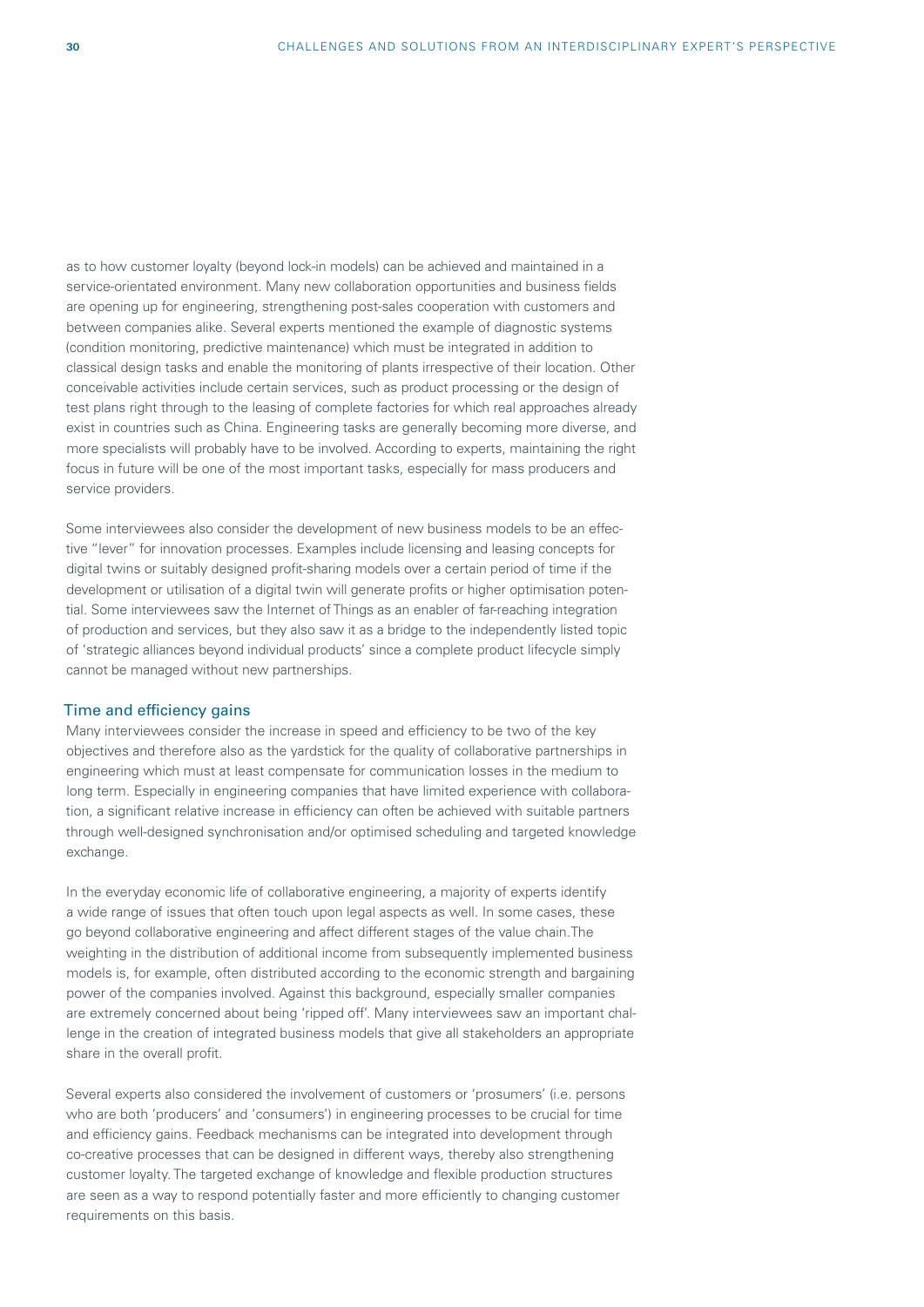as to how customer loyalty (beyond lock-in models) can be achieved and maintained in a service-orientated environment. Many new collaboration opportunities and business fields are opening up for engineering, strengthening post-sales cooperation with customers and between companies alike. Several experts mentioned the example of diagnostic systems (condition monitoring, predictive maintenance) which must be integrated in addition to classical design tasks and enable the monitoring of plants irrespective of their location. Other conceivable activities include certain services, such as product processing or the design of test plans right through to the leasing of complete factories for which real approaches already exist in countries such as China. Engineering tasks are generally becoming more diverse, and more specialists will probably have to be involved. According to experts, maintaining the right focus in future will be one of the most important tasks, especially for mass producers and service providers.

Some interviewees also consider the development of new business models to be an effective "lever" for innovation processes. Examples include licensing and leasing concepts for digital twins or suitably designed profit-sharing models over a certain period of time if the development or utilisation of a digital twin will generate profits or higher optimisation potential. Some interviewees saw the Internet of Things as an enabler of far-reaching integration of production and services, but they also saw it as a bridge to the independently listed topic of 'strategic alliances beyond individual products' since a complete product lifecycle simply cannot be managed without new partnerships.

## Time and efficiency gains

Many interviewees consider the increase in speed and efficiency to be two of the key objectives and therefore also as the yardstick for the quality of collaborative partnerships in engineering which must at least compensate for communication losses in the medium to long term. Especially in engineering companies that have limited experience with collaboration, a significant relative increase in efficiency can often be achieved with suitable partners through well-designed synchronisation and/or optimised scheduling and targeted knowledge exchange.

In the everyday economic life of collaborative engineering, a majority of experts identify a wide range of issues that often touch upon legal aspects as well. In some cases, these go beyond collaborative engineering and affect different stages of the value chain. The weighting in the distribution of additional income from subsequently implemented business models is, for example, often distributed according to the economic strength and bargaining power of the companies involved. Against this background, especially smaller companies are extremely concerned about being 'ripped off'. Many interviewees saw an important challenge in the creation of integrated business models that give all stakeholders an appropriate share in the overall profit.

Several experts also considered the involvement of customers or 'prosumers' (i.e. persons who are both 'producers' and 'consumers') in engineering processes to be crucial for time and efficiency gains. Feedback mechanisms can be integrated into development through co-creative processes that can be designed in different ways, thereby also strengthening customer loyalty. The targeted exchange of knowledge and flexible production structures are seen as a way to respond potentially faster and more efficiently to changing customer requirements on this basis.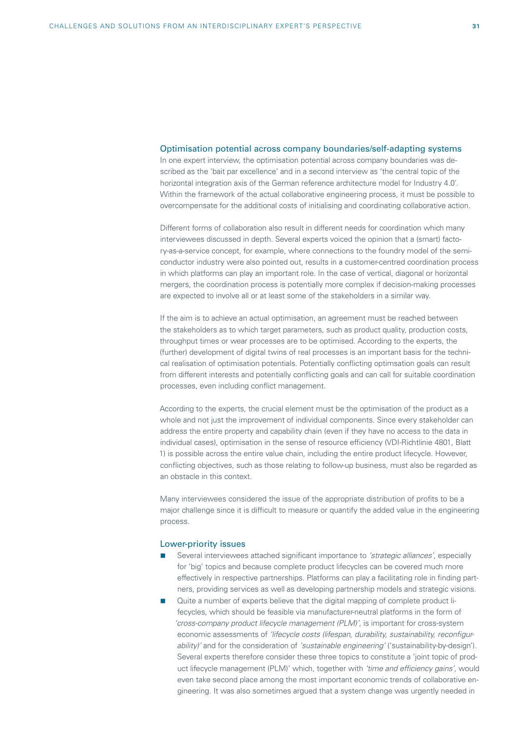## Optimisation potential across company boundaries/self-adapting systems

In one expert interview, the optimisation potential across company boundaries was described as the 'bait par excellence' and in a second interview as 'the central topic of the horizontal integration axis of the German reference architecture model for Industry 4.0'. Within the framework of the actual collaborative engineering process, it must be possible to overcompensate for the additional costs of initialising and coordinating collaborative action.

Different forms of collaboration also result in different needs for coordination which many interviewees discussed in depth. Several experts voiced the opinion that a (smart) factory-as-a-service concept, for example, where connections to the foundry model of the semiconductor industry were also pointed out, results in a customer-centred coordination process in which platforms can play an important role. In the case of vertical, diagonal or horizontal mergers, the coordination process is potentially more complex if decision-making processes are expected to involve all or at least some of the stakeholders in a similar way.

If the aim is to achieve an actual optimisation, an agreement must be reached between the stakeholders as to which target parameters, such as product quality, production costs, throughput times or wear processes are to be optimised. According to the experts, the (further) development of digital twins of real processes is an important basis for the technical realisation of optimisation potentials. Potentially conflicting optimsation goals can result from different interests and potentially conflicting goals and can call for suitable coordination processes, even including conflict management.

According to the experts, the crucial element must be the optimisation of the product as a whole and not just the improvement of individual components. Since every stakeholder can address the entire property and capability chain (even if they have no access to the data in individual cases), optimisation in the sense of resource efficiency (VDI-Richtlinie 4801, Blatt 1) is possible across the entire value chain, including the entire product lifecycle. However, conflicting objectives, such as those relating to follow-up business, must also be regarded as an obstacle in this context.

Many interviewees considered the issue of the appropriate distribution of profits to be a major challenge since it is difficult to measure or quantify the added value in the engineering process.

## Lower-priority issues

- Several interviewees attached significant importance to *'strategic alliances'*, especially for 'big' topics and because complete product lifecycles can be covered much more effectively in respective partnerships. Platforms can play a facilitating role in finding partners, providing services as well as developing partnership models and strategic visions.
- Quite a number of experts believe that the digital mapping of complete product lifecycles, which should be feasible via manufacturer-neutral platforms in the form of *'cross-company product lifecycle management (PLM)'*, is important for cross-system economic assessments of *'lifecycle costs (lifespan, durability, sustainability, reconfigurability)'* and for the consideration of *'sustainable engineering'* ('sustainability-by-design'). Several experts therefore consider these three topics to constitute a 'joint topic of product lifecycle management (PLM)' which, together with *'time and efficiency gains'*, would even take second place among the most important economic trends of collaborative engineering. It was also sometimes argued that a system change was urgently needed in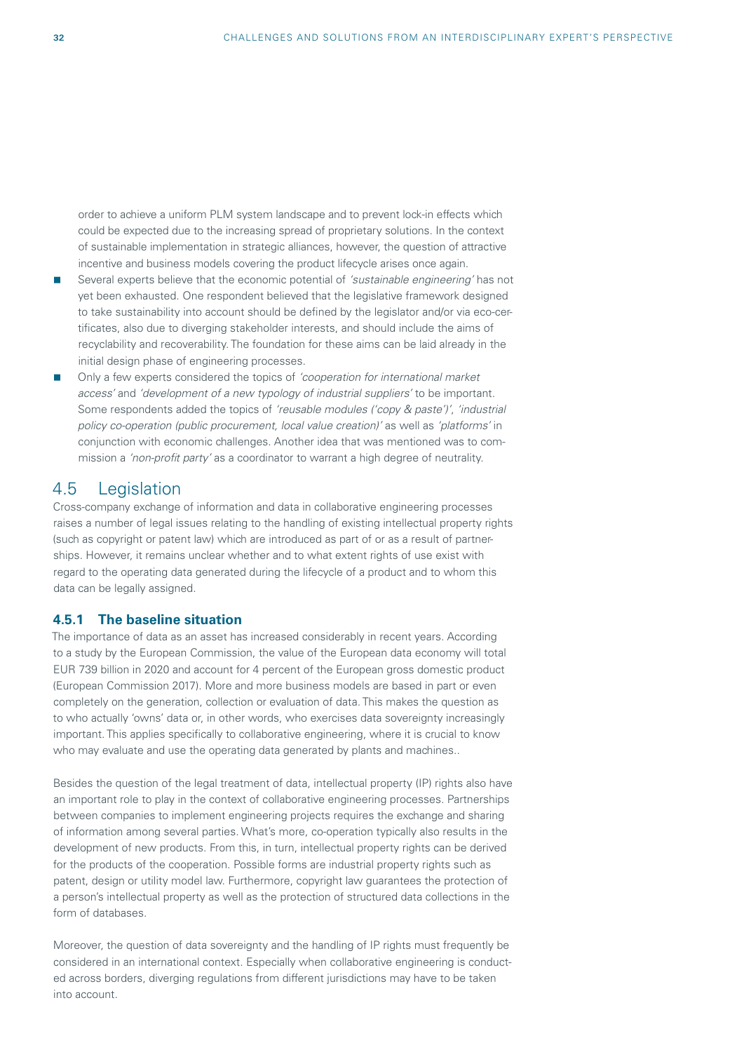order to achieve a uniform PLM system landscape and to prevent lock-in effects which could be expected due to the increasing spread of proprietary solutions. In the context of sustainable implementation in strategic alliances, however, the question of attractive incentive and business models covering the product lifecycle arises once again.

- Several experts believe that the economic potential of *'sustainable engineering'* has not yet been exhausted. One respondent believed that the legislative framework designed to take sustainability into account should be defined by the legislator and/or via eco-certificates, also due to diverging stakeholder interests, and should include the aims of recyclability and recoverability. The foundation for these aims can be laid already in the initial design phase of engineering processes.
- Only a few experts considered the topics of *'cooperation for international market access'* and *'development of a new typology of industrial suppliers'* to be important. Some respondents added the topics of *'reusable modules ('copy & paste')'*, *'industrial policy co-operation (public procurement, local value creation)'* as well as *'platforms'* in conjunction with economic challenges. Another idea that was mentioned was to commission a *'non-profit party'* as a coordinator to warrant a high degree of neutrality.

## 4.5 Legislation

Cross-company exchange of information and data in collaborative engineering processes raises a number of legal issues relating to the handling of existing intellectual property rights (such as copyright or patent law) which are introduced as part of or as a result of partnerships. However, it remains unclear whether and to what extent rights of use exist with regard to the operating data generated during the lifecycle of a product and to whom this data can be legally assigned.

### 4.5.1 The baseline situation

The importance of data as an asset has increased considerably in recent years. According to a study by the European Commission, the value of the European data economy will total EUR 739 billion in 2020 and account for 4 percent of the European gross domestic product (European Commission 2017). More and more business models are based in part or even completely on the generation, collection or evaluation of data. This makes the question as to who actually 'owns' data or, in other words, who exercises data sovereignty increasingly important. This applies specifically to collaborative engineering, where it is crucial to know who may evaluate and use the operating data generated by plants and machines..

Besides the question of the legal treatment of data, intellectual property (IP) rights also have an important role to play in the context of collaborative engineering processes. Partnerships between companies to implement engineering projects requires the exchange and sharing of information among several parties. What's more, co-operation typically also results in the development of new products. From this, in turn, intellectual property rights can be derived for the products of the cooperation. Possible forms are industrial property rights such as patent, design or utility model law. Furthermore, copyright law guarantees the protection of a person's intellectual property as well as the protection of structured data collections in the form of databases.

Moreover, the question of data sovereignty and the handling of IP rights must frequently be considered in an international context. Especially when collaborative engineering is conducted across borders, diverging regulations from different jurisdictions may have to be taken into account.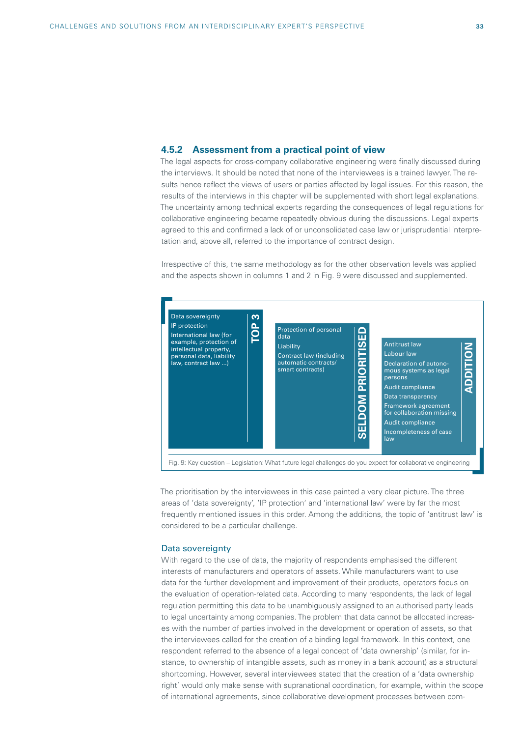### 4.5.2 Assessment from a practical point of view

The legal aspects for cross-company collaborative engineering were finally discussed during the interviews. It should be noted that none of the interviewees is a trained lawyer. The results hence reflect the views of users or parties affected by legal issues. For this reason, the results of the interviews in this chapter will be supplemented with short legal explanations. The uncertainty among technical experts regarding the consequences of legal regulations for collaborative engineering became repeatedly obvious during the discussions. Legal experts agreed to this and confirmed a lack of or unconsolidated case law or jurisprudential interpretation and, above all, referred to the importance of contract design.

Irrespective of this, the same methodology as for the other observation levels was applied and the aspects shown in columns 1 and 2 in Fig. 9 were discussed and supplemented.

| TOP 3 | SELDOM PRIORITISED | ADDITION |
|---|---|---|
| Data sovereignty | Protection of personal data | Antitrust law |
| IP protection | Liability | Labour law |
| International law (for example, protection of intellectual property, personal data, liability law, contract law ...) | Contract law (including automatic contracts/ smart contracts) | Declaration of autonomous systems as legal persons |
| | | Audit compliance |
| | | Data transparency |
| | | Framework agreement for collaboration missing |
| | | Audit compliance |
| | | Incompleteness of case law |

Fig. 9: Key question – Legislation: What future legal challenges do you expect for collaborative engineering

The prioritisation by the interviewees in this case painted a very clear picture. The three areas of 'data sovereignty', 'IP protection' and 'international law' were by far the most frequently mentioned issues in this order. Among the additions, the topic of 'antitrust law' is considered to be a particular challenge.

#### Data sovereignty

With regard to the use of data, the majority of respondents emphasised the different interests of manufacturers and operators of assets. While manufacturers want to use data for the further development and improvement of their products, operators focus on the evaluation of operation-related data. According to many respondents, the lack of legal regulation permitting this data to be unambiguously assigned to an authorised party leads to legal uncertainty among companies. The problem that data cannot be allocated increases with the number of parties involved in the development or operation of assets, so that the interviewees called for the creation of a binding legal framework. In this context, one respondent referred to the absence of a legal concept of 'data ownership' (similar, for instance, to ownership of intangible assets, such as money in a bank account) as a structural shortcoming. However, several interviewees stated that the creation of a 'data ownership right' would only make sense with supranational coordination, for example, within the scope of international agreements, since collaborative development processes between com-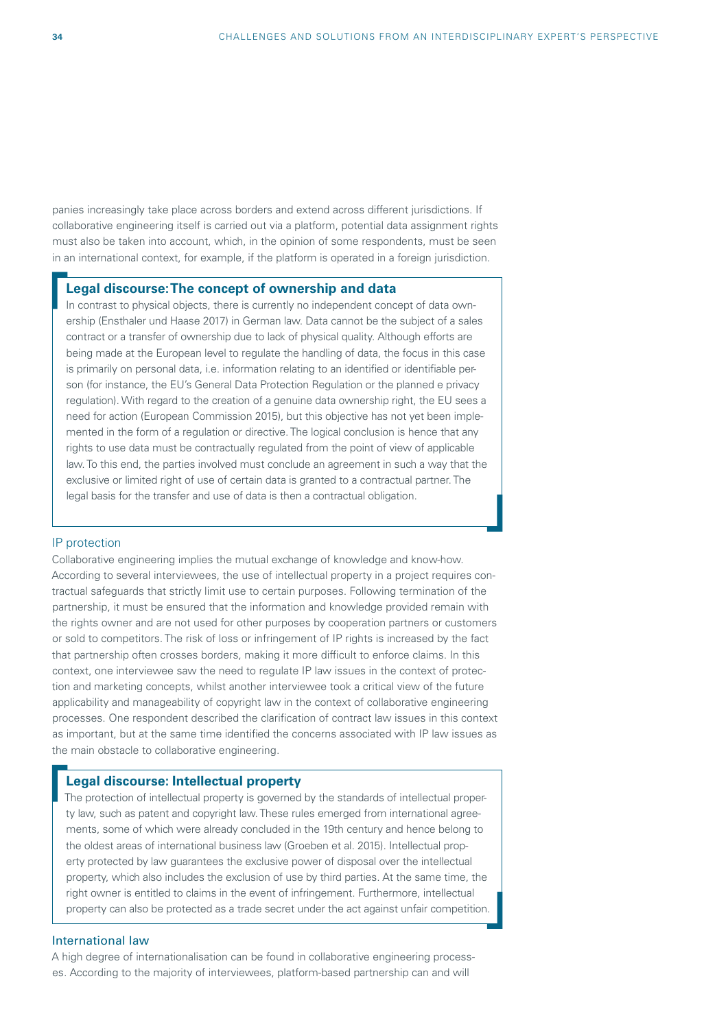panies increasingly take place across borders and extend across different jurisdictions. If collaborative engineering itself is carried out via a platform, potential data assignment rights must also be taken into account, which, in the opinion of some respondents, must be seen in an international context, for example, if the platform is operated in a foreign jurisdiction.

> **Legal discourse: The concept of ownership and data**
>
> In contrast to physical objects, there is currently no independent concept of data ownership (Ensthaler und Haase 2017) in German law. Data cannot be the subject of a sales contract or a transfer of ownership due to lack of physical quality. Although efforts are being made at the European level to regulate the handling of data, the focus in this case is primarily on personal data, i.e. information relating to an identified or identifiable person (for instance, the EU's General Data Protection Regulation or the planned e privacy regulation). With regard to the creation of a genuine data ownership right, the EU sees a need for action (European Commission 2015), but this objective has not yet been implemented in the form of a regulation or directive. The logical conclusion is hence that any rights to use data must be contractually regulated from the point of view of applicable law. To this end, the parties involved must conclude an agreement in such a way that the exclusive or limited right of use of certain data is granted to a contractual partner. The legal basis for the transfer and use of data is then a contractual obligation.

### IP protection

Collaborative engineering implies the mutual exchange of knowledge and know-how. According to several interviewees, the use of intellectual property in a project requires contractual safeguards that strictly limit use to certain purposes. Following termination of the partnership, it must be ensured that the information and knowledge provided remain with the rights owner and are not used for other purposes by cooperation partners or customers or sold to competitors. The risk of loss or infringement of IP rights is increased by the fact that partnership often crosses borders, making it more difficult to enforce claims. In this context, one interviewee saw the need to regulate IP law issues in the context of protection and marketing concepts, whilst another interviewee took a critical view of the future applicability and manageability of copyright law in the context of collaborative engineering processes. One respondent described the clarification of contract law issues in this context as important, but at the same time identified the concerns associated with IP law issues as the main obstacle to collaborative engineering.

> **Legal discourse: Intellectual property**
>
> The protection of intellectual property is governed by the standards of intellectual property law, such as patent and copyright law. These rules emerged from international agreements, some of which were already concluded in the 19th century and hence belong to the oldest areas of international business law (Groeben et al. 2015). Intellectual property protected by law guarantees the exclusive power of disposal over the intellectual property, which also includes the exclusion of use by third parties. At the same time, the right owner is entitled to claims in the event of infringement. Furthermore, intellectual property can also be protected as a trade secret under the act against unfair competition.

### International law

A high degree of internationalisation can be found in collaborative engineering processes. According to the majority of interviewees, platform-based partnership can and will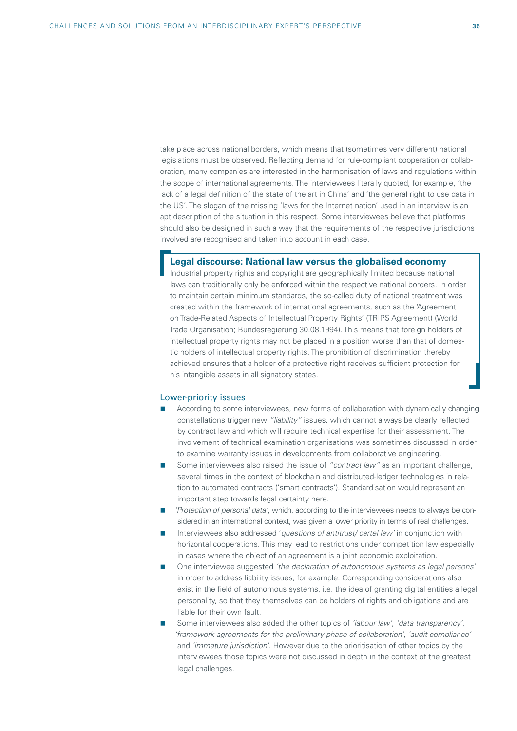take place across national borders, which means that (sometimes very different) national legislations must be observed. Reflecting demand for rule-compliant cooperation or collaboration, many companies are interested in the harmonisation of laws and regulations within the scope of international agreements. The interviewees literally quoted, for example, 'the lack of a legal definition of the state of the art in China' and 'the general right to use data in the US'. The slogan of the missing 'laws for the Internet nation' used in an interview is an apt description of the situation in this respect. Some interviewees believe that platforms should also be designed in such a way that the requirements of the respective jurisdictions involved are recognised and taken into account in each case.

> **Legal discourse: National law versus the globalised economy**
>
> Industrial property rights and copyright are geographically limited because national laws can traditionally only be enforced within the respective national borders. In order to maintain certain minimum standards, the so-called duty of national treatment was created within the framework of international agreements, such as the 'Agreement on Trade-Related Aspects of Intellectual Property Rights' (TRIPS Agreement) (World Trade Organisation; Bundesregierung 30.08.1994). This means that foreign holders of intellectual property rights may not be placed in a position worse than that of domestic holders of intellectual property rights. The prohibition of discrimination thereby achieved ensures that a holder of a protective right receives sufficient protection for his intangible assets in all signatory states.

### Lower-priority issues

- According to some interviewees, new forms of collaboration with dynamically changing constellations trigger new *"liability"* issues, which cannot always be clearly reflected by contract law and which will require technical expertise for their assessment. The involvement of technical examination organisations was sometimes discussed in order to examine warranty issues in developments from collaborative engineering.
- Some interviewees also raised the issue of *"contract law"* as an important challenge, several times in the context of blockchain and distributed-ledger technologies in relation to automated contracts ('smart contracts'). Standardisation would represent an important step towards legal certainty here.
- *'Protection of personal data'*, which, according to the interviewees needs to always be considered in an international context, was given a lower priority in terms of real challenges.
- Interviewees also addressed '*questions of antitrust/ cartel law*' in conjunction with horizontal cooperations. This may lead to restrictions under competition law especially in cases where the object of an agreement is a joint economic exploitation.
- One interviewee suggested *'the declaration of autonomous systems as legal persons'* in order to address liability issues, for example. Corresponding considerations also exist in the field of autonomous systems, i.e. the idea of granting digital entities a legal personality, so that they themselves can be holders of rights and obligations and are liable for their own fault.
- Some interviewees also added the other topics of *'labour law'*, *'data transparency'*, *'framework agreements for the preliminary phase of collaboration'*, *'audit compliance'* and *'immature jurisdiction'*. However due to the prioritisation of other topics by the interviewees those topics were not discussed in depth in the context of the greatest legal challenges.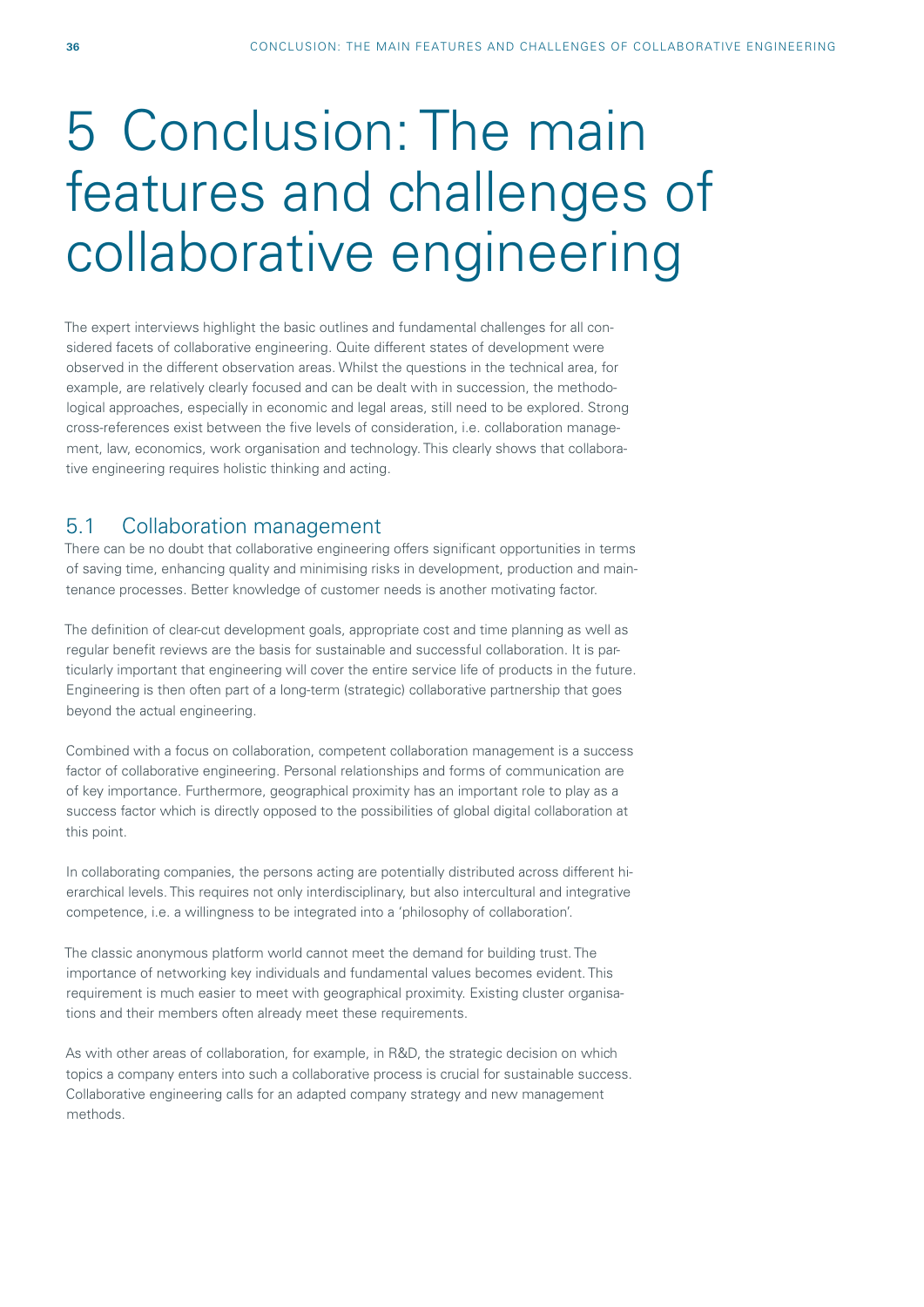# 5 Conclusion: The main features and challenges of collaborative engineering

The expert interviews highlight the basic outlines and fundamental challenges for all considered facets of collaborative engineering. Quite different states of development were observed in the different observation areas. Whilst the questions in the technical area, for example, are relatively clearly focused and can be dealt with in succession, the methodological approaches, especially in economic and legal areas, still need to be explored. Strong cross-references exist between the five levels of consideration, i.e. collaboration management, law, economics, work organisation and technology. This clearly shows that collaborative engineering requires holistic thinking and acting.

## 5.1 Collaboration management

There can be no doubt that collaborative engineering offers significant opportunities in terms of saving time, enhancing quality and minimising risks in development, production and maintenance processes. Better knowledge of customer needs is another motivating factor.

The definition of clear-cut development goals, appropriate cost and time planning as well as regular benefit reviews are the basis for sustainable and successful collaboration. It is particularly important that engineering will cover the entire service life of products in the future. Engineering is then often part of a long-term (strategic) collaborative partnership that goes beyond the actual engineering.

Combined with a focus on collaboration, competent collaboration management is a success factor of collaborative engineering. Personal relationships and forms of communication are of key importance. Furthermore, geographical proximity has an important role to play as a success factor which is directly opposed to the possibilities of global digital collaboration at this point.

In collaborating companies, the persons acting are potentially distributed across different hierarchical levels. This requires not only interdisciplinary, but also intercultural and integrative competence, i.e. a willingness to be integrated into a 'philosophy of collaboration'.

The classic anonymous platform world cannot meet the demand for building trust. The importance of networking key individuals and fundamental values becomes evident. This requirement is much easier to meet with geographical proximity. Existing cluster organisations and their members often already meet these requirements.

As with other areas of collaboration, for example, in R&D, the strategic decision on which topics a company enters into such a collaborative process is crucial for sustainable success. Collaborative engineering calls for an adapted company strategy and new management methods.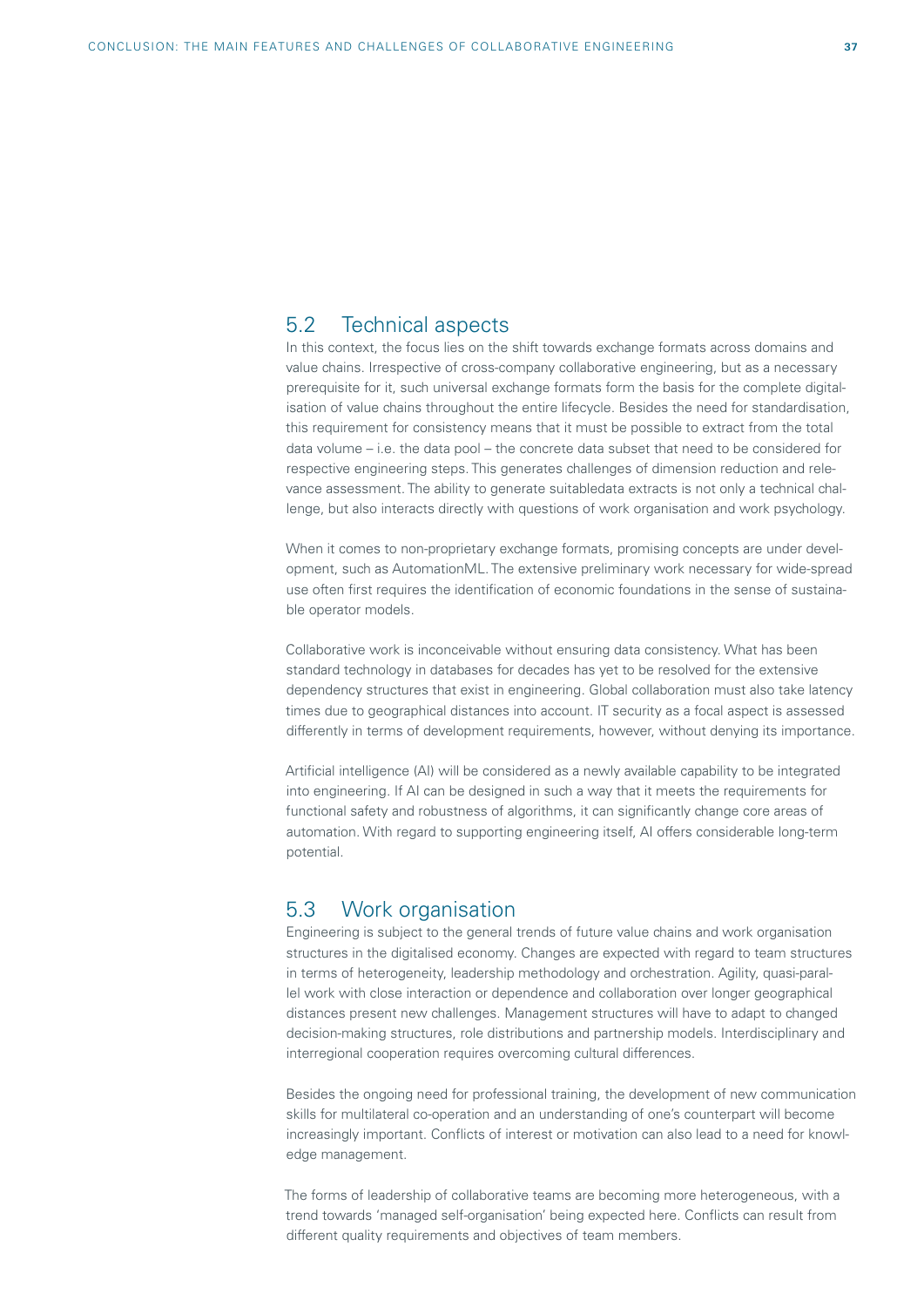## 5.2 Technical aspects

In this context, the focus lies on the shift towards exchange formats across domains and value chains. Irrespective of cross-company collaborative engineering, but as a necessary prerequisite for it, such universal exchange formats form the basis for the complete digitalisation of value chains throughout the entire lifecycle. Besides the need for standardisation, this requirement for consistency means that it must be possible to extract from the total data volume – i.e. the data pool – the concrete data subset that need to be considered for respective engineering steps. This generates challenges of dimension reduction and relevance assessment. The ability to generate suitabledata extracts is not only a technical challenge, but also interacts directly with questions of work organisation and work psychology.

When it comes to non-proprietary exchange formats, promising concepts are under development, such as AutomationML. The extensive preliminary work necessary for wide-spread use often first requires the identification of economic foundations in the sense of sustainable operator models.

Collaborative work is inconceivable without ensuring data consistency. What has been standard technology in databases for decades has yet to be resolved for the extensive dependency structures that exist in engineering. Global collaboration must also take latency times due to geographical distances into account. IT security as a focal aspect is assessed differently in terms of development requirements, however, without denying its importance.

Artificial intelligence (AI) will be considered as a newly available capability to be integrated into engineering. If AI can be designed in such a way that it meets the requirements for functional safety and robustness of algorithms, it can significantly change core areas of automation. With regard to supporting engineering itself, AI offers considerable long-term potential.

## 5.3 Work organisation

Engineering is subject to the general trends of future value chains and work organisation structures in the digitalised economy. Changes are expected with regard to team structures in terms of heterogeneity, leadership methodology and orchestration. Agility, quasi-parallel work with close interaction or dependence and collaboration over longer geographical distances present new challenges. Management structures will have to adapt to changed decision-making structures, role distributions and partnership models. Interdisciplinary and interregional cooperation requires overcoming cultural differences.

Besides the ongoing need for professional training, the development of new communication skills for multilateral co-operation and an understanding of one's counterpart will become increasingly important. Conflicts of interest or motivation can also lead to a need for knowledge management.

The forms of leadership of collaborative teams are becoming more heterogeneous, with a trend towards 'managed self-organisation' being expected here. Conflicts can result from different quality requirements and objectives of team members.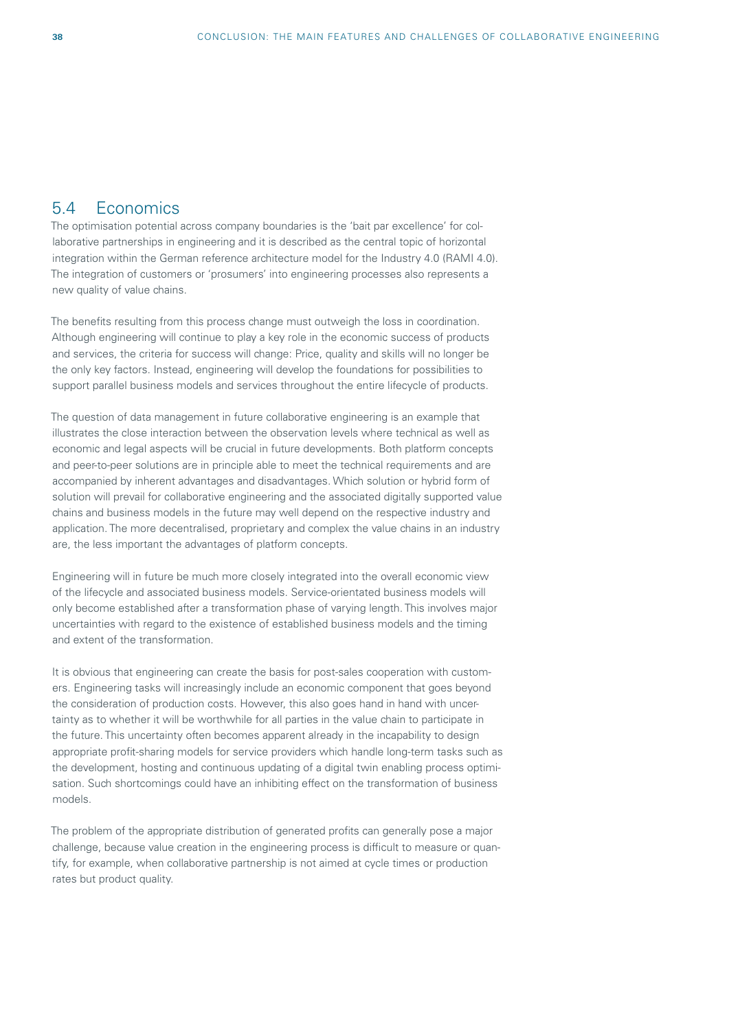## 5.4 Economics

The optimisation potential across company boundaries is the 'bait par excellence' for collaborative partnerships in engineering and it is described as the central topic of horizontal integration within the German reference architecture model for the Industry 4.0 (RAMI 4.0). The integration of customers or 'prosumers' into engineering processes also represents a new quality of value chains.

The benefits resulting from this process change must outweigh the loss in coordination. Although engineering will continue to play a key role in the economic success of products and services, the criteria for success will change: Price, quality and skills will no longer be the only key factors. Instead, engineering will develop the foundations for possibilities to support parallel business models and services throughout the entire lifecycle of products.

The question of data management in future collaborative engineering is an example that illustrates the close interaction between the observation levels where technical as well as economic and legal aspects will be crucial in future developments. Both platform concepts and peer-to-peer solutions are in principle able to meet the technical requirements and are accompanied by inherent advantages and disadvantages. Which solution or hybrid form of solution will prevail for collaborative engineering and the associated digitally supported value chains and business models in the future may well depend on the respective industry and application. The more decentralised, proprietary and complex the value chains in an industry are, the less important the advantages of platform concepts.

Engineering will in future be much more closely integrated into the overall economic view of the lifecycle and associated business models. Service-orientated business models will only become established after a transformation phase of varying length. This involves major uncertainties with regard to the existence of established business models and the timing and extent of the transformation.

It is obvious that engineering can create the basis for post-sales cooperation with customers. Engineering tasks will increasingly include an economic component that goes beyond the consideration of production costs. However, this also goes hand in hand with uncertainty as to whether it will be worthwhile for all parties in the value chain to participate in the future. This uncertainty often becomes apparent already in the incapability to design appropriate profit-sharing models for service providers which handle long-term tasks such as the development, hosting and continuous updating of a digital twin enabling process optimisation. Such shortcomings could have an inhibiting effect on the transformation of business models.

The problem of the appropriate distribution of generated profits can generally pose a major challenge, because value creation in the engineering process is difficult to measure or quantify, for example, when collaborative partnership is not aimed at cycle times or production rates but product quality.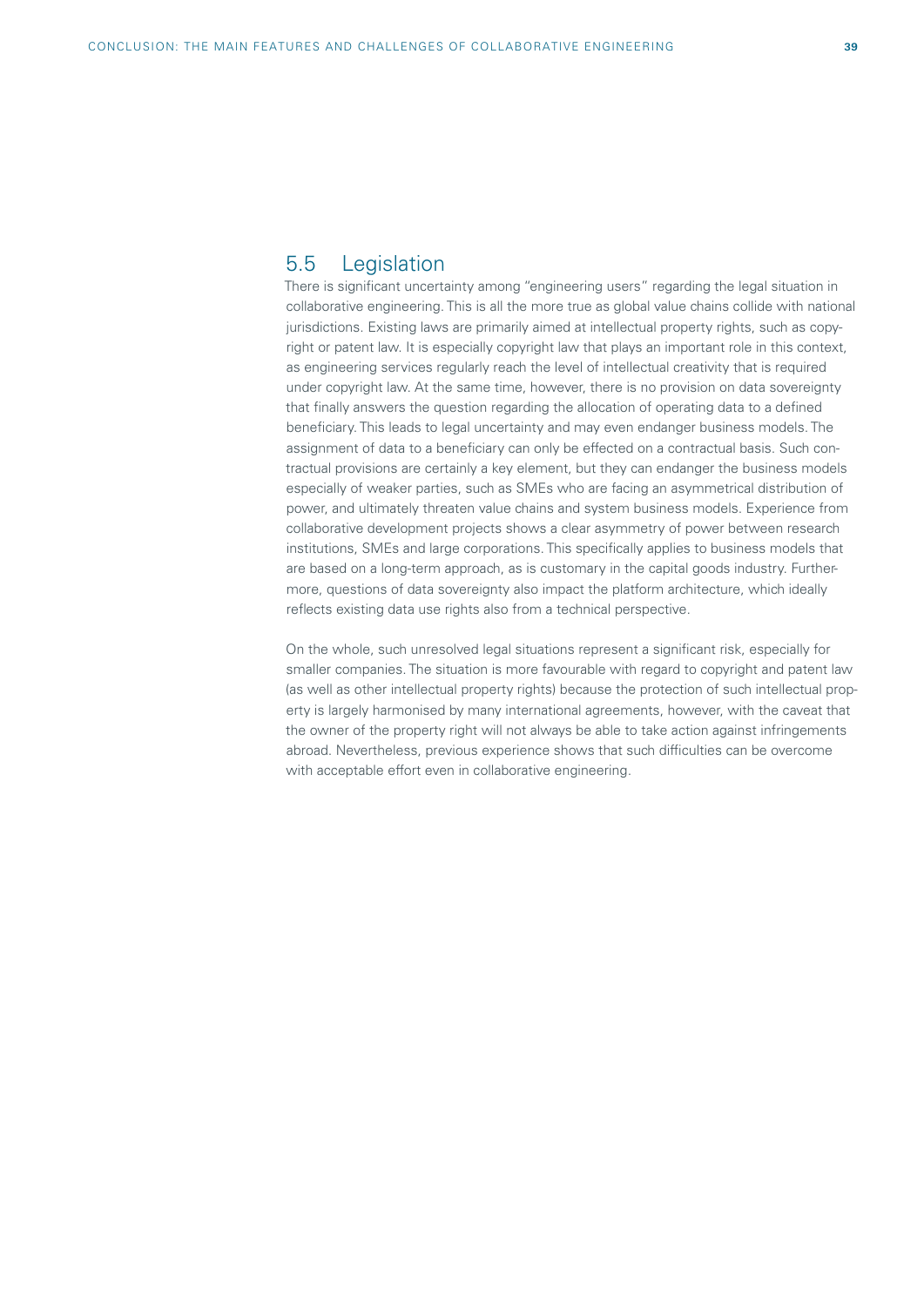## 5.5 Legislation

There is significant uncertainty among "engineering users" regarding the legal situation in collaborative engineering. This is all the more true as global value chains collide with national jurisdictions. Existing laws are primarily aimed at intellectual property rights, such as copyright or patent law. It is especially copyright law that plays an important role in this context, as engineering services regularly reach the level of intellectual creativity that is required under copyright law. At the same time, however, there is no provision on data sovereignty that finally answers the question regarding the allocation of operating data to a defined beneficiary. This leads to legal uncertainty and may even endanger business models. The assignment of data to a beneficiary can only be effected on a contractual basis. Such contractual provisions are certainly a key element, but they can endanger the business models especially of weaker parties, such as SMEs who are facing an asymmetrical distribution of power, and ultimately threaten value chains and system business models. Experience from collaborative development projects shows a clear asymmetry of power between research institutions, SMEs and large corporations. This specifically applies to business models that are based on a long-term approach, as is customary in the capital goods industry. Furthermore, questions of data sovereignty also impact the platform architecture, which ideally reflects existing data use rights also from a technical perspective.

On the whole, such unresolved legal situations represent a significant risk, especially for smaller companies. The situation is more favourable with regard to copyright and patent law (as well as other intellectual property rights) because the protection of such intellectual property is largely harmonised by many international agreements, however, with the caveat that the owner of the property right will not always be able to take action against infringements abroad. Nevertheless, previous experience shows that such difficulties can be overcome with acceptable effort even in collaborative engineering.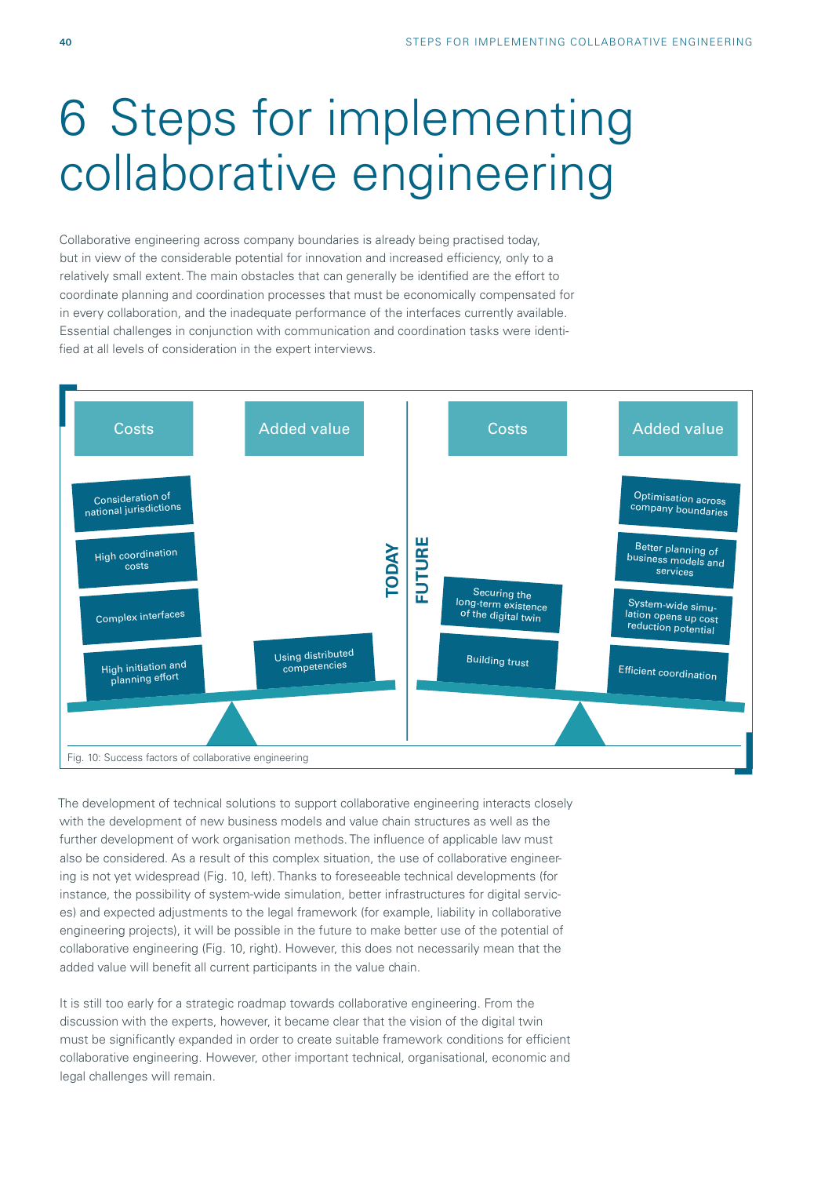# 6 Steps for implementing collaborative engineering

Collaborative engineering across company boundaries is already being practised today, but in view of the considerable potential for innovation and increased efficiency, only to a relatively small extent. The main obstacles that can generally be identified are the effort to coordinate planning and coordination processes that must be economically compensated for in every collaboration, and the inadequate performance of the interfaces currently available. Essential challenges in conjunction with communication and coordination tasks were identified at all levels of consideration in the expert interviews.

| | TODAY | | FUTURE | |
|---|---|---|---|---|
| | Costs | Added value | Costs | Added value |
| | Consideration of national jurisdictions | | | Optimisation across company boundaries |
| | High coordination costs | | | Better planning of business models and services |
| | Complex interfaces | | Securing the long-term existence of the digital twin | System-wide simulation opens up cost reduction potential |
| | High initiation and planning effort | Using distributed competencies | Building trust | Efficient coordination |

Fig. 10: Success factors of collaborative engineering

The development of technical solutions to support collaborative engineering interacts closely with the development of new business models and value chain structures as well as the further development of work organisation methods. The influence of applicable law must also be considered. As a result of this complex situation, the use of collaborative engineering is not yet widespread (Fig. 10, left). Thanks to foreseeable technical developments (for instance, the possibility of system-wide simulation, better infrastructures for digital services) and expected adjustments to the legal framework (for example, liability in collaborative engineering projects), it will be possible in the future to make better use of the potential of collaborative engineering (Fig. 10, right). However, this does not necessarily mean that the added value will benefit all current participants in the value chain.

It is still too early for a strategic roadmap towards collaborative engineering. From the discussion with the experts, however, it became clear that the vision of the digital twin must be significantly expanded in order to create suitable framework conditions for efficient collaborative engineering. However, other important technical, organisational, economic and legal challenges will remain.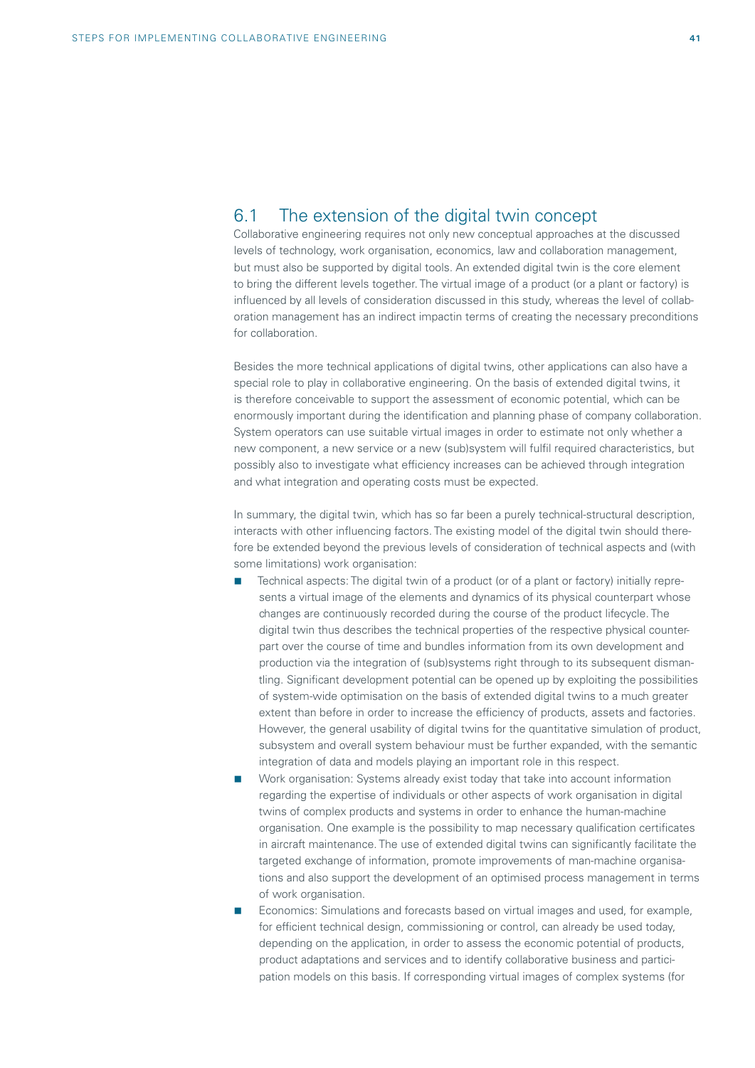## 6.1 The extension of the digital twin concept

Collaborative engineering requires not only new conceptual approaches at the discussed levels of technology, work organisation, economics, law and collaboration management, but must also be supported by digital tools. An extended digital twin is the core element to bring the different levels together. The virtual image of a product (or a plant or factory) is influenced by all levels of consideration discussed in this study, whereas the level of collaboration management has an indirect impactin terms of creating the necessary preconditions for collaboration.

Besides the more technical applications of digital twins, other applications can also have a special role to play in collaborative engineering. On the basis of extended digital twins, it is therefore conceivable to support the assessment of economic potential, which can be enormously important during the identification and planning phase of company collaboration. System operators can use suitable virtual images in order to estimate not only whether a new component, a new service or a new (sub)system will fulfil required characteristics, but possibly also to investigate what efficiency increases can be achieved through integration and what integration and operating costs must be expected.

In summary, the digital twin, which has so far been a purely technical-structural description, interacts with other influencing factors. The existing model of the digital twin should therefore be extended beyond the previous levels of consideration of technical aspects and (with some limitations) work organisation:

- Technical aspects: The digital twin of a product (or of a plant or factory) initially represents a virtual image of the elements and dynamics of its physical counterpart whose changes are continuously recorded during the course of the product lifecycle. The digital twin thus describes the technical properties of the respective physical counterpart over the course of time and bundles information from its own development and production via the integration of (sub)systems right through to its subsequent dismantling. Significant development potential can be opened up by exploiting the possibilities of system-wide optimisation on the basis of extended digital twins to a much greater extent than before in order to increase the efficiency of products, assets and factories. However, the general usability of digital twins for the quantitative simulation of product, subsystem and overall system behaviour must be further expanded, with the semantic integration of data and models playing an important role in this respect.
- Work organisation: Systems already exist today that take into account information regarding the expertise of individuals or other aspects of work organisation in digital twins of complex products and systems in order to enhance the human-machine organisation. One example is the possibility to map necessary qualification certificates in aircraft maintenance. The use of extended digital twins can significantly facilitate the targeted exchange of information, promote improvements of man-machine organisations and also support the development of an optimised process management in terms of work organisation.
- Economics: Simulations and forecasts based on virtual images and used, for example, for efficient technical design, commissioning or control, can already be used today, depending on the application, in order to assess the economic potential of products, product adaptations and services and to identify collaborative business and participation models on this basis. If corresponding virtual images of complex systems (for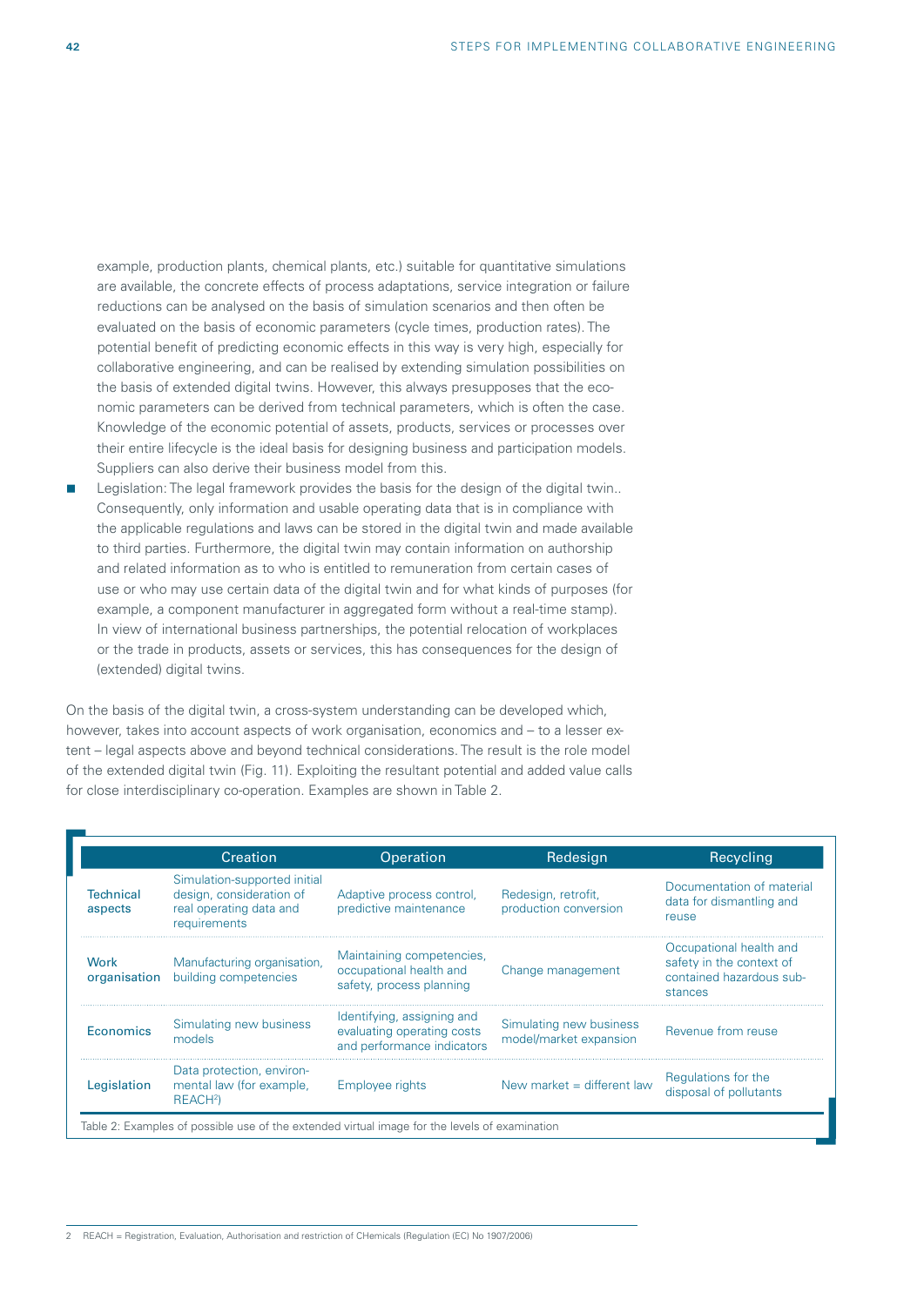example, production plants, chemical plants, etc.) suitable for quantitative simulations are available, the concrete effects of process adaptations, service integration or failure reductions can be analysed on the basis of simulation scenarios and then often be evaluated on the basis of economic parameters (cycle times, production rates). The potential benefit of predicting economic effects in this way is very high, especially for collaborative engineering, and can be realised by extending simulation possibilities on the basis of extended digital twins. However, this always presupposes that the economic parameters can be derived from technical parameters, which is often the case. Knowledge of the economic potential of assets, products, services or processes over their entire lifecycle is the ideal basis for designing business and participation models. Suppliers can also derive their business model from this.

- Legislation: The legal framework provides the basis for the design of the digital twin.. Consequently, only information and usable operating data that is in compliance with the applicable regulations and laws can be stored in the digital twin and made available to third parties. Furthermore, the digital twin may contain information on authorship and related information as to who is entitled to remuneration from certain cases of use or who may use certain data of the digital twin and for what kinds of purposes (for example, a component manufacturer in aggregated form without a real-time stamp). In view of international business partnerships, the potential relocation of workplaces or the trade in products, assets or services, this has consequences for the design of (extended) digital twins.

On the basis of the digital twin, a cross-system understanding can be developed which, however, takes into account aspects of work organisation, economics and – to a lesser extent – legal aspects above and beyond technical considerations. The result is the role model of the extended digital twin (Fig. 11). Exploiting the resultant potential and added value calls for close interdisciplinary co-operation. Examples are shown in Table 2.

| | Creation | Operation | Redesign | Recycling |
|---|---|---|---|---|
| Technical aspects | Simulation-supported initial design, consideration of real operating data and requirements | Adaptive process control, predictive maintenance | Redesign, retrofit, production conversion | Documentation of material data for dismantling and reuse |
| Work organisation | Manufacturing organisation, building competencies | Maintaining competencies, occupational health and safety, process planning | Change management | Occupational health and safety in the context of contained hazardous substances |
| Economics | Simulating new business models | Identifying, assigning and evaluating operating costs and performance indicators | Simulating new business model/market expansion | Revenue from reuse |
| Legislation | Data protection, environmental law (for example, REACH[2]) | Employee rights | New market = different law | Regulations for the disposal of pollutants |

Table 2: Examples of possible use of the extended virtual image for the levels of examination

2 REACH = Registration, Evaluation, Authorisation and restriction of CHemicals (Regulation (EC) No 1907/2006)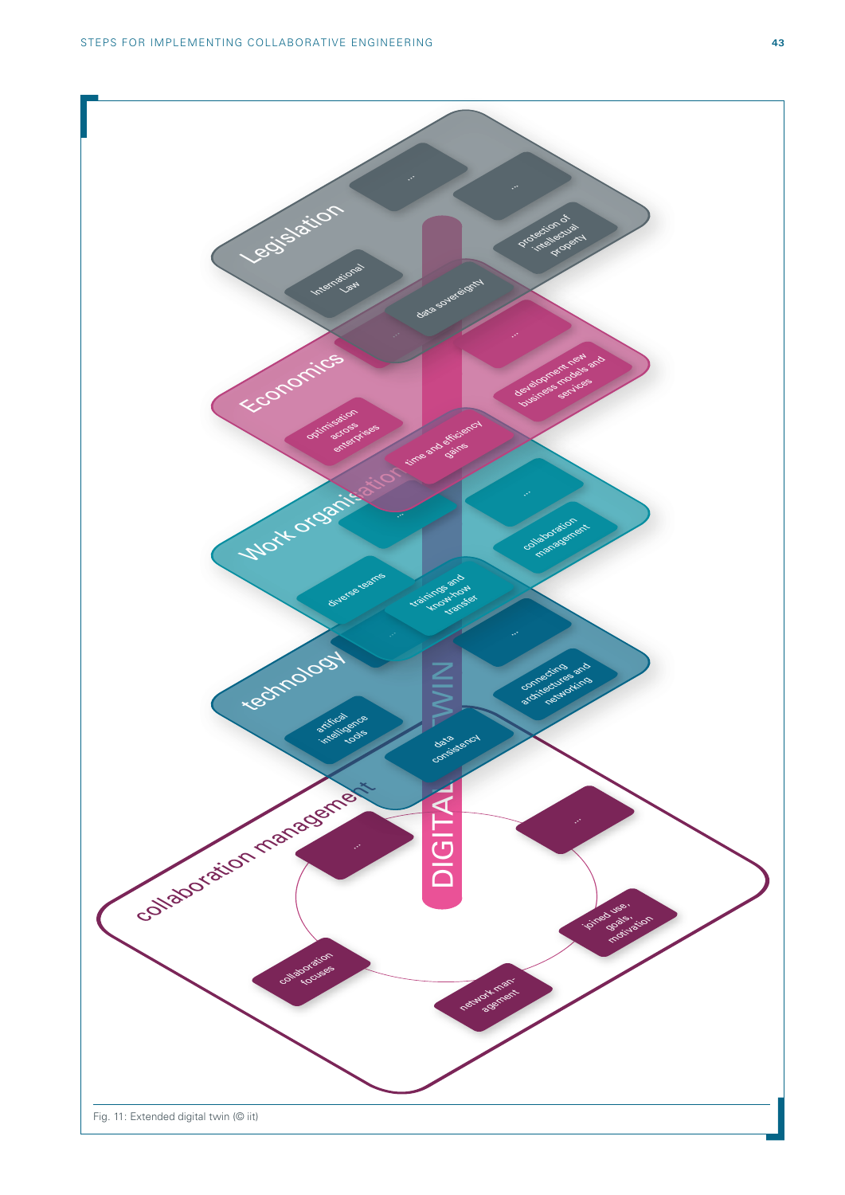**Legislation**
- International Law
- data sovereignty
- protection of intellectual property
- ...
- ...

**Economics**
- optimisation across enterprises
- time and efficiency gains
- development new business models and services
- ...
- ...

**Work organisation**
- diverse teams
- trainings and know-how transfer
- collaboration management
- ...
- ...

**technology**
- artifical intelligence tools
- data consistency
- connecting architectures and networking
- ...
- ...

**collaboration management**
- collaboration focuses
- network man-agement
- joined use, goals, motivation
- ...
- ...

DIGITAL TWIN

Fig. 11: Extended digital twin (© iit)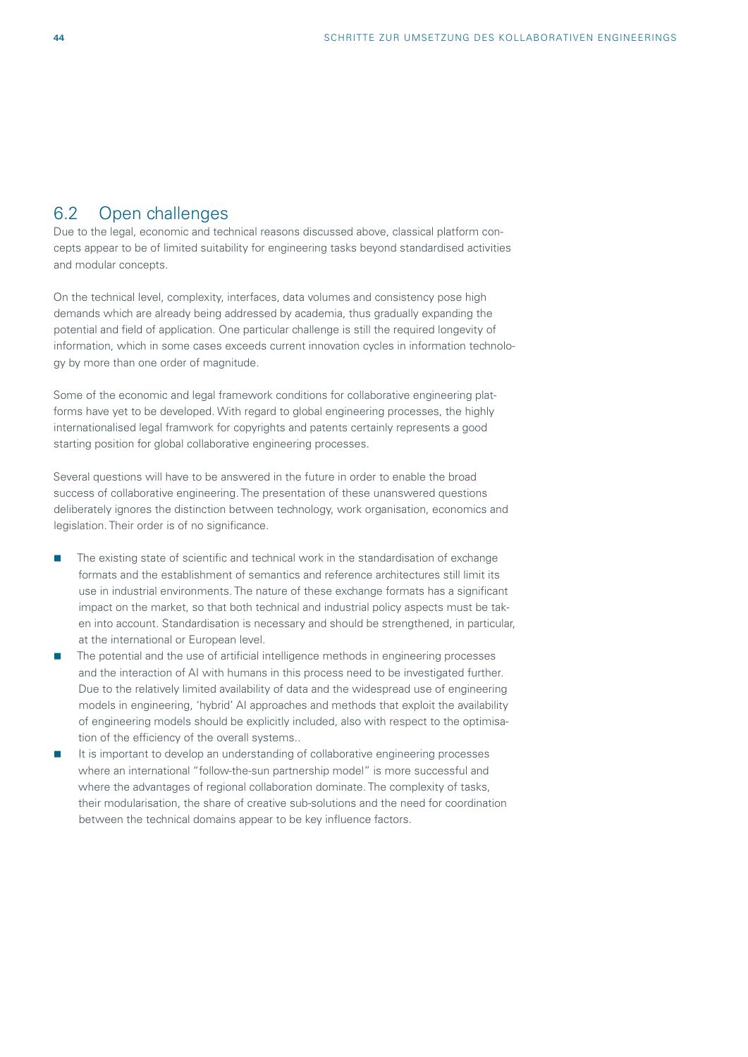## 6.2 Open challenges

Due to the legal, economic and technical reasons discussed above, classical platform concepts appear to be of limited suitability for engineering tasks beyond standardised activities and modular concepts.

On the technical level, complexity, interfaces, data volumes and consistency pose high demands which are already being addressed by academia, thus gradually expanding the potential and field of application. One particular challenge is still the required longevity of information, which in some cases exceeds current innovation cycles in information technology by more than one order of magnitude.

Some of the economic and legal framework conditions for collaborative engineering platforms have yet to be developed. With regard to global engineering processes, the highly internationalised legal framwork for copyrights and patents certainly represents a good starting position for global collaborative engineering processes.

Several questions will have to be answered in the future in order to enable the broad success of collaborative engineering. The presentation of these unanswered questions deliberately ignores the distinction between technology, work organisation, economics and legislation. Their order is of no significance.

- The existing state of scientific and technical work in the standardisation of exchange formats and the establishment of semantics and reference architectures still limit its use in industrial environments. The nature of these exchange formats has a significant impact on the market, so that both technical and industrial policy aspects must be taken into account. Standardisation is necessary and should be strengthened, in particular, at the international or European level.
- The potential and the use of artificial intelligence methods in engineering processes and the interaction of AI with humans in this process need to be investigated further. Due to the relatively limited availability of data and the widespread use of engineering models in engineering, 'hybrid' AI approaches and methods that exploit the availability of engineering models should be explicitly included, also with respect to the optimisation of the efficiency of the overall systems..
- It is important to develop an understanding of collaborative engineering processes where an international "follow-the-sun partnership model" is more successful and where the advantages of regional collaboration dominate. The complexity of tasks, their modularisation, the share of creative sub-solutions and the need for coordination between the technical domains appear to be key influence factors.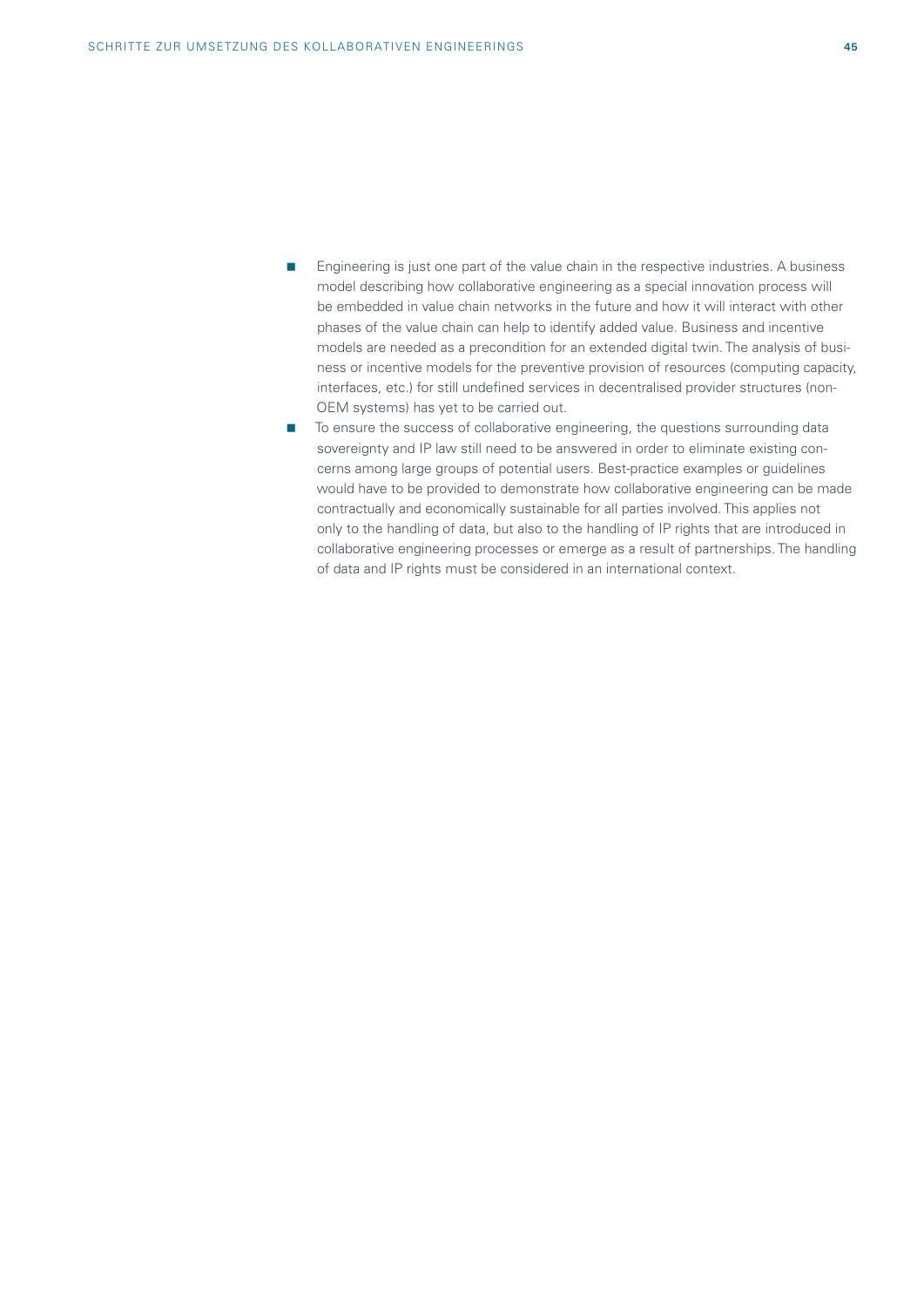- Engineering is just one part of the value chain in the respective industries. A business model describing how collaborative engineering as a special innovation process will be embedded in value chain networks in the future and how it will interact with other phases of the value chain can help to identify added value. Business and incentive models are needed as a precondition for an extended digital twin. The analysis of business or incentive models for the preventive provision of resources (computing capacity, interfaces, etc.) for still undefined services in decentralised provider structures (non-OEM systems) has yet to be carried out.
- To ensure the success of collaborative engineering, the questions surrounding data sovereignty and IP law still need to be answered in order to eliminate existing concerns among large groups of potential users. Best-practice examples or guidelines would have to be provided to demonstrate how collaborative engineering can be made contractually and economically sustainable for all parties involved. This applies not only to the handling of data, but also to the handling of IP rights that are introduced in collaborative engineering processes or emerge as a result of partnerships. The handling of data and IP rights must be considered in an international context.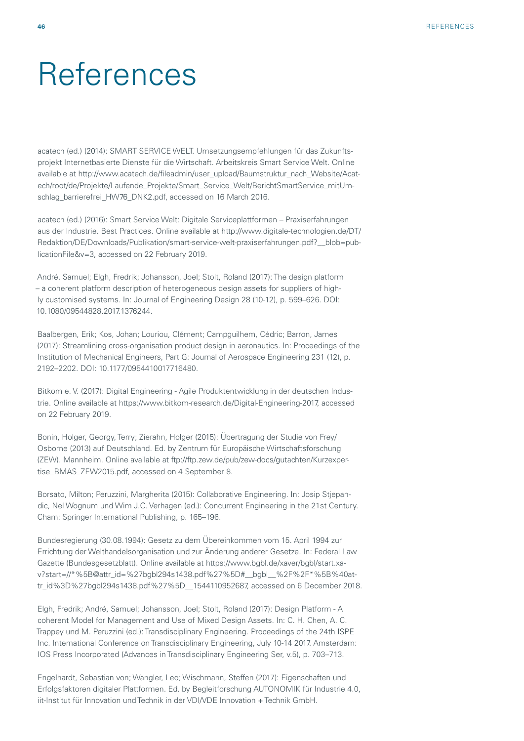# References

acatech (ed.) (2014): SMART SERVICE WELT. Umsetzungsempfehlungen für das Zukunftsprojekt Internetbasierte Dienste für die Wirtschaft. Arbeitskreis Smart Service Welt. Online available at http://www.acatech.de/fileadmin/user_upload/Baumstruktur_nach_Website/Acatech/root/de/Projekte/Laufende_Projekte/Smart_Service_Welt/BerichtSmartService_mitUmschlag_barrierefrei_HW76_DNK2.pdf, accessed on 16 March 2016.

acatech (ed.) (2016): Smart Service Welt: Digitale Serviceplattformen – Praxiserfahrungen aus der Industrie. Best Practices. Online available at http://www.digitale-technologien.de/DT/Redaktion/DE/Downloads/Publikation/smart-service-welt-praxiserfahrungen.pdf?__blob=publicationFile&v=3, accessed on 22 February 2019.

André, Samuel; Elgh, Fredrik; Johansson, Joel; Stolt, Roland (2017): The design platform – a coherent platform description of heterogeneous design assets for suppliers of highly customised systems. In: Journal of Engineering Design 28 (10-12), p. 599–626. DOI: 10.1080/09544828.2017.1376244.

Baalbergen, Erik; Kos, Johan; Louriou, Clément; Campguilhem, Cédric; Barron, James (2017): Streamlining cross-organisation product design in aeronautics. In: Proceedings of the Institution of Mechanical Engineers, Part G: Journal of Aerospace Engineering 231 (12), p. 2192–2202. DOI: 10.1177/0954410017716480.

Bitkom e. V. (2017): Digital Engineering - Agile Produktentwicklung in der deutschen Industrie. Online available at https://www.bitkom-research.de/Digital-Engineering-2017, accessed on 22 February 2019.

Bonin, Holger, Georgy, Terry; Zierahn, Holger (2015): Übertragung der Studie von Frey/Osborne (2013) auf Deutschland. Ed. by Zentrum für Europäische Wirtschaftsforschung (ZEW). Mannheim. Online available at ftp://ftp.zew.de/pub/zew-docs/gutachten/Kurzexpertise_BMAS_ZEW2015.pdf, accessed on 4 September 8.

Borsato, Milton; Peruzzini, Margherita (2015): Collaborative Engineering. In: Josip Stjepandic, Nel Wognum und Wim J.C. Verhagen (ed.): Concurrent Engineering in the 21st Century. Cham: Springer International Publishing, p. 165–196.

Bundesregierung (30.08.1994): Gesetz zu dem Übereinkommen vom 15. April 1994 zur Errichtung der Welthandelsorganisation und zur Änderung anderer Gesetze. In: Federal Law Gazette (Bundesgesetzblatt). Online available at https://www.bgbl.de/xaver/bgbl/start.xav?start=//*%5B@attr_id=%27bgbl294s1438.pdf%27%5D#__bgbl__%2F%2F*%5B%40attr_id%3D%27bgbl294s1438.pdf%27%5D__1544110952687, accessed on 6 December 2018.

Elgh, Fredrik; André, Samuel; Johansson, Joel; Stolt, Roland (2017): Design Platform - A coherent Model for Management and Use of Mixed Design Assets. In: C. H. Chen, A. C. Trappey und M. Peruzzini (ed.): Transdisciplinary Engineering. Proceedings of the 24th ISPE Inc. International Conference on Transdisciplinary Engineering, July 10-14 2017. Amsterdam: IOS Press Incorporated (Advances in Transdisciplinary Engineering Ser, v.5), p. 703–713.

Engelhardt, Sebastian von; Wangler, Leo; Wischmann, Steffen (2017): Eigenschaften und Erfolgsfaktoren digitaler Plattformen. Ed. by Begleitforschung AUTONOMIK für Industrie 4.0, iit-Institut für Innovation und Technik in der VDI/VDE Innovation + Technik GmbH.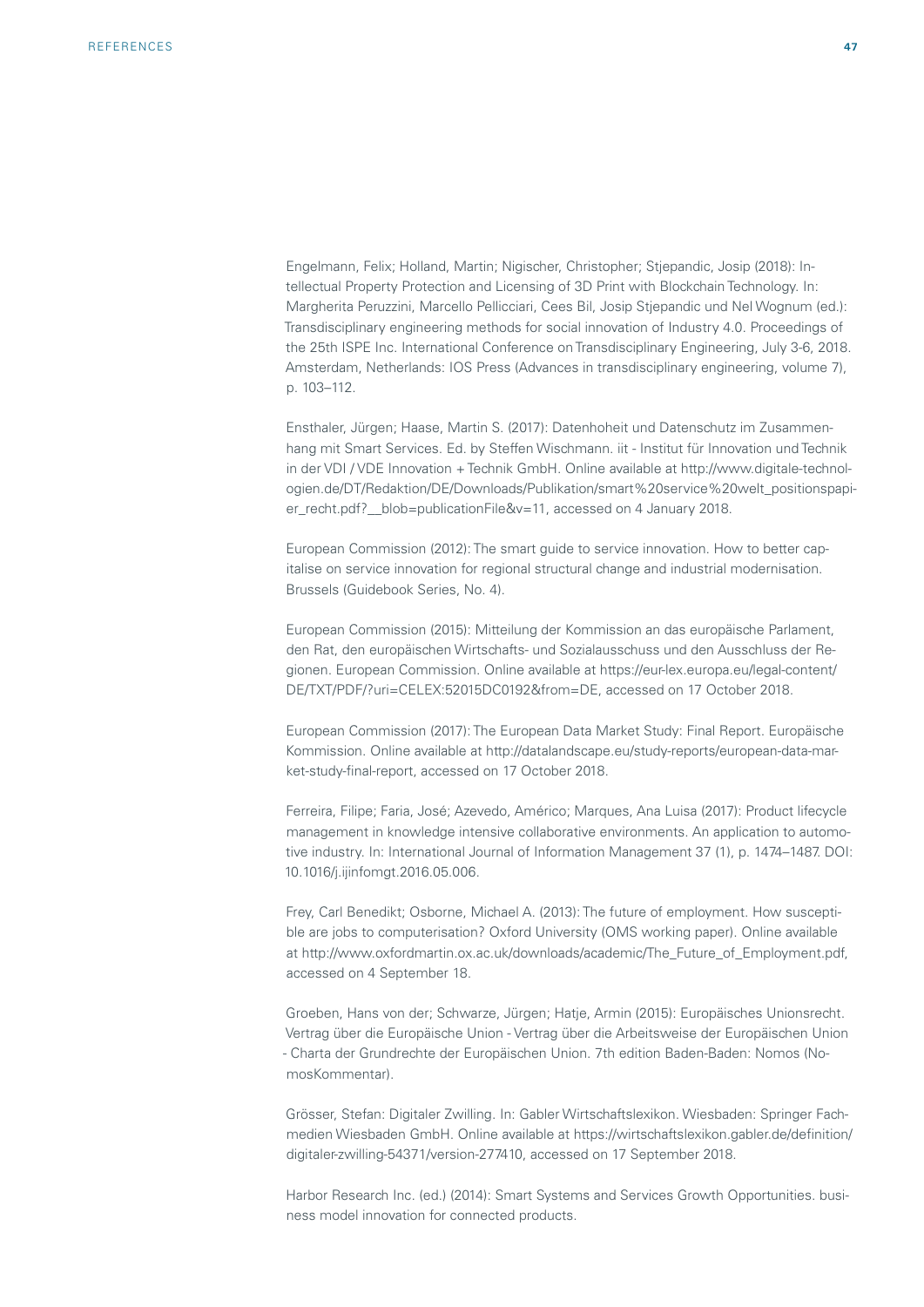Engelmann, Felix; Holland, Martin; Nigischer, Christopher; Stjepandic, Josip (2018): Intellectual Property Protection and Licensing of 3D Print with Blockchain Technology. In: Margherita Peruzzini, Marcello Pellicciari, Cees Bil, Josip Stjepandic und Nel Wognum (ed.): Transdisciplinary engineering methods for social innovation of Industry 4.0. Proceedings of the 25th ISPE Inc. International Conference on Transdisciplinary Engineering, July 3-6, 2018. Amsterdam, Netherlands: IOS Press (Advances in transdisciplinary engineering, volume 7), p. 103–112.

Ensthaler, Jürgen; Haase, Martin S. (2017): Datenhoheit und Datenschutz im Zusammenhang mit Smart Services. Ed. by Steffen Wischmann. iit - Institut für Innovation und Technik in der VDI / VDE Innovation + Technik GmbH. Online available at http://www.digitale-technologien.de/DT/Redaktion/DE/Downloads/Publikation/smart%20service%20welt_positionspapier_recht.pdf?__blob=publicationFile&v=11, accessed on 4 January 2018.

European Commission (2012): The smart guide to service innovation. How to better capitalise on service innovation for regional structural change and industrial modernisation. Brussels (Guidebook Series, No. 4).

European Commission (2015): Mitteilung der Kommission an das europäische Parlament, den Rat, den europäischen Wirtschafts- und Sozialausschuss und den Ausschluss der Regionen. European Commission. Online available at https://eur-lex.europa.eu/legal-content/DE/TXT/PDF/?uri=CELEX:52015DC0192&from=DE, accessed on 17 October 2018.

European Commission (2017): The European Data Market Study: Final Report. Europäische Kommission. Online available at http://datalandscape.eu/study-reports/european-data-market-study-final-report, accessed on 17 October 2018.

Ferreira, Filipe; Faria, José; Azevedo, Américo; Marques, Ana Luisa (2017): Product lifecycle management in knowledge intensive collaborative environments. An application to automotive industry. In: International Journal of Information Management 37 (1), p. 1474–1487. DOI: 10.1016/j.ijinfomgt.2016.05.006.

Frey, Carl Benedikt; Osborne, Michael A. (2013): The future of employment. How susceptible are jobs to computerisation? Oxford University (OMS working paper). Online available at http://www.oxfordmartin.ox.ac.uk/downloads/academic/The_Future_of_Employment.pdf, accessed on 4 September 18.

Groeben, Hans von der; Schwarze, Jürgen; Hatje, Armin (2015): Europäisches Unionsrecht. Vertrag über die Europäische Union - Vertrag über die Arbeitsweise der Europäischen Union - Charta der Grundrechte der Europäischen Union. 7th edition Baden-Baden: Nomos (NomosKommentar).

Grösser, Stefan: Digitaler Zwilling. In: Gabler Wirtschaftslexikon. Wiesbaden: Springer Fachmedien Wiesbaden GmbH. Online available at https://wirtschaftslexikon.gabler.de/definition/digitaler-zwilling-54371/version-277410, accessed on 17 September 2018.

Harbor Research Inc. (ed.) (2014): Smart Systems and Services Growth Opportunities. business model innovation for connected products.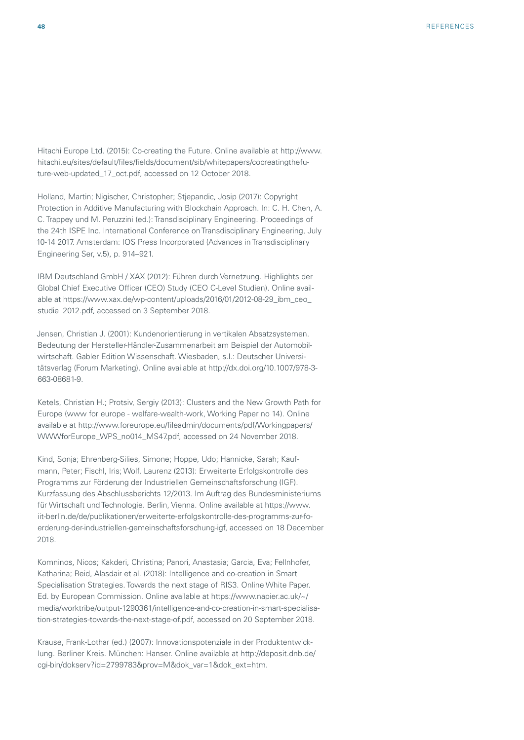Hitachi Europe Ltd. (2015): Co-creating the Future. Online available at http://www.hitachi.eu/sites/default/files/fields/document/sib/whitepapers/cocreatingthefuture-web-updated_17_oct.pdf, accessed on 12 October 2018.

Holland, Martin; Nigischer, Christopher; Stjepandic, Josip (2017): Copyright Protection in Additive Manufacturing with Blockchain Approach. In: C. H. Chen, A. C. Trappey und M. Peruzzini (ed.): Transdisciplinary Engineering. Proceedings of the 24th ISPE Inc. International Conference on Transdisciplinary Engineering, July 10-14 2017. Amsterdam: IOS Press Incorporated (Advances in Transdisciplinary Engineering Ser, v.5), p. 914–921.

IBM Deutschland GmbH / XAX (2012): Führen durch Vernetzung. Highlights der Global Chief Executive Officer (CEO) Study (CEO C-Level Studien). Online available at https://www.xax.de/wp-content/uploads/2016/01/2012-08-29_ibm_ceo_studie_2012.pdf, accessed on 3 September 2018.

Jensen, Christian J. (2001): Kundenorientierung in vertikalen Absatzsystemen. Bedeutung der Hersteller-Händler-Zusammenarbeit am Beispiel der Automobilwirtschaft. Gabler Edition Wissenschaft. Wiesbaden, s.l.: Deutscher Universitätsverlag (Forum Marketing). Online available at http://dx.doi.org/10.1007/978-3-663-08681-9.

Ketels, Christian H.; Protsiv, Sergiy (2013): Clusters and the New Growth Path for Europe (www for europe - welfare-wealth-work, Working Paper no 14). Online available at http://www.foreurope.eu/fileadmin/documents/pdf/Workingpapers/WWWforEurope_WPS_no014_MS47.pdf, accessed on 24 November 2018.

Kind, Sonja; Ehrenberg-Silies, Simone; Hoppe, Udo; Hannicke, Sarah; Kaufmann, Peter; Fischl, Iris; Wolf, Laurenz (2013): Erweiterte Erfolgskontrolle des Programms zur Förderung der Industriellen Gemeinschaftsforschung (IGF). Kurzfassung des Abschlussberichts 12/2013. Im Auftrag des Bundesministeriums für Wirtschaft und Technologie. Berlin, Vienna. Online available at https://www.iit-berlin.de/de/publikationen/erweiterte-erfolgskontrolle-des-programms-zur-foerderung-der-industriellen-gemeinschaftsforschung-igf, accessed on 18 December 2018.

Komninos, Nicos; Kakderi, Christina; Panori, Anastasia; Garcia, Eva; Fellnhofer, Katharina; Reid, Alasdair et al. (2018): Intelligence and co-creation in Smart Specialisation Strategies. Towards the next stage of RIS3. Online White Paper. Ed. by European Commission. Online available at https://www.napier.ac.uk/~/media/worktribe/output-1290361/intelligence-and-co-creation-in-smart-specialisation-strategies-towards-the-next-stage-of.pdf, accessed on 20 September 2018.

Krause, Frank-Lothar (ed.) (2007): Innovationspotenziale in der Produktentwicklung. Berliner Kreis. München: Hanser. Online available at http://deposit.dnb.de/cgi-bin/dokserv?id=2799783&prov=M&dok_var=1&dok_ext=htm.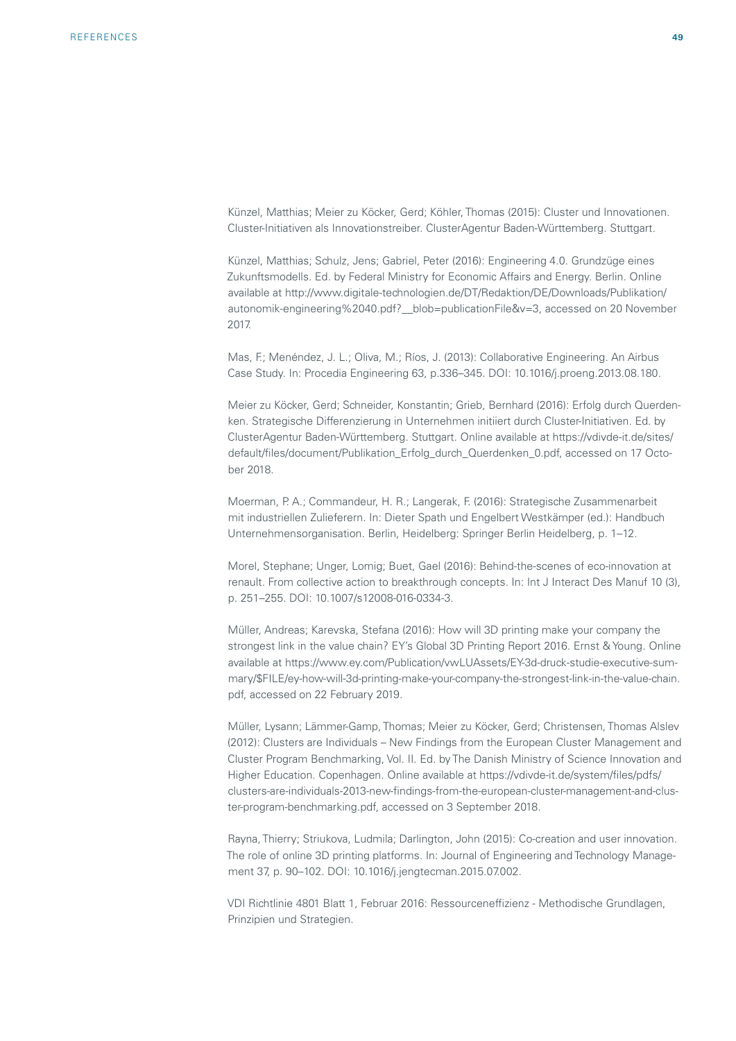Künzel, Matthias; Meier zu Köcker, Gerd; Köhler, Thomas (2015): Cluster und Innovationen. Cluster-Initiativen als Innovationstreiber. ClusterAgentur Baden-Württemberg. Stuttgart.

Künzel, Matthias; Schulz, Jens; Gabriel, Peter (2016): Engineering 4.0. Grundzüge eines Zukunftsmodells. Ed. by Federal Ministry for Economic Affairs and Energy. Berlin. Online available at http://www.digitale-technologien.de/DT/Redaktion/DE/Downloads/Publikation/autonomik-engineering%2040.pdf?__blob=publicationFile&v=3, accessed on 20 November 2017.

Mas, F.; Menéndez, J. L.; Oliva, M.; Ríos, J. (2013): Collaborative Engineering. An Airbus Case Study. In: Procedia Engineering 63, p.336–345. DOI: 10.1016/j.proeng.2013.08.180.

Meier zu Köcker, Gerd; Schneider, Konstantin; Grieb, Bernhard (2016): Erfolg durch Querdenken. Strategische Differenzierung in Unternehmen initiiert durch Cluster-Initiativen. Ed. by ClusterAgentur Baden-Württemberg. Stuttgart. Online available at https://vdivde-it.de/sites/default/files/document/Publikation_Erfolg_durch_Querdenken_0.pdf, accessed on 17 October 2018.

Moerman, P. A.; Commandeur, H. R.; Langerak, F. (2016): Strategische Zusammenarbeit mit industriellen Zulieferern. In: Dieter Spath und Engelbert Westkämper (ed.): Handbuch Unternehmensorganisation. Berlin, Heidelberg: Springer Berlin Heidelberg, p. 1–12.

Morel, Stephane; Unger, Lomig; Buet, Gael (2016): Behind-the-scenes of eco-innovation at renault. From collective action to breakthrough concepts. In: Int J Interact Des Manuf 10 (3), p. 251–255. DOI: 10.1007/s12008-016-0334-3.

Müller, Andreas; Karevska, Stefana (2016): How will 3D printing make your company the strongest link in the value chain? EY's Global 3D Printing Report 2016. Ernst & Young. Online available at https://www.ey.com/Publication/vwLUAssets/EY-3d-druck-studie-executive-summary/$FILE/ey-how-will-3d-printing-make-your-company-the-strongest-link-in-the-value-chain.pdf, accessed on 22 February 2019.

Müller, Lysann; Lämmer-Gamp, Thomas; Meier zu Köcker, Gerd; Christensen, Thomas Alslev (2012): Clusters are Individuals – New Findings from the European Cluster Management and Cluster Program Benchmarking, Vol. II. Ed. by The Danish Ministry of Science Innovation and Higher Education. Copenhagen. Online available at https://vdivde-it.de/system/files/pdfs/clusters-are-individuals-2013-new-findings-from-the-european-cluster-management-and-cluster-program-benchmarking.pdf, accessed on 3 September 2018.

Rayna, Thierry; Striukova, Ludmila; Darlington, John (2015): Co-creation and user innovation. The role of online 3D printing platforms. In: Journal of Engineering and Technology Management 37, p. 90–102. DOI: 10.1016/j.jengtecman.2015.07.002.

VDI Richtlinie 4801 Blatt 1, Februar 2016: Ressourceneffizienz - Methodische Grundlagen, Prinzipien und Strategien.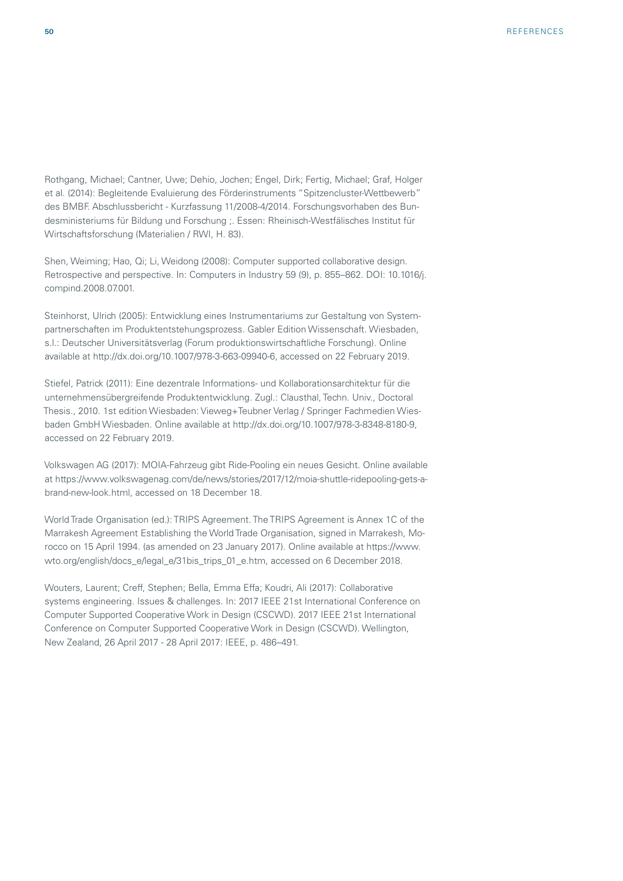Rothgang, Michael; Cantner, Uwe; Dehio, Jochen; Engel, Dirk; Fertig, Michael; Graf, Holger et al. (2014): Begleitende Evaluierung des Förderinstruments "Spitzencluster-Wettbewerb" des BMBF. Abschlussbericht - Kurzfassung 11/2008-4/2014. Forschungsvorhaben des Bundesministeriums für Bildung und Forschung ;. Essen: Rheinisch-Westfälisches Institut für Wirtschaftsforschung (Materialien / RWI, H. 83).

Shen, Weiming; Hao, Qi; Li, Weidong (2008): Computer supported collaborative design. Retrospective and perspective. In: Computers in Industry 59 (9), p. 855–862. DOI: 10.1016/j.compind.2008.07.001.

Steinhorst, Ulrich (2005): Entwicklung eines Instrumentariums zur Gestaltung von Systempartnerschaften im Produktentstehungsprozess. Gabler Edition Wissenschaft. Wiesbaden, s.l.: Deutscher Universitätsverlag (Forum produktionswirtschaftliche Forschung). Online available at http://dx.doi.org/10.1007/978-3-663-09940-6, accessed on 22 February 2019.

Stiefel, Patrick (2011): Eine dezentrale Informations- und Kollaborationsarchitektur für die unternehmensübergreifende Produktentwicklung. Zugl.: Clausthal, Techn. Univ., Doctoral Thesis., 2010. 1st edition Wiesbaden: Vieweg+Teubner Verlag / Springer Fachmedien Wiesbaden GmbH Wiesbaden. Online available at http://dx.doi.org/10.1007/978-3-8348-8180-9, accessed on 22 February 2019.

Volkswagen AG (2017): MOIA-Fahrzeug gibt Ride-Pooling ein neues Gesicht. Online available at https://www.volkswagenag.com/de/news/stories/2017/12/moia-shuttle-ridepooling-gets-a-brand-new-look.html, accessed on 18 December 18.

World Trade Organisation (ed.): TRIPS Agreement. The TRIPS Agreement is Annex 1C of the Marrakesh Agreement Establishing the World Trade Organisation, signed in Marrakesh, Morocco on 15 April 1994. (as amended on 23 January 2017). Online available at https://www.wto.org/english/docs_e/legal_e/31bis_trips_01_e.htm, accessed on 6 December 2018.

Wouters, Laurent; Creff, Stephen; Bella, Emma Effa; Koudri, Ali (2017): Collaborative systems engineering. Issues & challenges. In: 2017 IEEE 21st International Conference on Computer Supported Cooperative Work in Design (CSCWD). 2017 IEEE 21st International Conference on Computer Supported Cooperative Work in Design (CSCWD). Wellington, New Zealand, 26 April 2017 - 28 April 2017: IEEE, p. 486–491.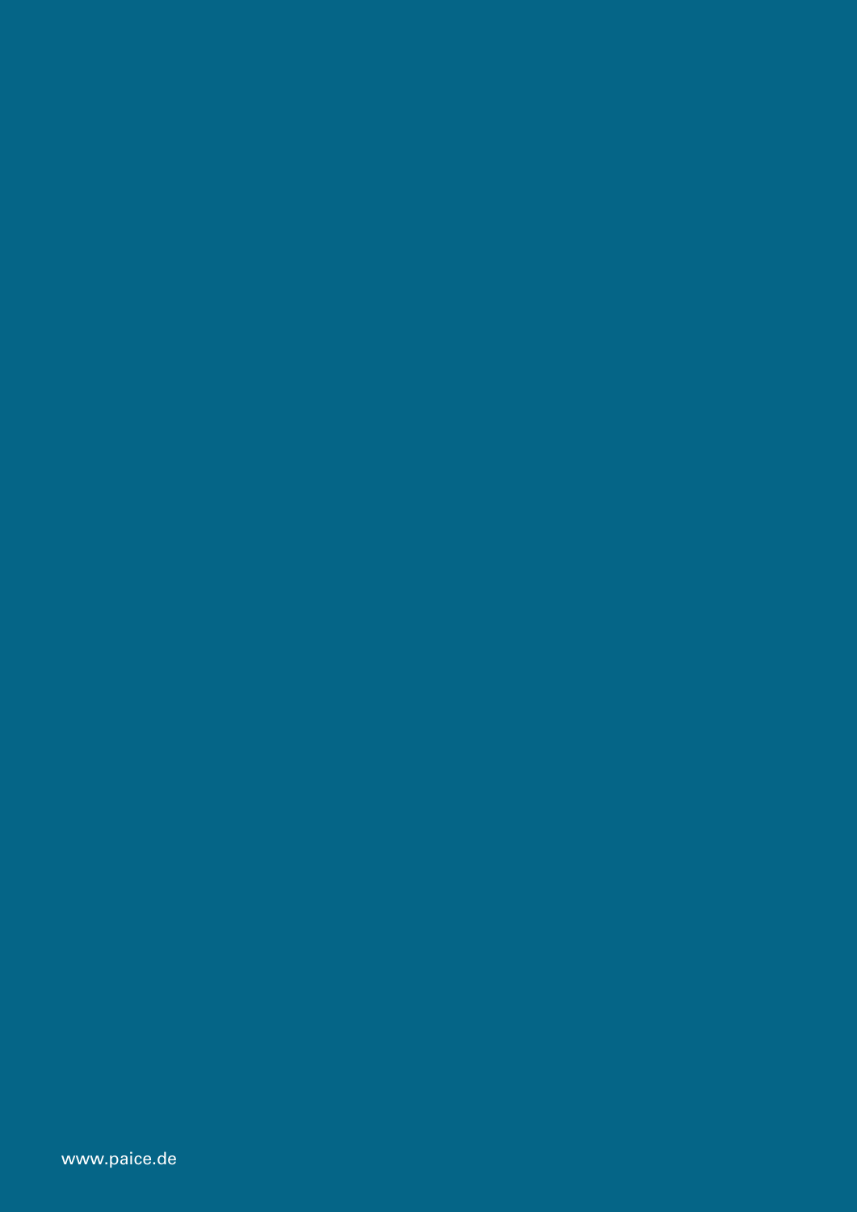www.paice.de